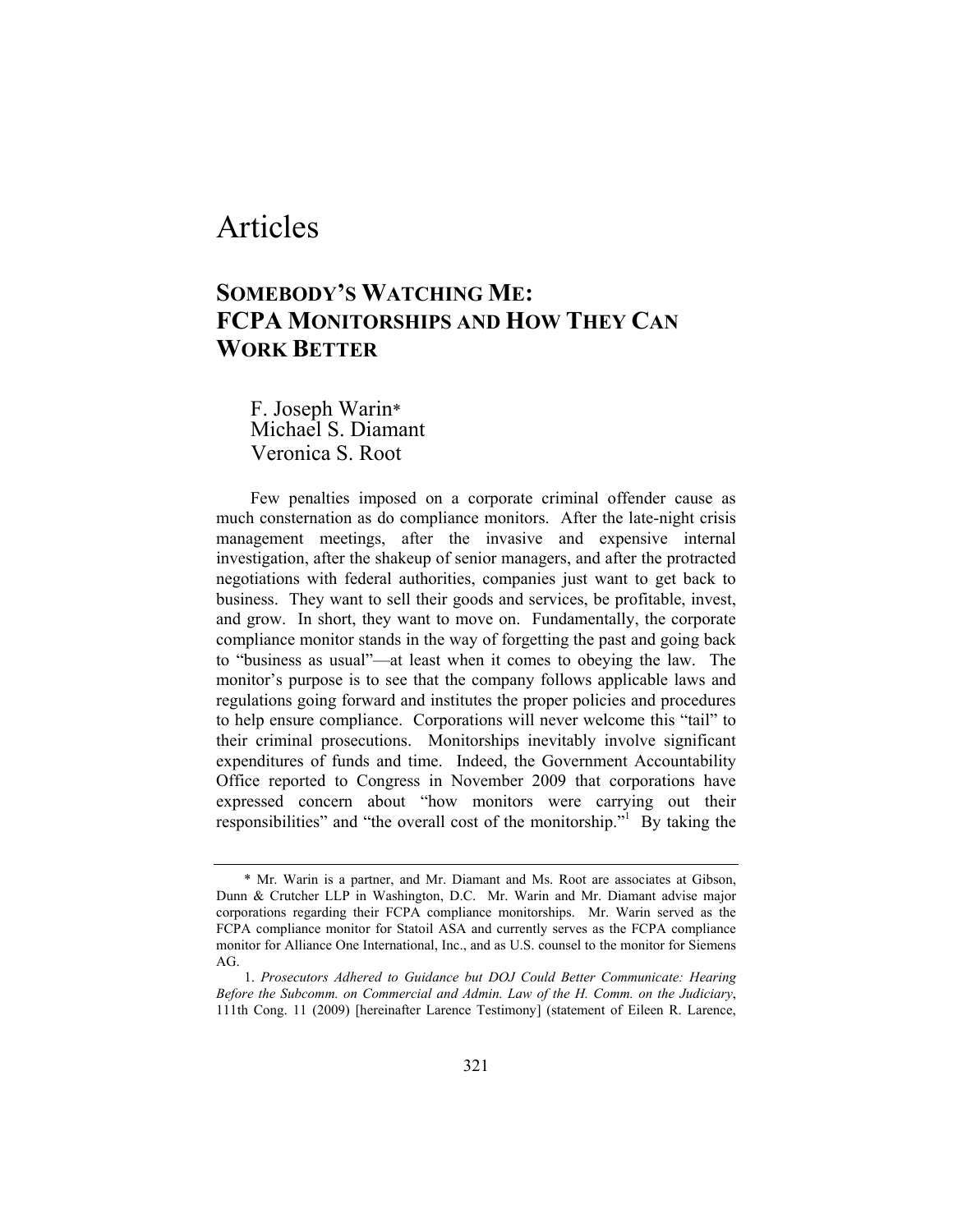# Articles

## SOMEBODY'S WATCHING ME: FCPA MONITORSHIPS AND HOW THEY CAN WORK BETTER

F. Joseph Warin*
Michael S. Diamant
Veronica S. Root

Few penalties imposed on a corporate criminal offender cause as much consternation as do compliance monitors. After the late-night crisis management meetings, after the invasive and expensive internal investigation, after the shakeup of senior managers, and after the protracted negotiations with federal authorities, companies just want to get back to business. They want to sell their goods and services, be profitable, invest, and grow. In short, they want to move on. Fundamentally, the corporate compliance monitor stands in the way of forgetting the past and going back to "business as usual"—at least when it comes to obeying the law. The monitor's purpose is to see that the company follows applicable laws and regulations going forward and institutes the proper policies and procedures to help ensure compliance. Corporations will never welcome this "tail" to their criminal prosecutions. Monitorships inevitably involve significant expenditures of funds and time. Indeed, the Government Accountability Office reported to Congress in November 2009 that corporations have expressed concern about "how monitors were carrying out their responsibilities" and "the overall cost of the monitorship."[1] By taking the

---

\* Mr. Warin is a partner, and Mr. Diamant and Ms. Root are associates at Gibson, Dunn & Crutcher LLP in Washington, D.C. Mr. Warin and Mr. Diamant advise major corporations regarding their FCPA compliance monitorships. Mr. Warin served as the FCPA compliance monitor for Statoil ASA and currently serves as the FCPA compliance monitor for Alliance One International, Inc., and as U.S. counsel to the monitor for Siemens AG.

1. *Prosecutors Adhered to Guidance but DOJ Could Better Communicate: Hearing Before the Subcomm. on Commercial and Admin. Law of the H. Comm. on the Judiciary*, 111th Cong. 11 (2009) [hereinafter Larence Testimony] (statement of Eileen R. Larence,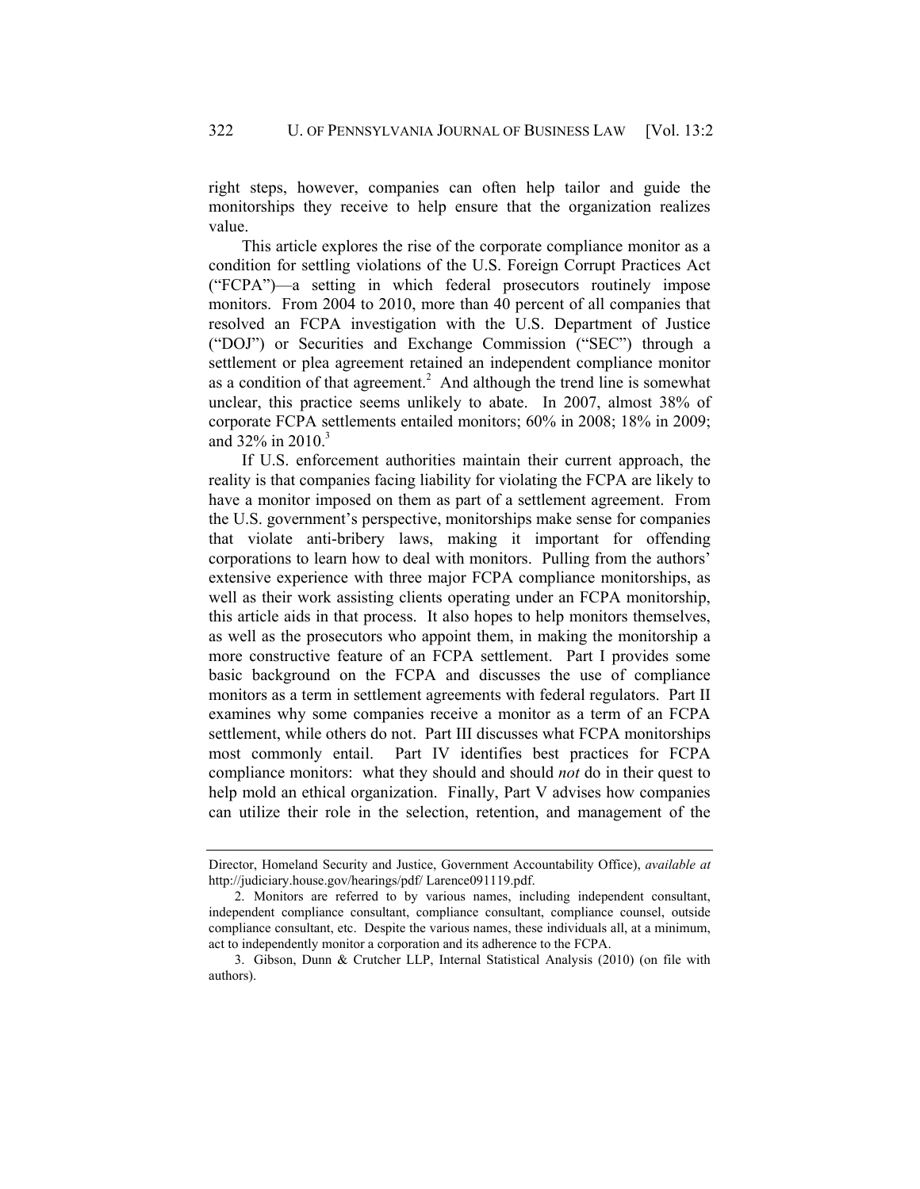right steps, however, companies can often help tailor and guide the monitorships they receive to help ensure that the organization realizes value.

This article explores the rise of the corporate compliance monitor as a condition for settling violations of the U.S. Foreign Corrupt Practices Act ("FCPA")—a setting in which federal prosecutors routinely impose monitors. From 2004 to 2010, more than 40 percent of all companies that resolved an FCPA investigation with the U.S. Department of Justice ("DOJ") or Securities and Exchange Commission ("SEC") through a settlement or plea agreement retained an independent compliance monitor as a condition of that agreement.[2] And although the trend line is somewhat unclear, this practice seems unlikely to abate. In 2007, almost 38% of corporate FCPA settlements entailed monitors; 60% in 2008; 18% in 2009; and 32% in 2010.[3]

If U.S. enforcement authorities maintain their current approach, the reality is that companies facing liability for violating the FCPA are likely to have a monitor imposed on them as part of a settlement agreement. From the U.S. government's perspective, monitorships make sense for companies that violate anti-bribery laws, making it important for offending corporations to learn how to deal with monitors. Pulling from the authors' extensive experience with three major FCPA compliance monitorships, as well as their work assisting clients operating under an FCPA monitorship, this article aids in that process. It also hopes to help monitors themselves, as well as the prosecutors who appoint them, in making the monitorship a more constructive feature of an FCPA settlement. Part I provides some basic background on the FCPA and discusses the use of compliance monitors as a term in settlement agreements with federal regulators. Part II examines why some companies receive a monitor as a term of an FCPA settlement, while others do not. Part III discusses what FCPA monitorships most commonly entail. Part IV identifies best practices for FCPA compliance monitors: what they should and should *not* do in their quest to help mold an ethical organization. Finally, Part V advises how companies can utilize their role in the selection, retention, and management of the

---

Director, Homeland Security and Justice, Government Accountability Office), *available at* http://judiciary.house.gov/hearings/pdf/ Larence091119.pdf.

2. Monitors are referred to by various names, including independent consultant, independent compliance consultant, compliance consultant, compliance counsel, outside compliance consultant, etc. Despite the various names, these individuals all, at a minimum, act to independently monitor a corporation and its adherence to the FCPA.

3. Gibson, Dunn & Crutcher LLP, Internal Statistical Analysis (2010) (on file with authors).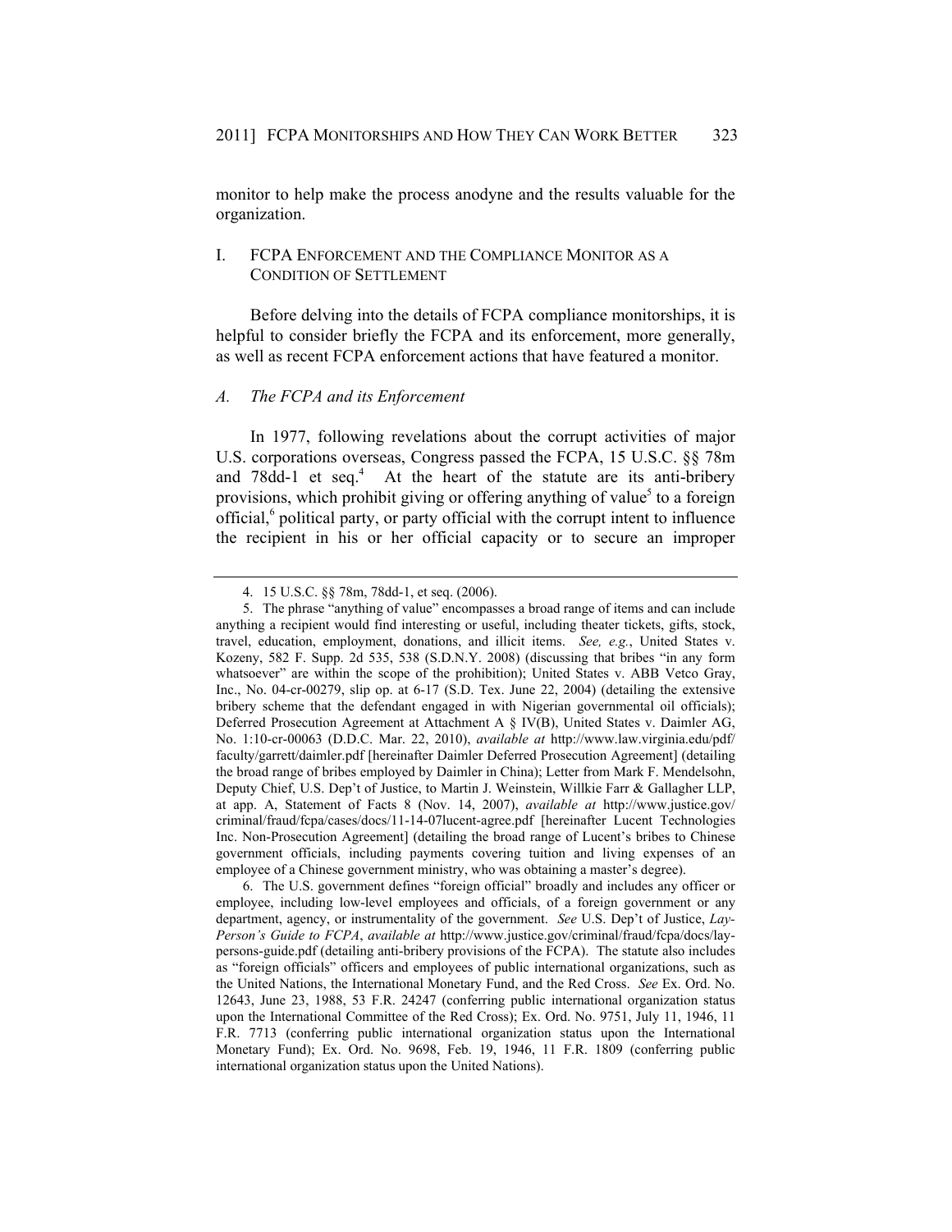monitor to help make the process anodyne and the results valuable for the organization.

## I. FCPA Enforcement and the Compliance Monitor as a Condition of Settlement

Before delving into the details of FCPA compliance monitorships, it is helpful to consider briefly the FCPA and its enforcement, more generally, as well as recent FCPA enforcement actions that have featured a monitor.

### *A. The FCPA and its Enforcement*

In 1977, following revelations about the corrupt activities of major U.S. corporations overseas, Congress passed the FCPA, 15 U.S.C. §§ 78m and 78dd-1 et seq.[4] At the heart of the statute are its anti-bribery provisions, which prohibit giving or offering anything of value[5] to a foreign official,[6] political party, or party official with the corrupt intent to influence the recipient in his or her official capacity or to secure an improper

---

4. 15 U.S.C. §§ 78m, 78dd-1, et seq. (2006).

5. The phrase "anything of value" encompasses a broad range of items and can include anything a recipient would find interesting or useful, including theater tickets, gifts, stock, travel, education, employment, donations, and illicit items. *See, e.g.*, United States v. Kozeny, 582 F. Supp. 2d 535, 538 (S.D.N.Y. 2008) (discussing that bribes "in any form whatsoever" are within the scope of the prohibition); United States v. ABB Vetco Gray, Inc., No. 04-cr-00279, slip op. at 6-17 (S.D. Tex. June 22, 2004) (detailing the extensive bribery scheme that the defendant engaged in with Nigerian governmental oil officials); Deferred Prosecution Agreement at Attachment A § IV(B), United States v. Daimler AG, No. 1:10-cr-00063 (D.D.C. Mar. 22, 2010), *available at* http://www.law.virginia.edu/pdf/faculty/garrett/daimler.pdf [hereinafter Daimler Deferred Prosecution Agreement] (detailing the broad range of bribes employed by Daimler in China); Letter from Mark F. Mendelsohn, Deputy Chief, U.S. Dep't of Justice, to Martin J. Weinstein, Willkie Farr & Gallagher LLP, at app. A, Statement of Facts 8 (Nov. 14, 2007), *available at* http://www.justice.gov/criminal/fraud/fcpa/cases/docs/11-14-07lucent-agree.pdf [hereinafter Lucent Technologies Inc. Non-Prosecution Agreement] (detailing the broad range of Lucent's bribes to Chinese government officials, including payments covering tuition and living expenses of an employee of a Chinese government ministry, who was obtaining a master's degree).

6. The U.S. government defines "foreign official" broadly and includes any officer or employee, including low-level employees and officials, of a foreign government or any department, agency, or instrumentality of the government. *See* U.S. Dep't of Justice, *Lay-Person's Guide to FCPA*, *available at* http://www.justice.gov/criminal/fraud/fcpa/docs/lay-persons-guide.pdf (detailing anti-bribery provisions of the FCPA). The statute also includes as "foreign officials" officers and employees of public international organizations, such as the United Nations, the International Monetary Fund, and the Red Cross. *See* Ex. Ord. No. 12643, June 23, 1988, 53 F.R. 24247 (conferring public international organization status upon the International Committee of the Red Cross); Ex. Ord. No. 9751, July 11, 1946, 11 F.R. 7713 (conferring public international organization status upon the International Monetary Fund); Ex. Ord. No. 9698, Feb. 19, 1946, 11 F.R. 1809 (conferring public international organization status upon the United Nations).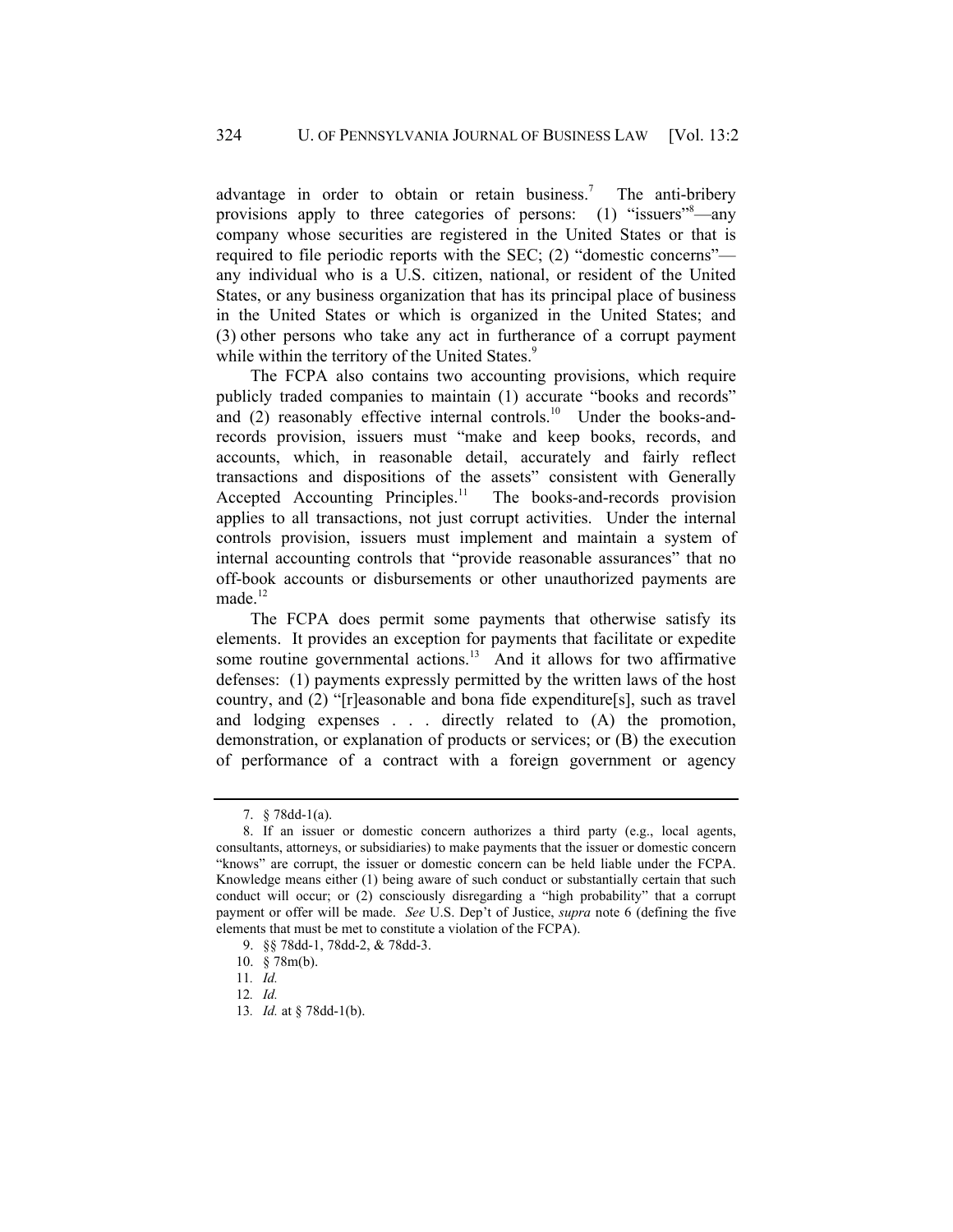advantage in order to obtain or retain business.[7] The anti-bribery provisions apply to three categories of persons: (1) "issuers"[8]—any company whose securities are registered in the United States or that is required to file periodic reports with the SEC; (2) "domestic concerns"—any individual who is a U.S. citizen, national, or resident of the United States, or any business organization that has its principal place of business in the United States or which is organized in the United States; and (3) other persons who take any act in furtherance of a corrupt payment while within the territory of the United States.[9]

The FCPA also contains two accounting provisions, which require publicly traded companies to maintain (1) accurate "books and records" and (2) reasonably effective internal controls.[10] Under the books-and-records provision, issuers must "make and keep books, records, and accounts, which, in reasonable detail, accurately and fairly reflect transactions and dispositions of the assets" consistent with Generally Accepted Accounting Principles.[11] The books-and-records provision applies to all transactions, not just corrupt activities. Under the internal controls provision, issuers must implement and maintain a system of internal accounting controls that "provide reasonable assurances" that no off-book accounts or disbursements or other unauthorized payments are made.[12]

The FCPA does permit some payments that otherwise satisfy its elements. It provides an exception for payments that facilitate or expedite some routine governmental actions.[13] And it allows for two affirmative defenses: (1) payments expressly permitted by the written laws of the host country, and (2) "[r]easonable and bona fide expenditure[s], such as travel and lodging expenses . . . directly related to (A) the promotion, demonstration, or explanation of products or services; or (B) the execution of performance of a contract with a foreign government or agency

---

7. § 78dd-1(a).

8. If an issuer or domestic concern authorizes a third party (e.g., local agents, consultants, attorneys, or subsidiaries) to make payments that the issuer or domestic concern "knows" are corrupt, the issuer or domestic concern can be held liable under the FCPA. Knowledge means either (1) being aware of such conduct or substantially certain that such conduct will occur; or (2) consciously disregarding a "high probability" that a corrupt payment or offer will be made. *See* U.S. Dep't of Justice, *supra* note 6 (defining the five elements that must be met to constitute a violation of the FCPA).

9. §§ 78dd-1, 78dd-2, & 78dd-3.

10. § 78m(b).

11. *Id.*

12. *Id.*

13. *Id.* at § 78dd-1(b).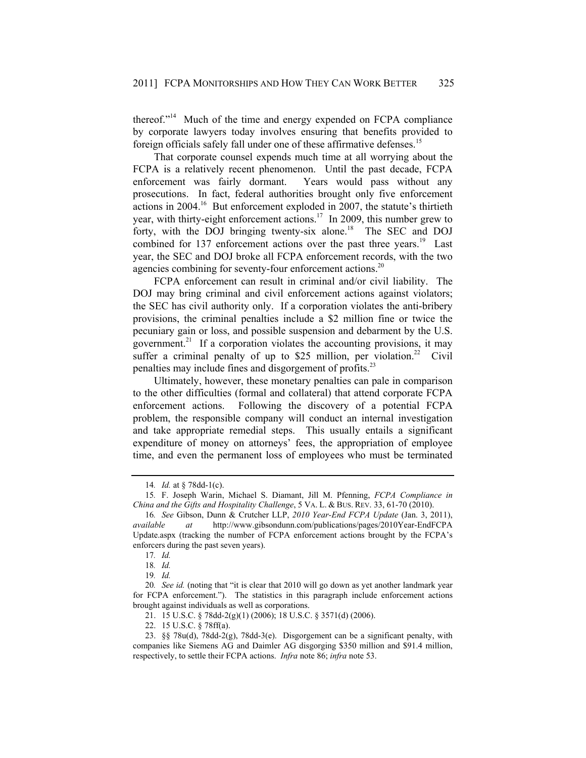thereof."[14] Much of the time and energy expended on FCPA compliance by corporate lawyers today involves ensuring that benefits provided to foreign officials safely fall under one of these affirmative defenses.[15]

That corporate counsel expends much time at all worrying about the FCPA is a relatively recent phenomenon. Until the past decade, FCPA enforcement was fairly dormant. Years would pass without any prosecutions. In fact, federal authorities brought only five enforcement actions in 2004.[16] But enforcement exploded in 2007, the statute's thirtieth year, with thirty-eight enforcement actions.[17] In 2009, this number grew to forty, with the DOJ bringing twenty-six alone.[18] The SEC and DOJ combined for 137 enforcement actions over the past three years.[19] Last year, the SEC and DOJ broke all FCPA enforcement records, with the two agencies combining for seventy-four enforcement actions.[20]

FCPA enforcement can result in criminal and/or civil liability. The DOJ may bring criminal and civil enforcement actions against violators; the SEC has civil authority only. If a corporation violates the anti-bribery provisions, the criminal penalties include a $2 million fine or twice the pecuniary gain or loss, and possible suspension and debarment by the U.S. government.[21] If a corporation violates the accounting provisions, it may suffer a criminal penalty of up to $25 million, per violation.[22] Civil penalties may include fines and disgorgement of profits.[23]

Ultimately, however, these monetary penalties can pale in comparison to the other difficulties (formal and collateral) that attend corporate FCPA enforcement actions. Following the discovery of a potential FCPA problem, the responsible company will conduct an internal investigation and take appropriate remedial steps. This usually entails a significant expenditure of money on attorneys' fees, the appropriation of employee time, and even the permanent loss of employees who must be terminated

---

14. *Id.* at § 78dd-1(c).

15. F. Joseph Warin, Michael S. Diamant, Jill M. Pfenning, *FCPA Compliance in China and the Gifts and Hospitality Challenge*, 5 VA. L. & BUS. REV. 33, 61-70 (2010).

16. *See* Gibson, Dunn & Crutcher LLP, *2010 Year-End FCPA Update* (Jan. 3, 2011), *available at* http://www.gibsondunn.com/publications/pages/2010Year-EndFCPA Update.aspx (tracking the number of FCPA enforcement actions brought by the FCPA's enforcers during the past seven years).

17. *Id.*

18. *Id.*

19. *Id.*

20. *See id.* (noting that "it is clear that 2010 will go down as yet another landmark year for FCPA enforcement."). The statistics in this paragraph include enforcement actions brought against individuals as well as corporations.

21. 15 U.S.C. § 78dd-2(g)(1) (2006); 18 U.S.C. § 3571(d) (2006).

22. 15 U.S.C. § 78ff(a).

23. §§ 78u(d), 78dd-2(g), 78dd-3(e). Disgorgement can be a significant penalty, with companies like Siemens AG and Daimler AG disgorging $350 million and $91.4 million, respectively, to settle their FCPA actions. *Infra* note 86; *infra* note 53.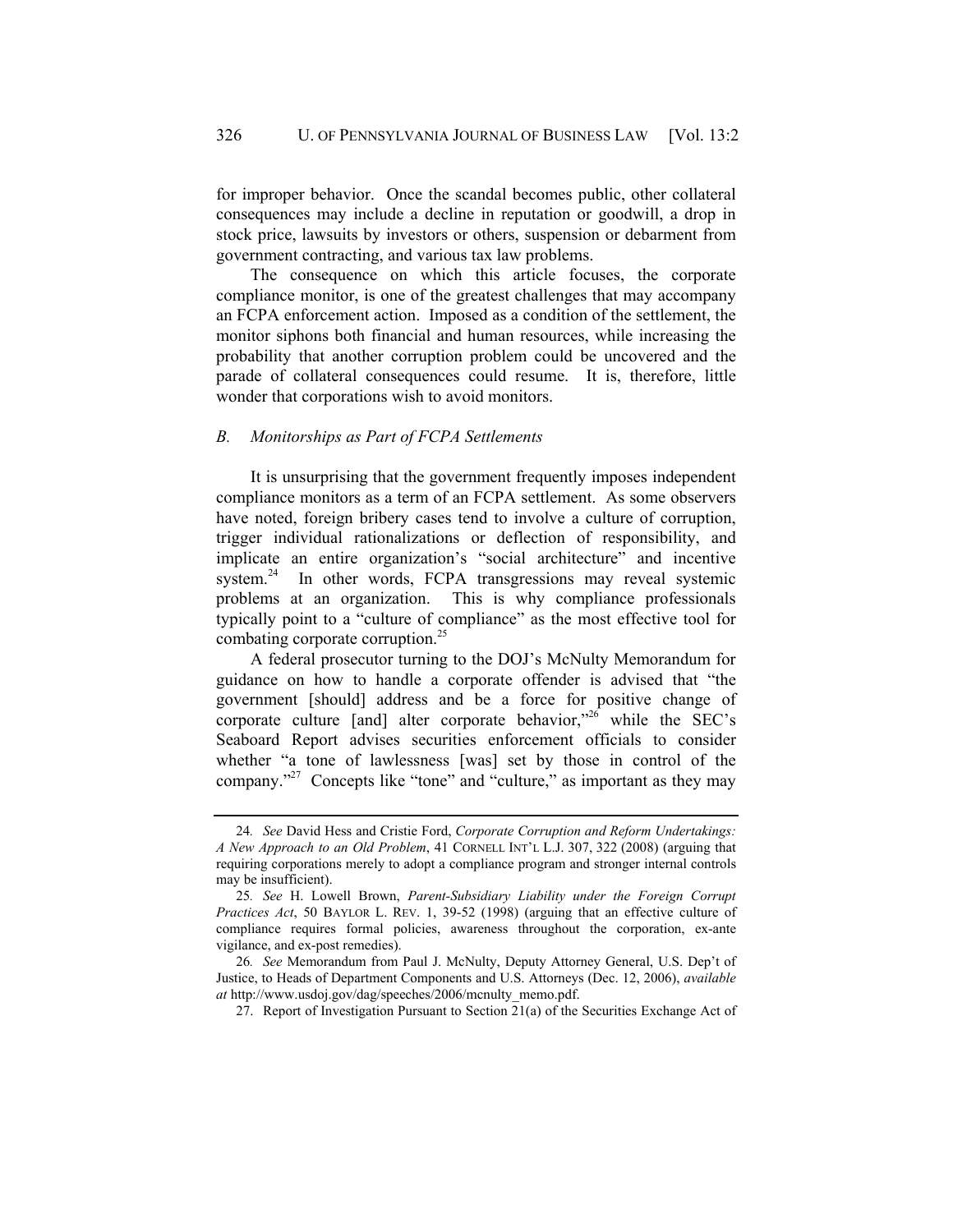for improper behavior. Once the scandal becomes public, other collateral consequences may include a decline in reputation or goodwill, a drop in stock price, lawsuits by investors or others, suspension or debarment from government contracting, and various tax law problems.

The consequence on which this article focuses, the corporate compliance monitor, is one of the greatest challenges that may accompany an FCPA enforcement action. Imposed as a condition of the settlement, the monitor siphons both financial and human resources, while increasing the probability that another corruption problem could be uncovered and the parade of collateral consequences could resume. It is, therefore, little wonder that corporations wish to avoid monitors.

### *B. Monitorships as Part of FCPA Settlements*

It is unsurprising that the government frequently imposes independent compliance monitors as a term of an FCPA settlement. As some observers have noted, foreign bribery cases tend to involve a culture of corruption, trigger individual rationalizations or deflection of responsibility, and implicate an entire organization's "social architecture" and incentive system.[24] In other words, FCPA transgressions may reveal systemic problems at an organization. This is why compliance professionals typically point to a "culture of compliance" as the most effective tool for combating corporate corruption.[25]

A federal prosecutor turning to the DOJ's McNulty Memorandum for guidance on how to handle a corporate offender is advised that "the government [should] address and be a force for positive change of corporate culture [and] alter corporate behavior,"[26] while the SEC's Seaboard Report advises securities enforcement officials to consider whether "a tone of lawlessness [was] set by those in control of the company."[27] Concepts like "tone" and "culture," as important as they may

---

24. *See* David Hess and Cristie Ford, *Corporate Corruption and Reform Undertakings: A New Approach to an Old Problem*, 41 CORNELL INT'L L.J. 307, 322 (2008) (arguing that requiring corporations merely to adopt a compliance program and stronger internal controls may be insufficient).

25. *See* H. Lowell Brown, *Parent-Subsidiary Liability under the Foreign Corrupt Practices Act*, 50 BAYLOR L. REV. 1, 39-52 (1998) (arguing that an effective culture of compliance requires formal policies, awareness throughout the corporation, ex-ante vigilance, and ex-post remedies).

26. *See* Memorandum from Paul J. McNulty, Deputy Attorney General, U.S. Dep't of Justice, to Heads of Department Components and U.S. Attorneys (Dec. 12, 2006), *available at* http://www.usdoj.gov/dag/speeches/2006/mcnulty_memo.pdf.

27. Report of Investigation Pursuant to Section 21(a) of the Securities Exchange Act of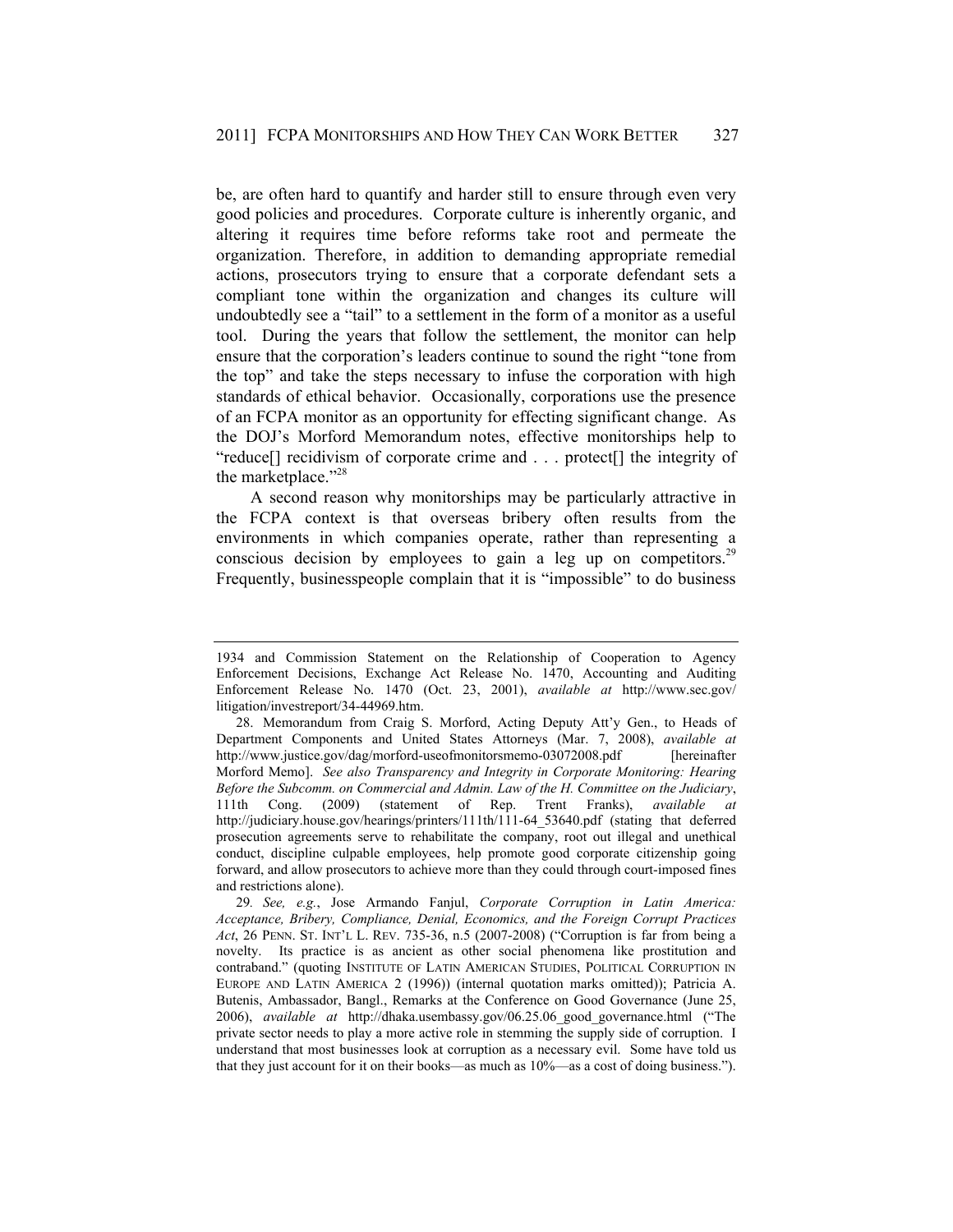be, are often hard to quantify and harder still to ensure through even very good policies and procedures. Corporate culture is inherently organic, and altering it requires time before reforms take root and permeate the organization. Therefore, in addition to demanding appropriate remedial actions, prosecutors trying to ensure that a corporate defendant sets a compliant tone within the organization and changes its culture will undoubtedly see a "tail" to a settlement in the form of a monitor as a useful tool. During the years that follow the settlement, the monitor can help ensure that the corporation's leaders continue to sound the right "tone from the top" and take the steps necessary to infuse the corporation with high standards of ethical behavior. Occasionally, corporations use the presence of an FCPA monitor as an opportunity for effecting significant change. As the DOJ's Morford Memorandum notes, effective monitorships help to "reduce[] recidivism of corporate crime and . . . protect[] the integrity of the marketplace."[28]

A second reason why monitorships may be particularly attractive in the FCPA context is that overseas bribery often results from the environments in which companies operate, rather than representing a conscious decision by employees to gain a leg up on competitors.[29] Frequently, businesspeople complain that it is "impossible" to do business

---

1934 and Commission Statement on the Relationship of Cooperation to Agency Enforcement Decisions, Exchange Act Release No. 1470, Accounting and Auditing Enforcement Release No. 1470 (Oct. 23, 2001), *available at* http://www.sec.gov/litigation/investreport/34-44969.htm.

28. Memorandum from Craig S. Morford, Acting Deputy Att'y Gen., to Heads of Department Components and United States Attorneys (Mar. 7, 2008), *available at* http://www.justice.gov/dag/morford-useofmonitorsmemo-03072008.pdf [hereinafter Morford Memo]. *See also Transparency and Integrity in Corporate Monitoring: Hearing Before the Subcomm. on Commercial and Admin. Law of the H. Committee on the Judiciary*, 111th Cong. (2009) (statement of Rep. Trent Franks), *available at* http://judiciary.house.gov/hearings/printers/111th/111-64_53640.pdf (stating that deferred prosecution agreements serve to rehabilitate the company, root out illegal and unethical conduct, discipline culpable employees, help promote good corporate citizenship going forward, and allow prosecutors to achieve more than they could through court-imposed fines and restrictions alone).

29. *See, e.g.*, Jose Armando Fanjul, *Corporate Corruption in Latin America: Acceptance, Bribery, Compliance, Denial, Economics, and the Foreign Corrupt Practices Act*, 26 PENN. ST. INT'L L. REV. 735-36, n.5 (2007-2008) ("Corruption is far from being a novelty. Its practice is as ancient as other social phenomena like prostitution and contraband." (quoting INSTITUTE OF LATIN AMERICAN STUDIES, POLITICAL CORRUPTION IN EUROPE AND LATIN AMERICA 2 (1996)) (internal quotation marks omitted)); Patricia A. Butenis, Ambassador, Bangl., Remarks at the Conference on Good Governance (June 25, 2006), *available at* http://dhaka.usembassy.gov/06.25.06_good_governance.html ("The private sector needs to play a more active role in stemming the supply side of corruption. I understand that most businesses look at corruption as a necessary evil. Some have told us that they just account for it on their books—as much as 10%—as a cost of doing business.").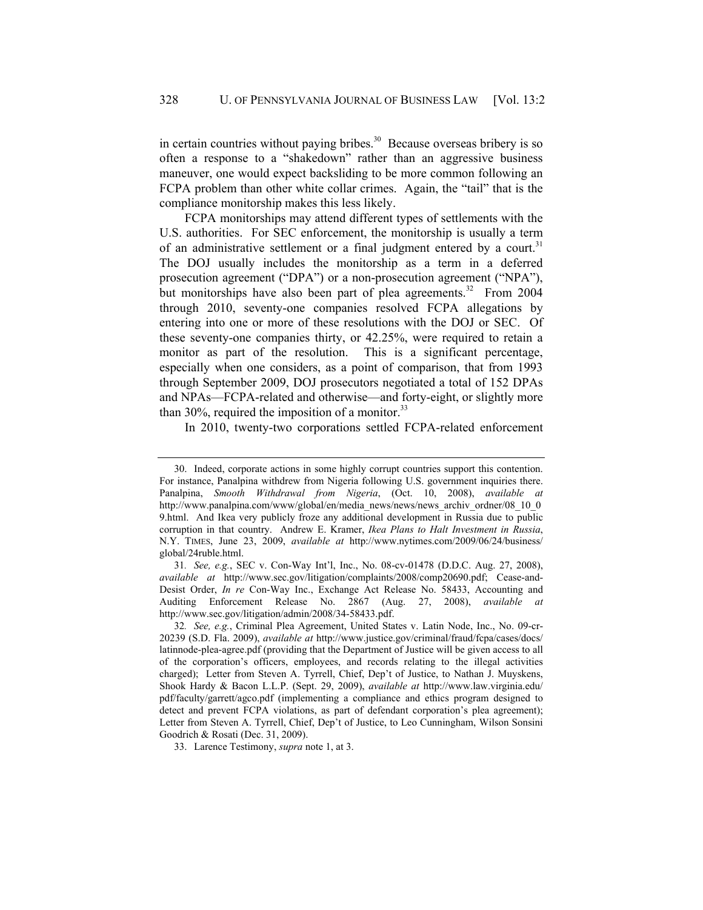in certain countries without paying bribes.[30] Because overseas bribery is so often a response to a "shakedown" rather than an aggressive business maneuver, one would expect backsliding to be more common following an FCPA problem than other white collar crimes. Again, the "tail" that is the compliance monitorship makes this less likely.

FCPA monitorships may attend different types of settlements with the U.S. authorities. For SEC enforcement, the monitorship is usually a term of an administrative settlement or a final judgment entered by a court.[31] The DOJ usually includes the monitorship as a term in a deferred prosecution agreement ("DPA") or a non-prosecution agreement ("NPA"), but monitorships have also been part of plea agreements.[32] From 2004 through 2010, seventy-one companies resolved FCPA allegations by entering into one or more of these resolutions with the DOJ or SEC. Of these seventy-one companies thirty, or 42.25%, were required to retain a monitor as part of the resolution. This is a significant percentage, especially when one considers, as a point of comparison, that from 1993 through September 2009, DOJ prosecutors negotiated a total of 152 DPAs and NPAs—FCPA-related and otherwise—and forty-eight, or slightly more than 30%, required the imposition of a monitor.[33]

In 2010, twenty-two corporations settled FCPA-related enforcement

---

30. Indeed, corporate actions in some highly corrupt countries support this contention. For instance, Panalpina withdrew from Nigeria following U.S. government inquiries there. Panalpina, *Smooth Withdrawal from Nigeria*, (Oct. 10, 2008), *available at* http://www.panalpina.com/www/global/en/media_news/news/news_archiv_ordner/08_10_09.html. And Ikea very publicly froze any additional development in Russia due to public corruption in that country. Andrew E. Kramer, *Ikea Plans to Halt Investment in Russia*, N.Y. TIMES, June 23, 2009, *available at* http://www.nytimes.com/2009/06/24/business/global/24ruble.html.

31. *See, e.g.*, SEC v. Con-Way Int'l, Inc., No. 08-cv-01478 (D.D.C. Aug. 27, 2008), *available at* http://www.sec.gov/litigation/complaints/2008/comp20690.pdf; Cease-and-Desist Order, *In re* Con-Way Inc., Exchange Act Release No. 58433, Accounting and Auditing Enforcement Release No. 2867 (Aug. 27, 2008), *available at* http://www.sec.gov/litigation/admin/2008/34-58433.pdf.

32. *See, e.g.*, Criminal Plea Agreement, United States v. Latin Node, Inc., No. 09-cr-20239 (S.D. Fla. 2009), *available at* http://www.justice.gov/criminal/fraud/fcpa/cases/docs/latinnode-plea-agree.pdf (providing that the Department of Justice will be given access to all of the corporation's officers, employees, and records relating to the illegal activities charged); Letter from Steven A. Tyrrell, Chief, Dep't of Justice, to Nathan J. Muyskens, Shook Hardy & Bacon L.L.P. (Sept. 29, 2009), *available at* http://www.law.virginia.edu/pdf/faculty/garrett/agco.pdf (implementing a compliance and ethics program designed to detect and prevent FCPA violations, as part of defendant corporation's plea agreement); Letter from Steven A. Tyrrell, Chief, Dep't of Justice, to Leo Cunningham, Wilson Sonsini Goodrich & Rosati (Dec. 31, 2009).

33. Larence Testimony, *supra* note 1, at 3.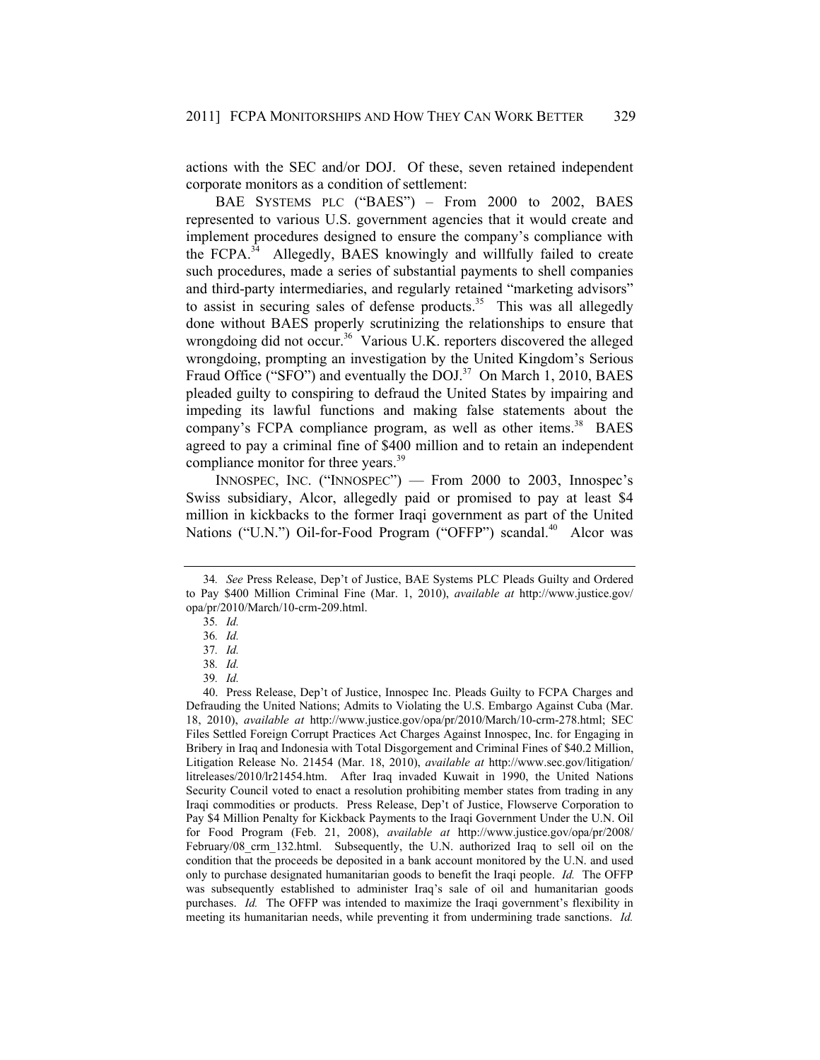actions with the SEC and/or DOJ. Of these, seven retained independent corporate monitors as a condition of settlement:

BAE SYSTEMS PLC ("BAES") – From 2000 to 2002, BAES represented to various U.S. government agencies that it would create and implement procedures designed to ensure the company's compliance with the FCPA.[34] Allegedly, BAES knowingly and willfully failed to create such procedures, made a series of substantial payments to shell companies and third-party intermediaries, and regularly retained "marketing advisors" to assist in securing sales of defense products.[35] This was all allegedly done without BAES properly scrutinizing the relationships to ensure that wrongdoing did not occur.[36] Various U.K. reporters discovered the alleged wrongdoing, prompting an investigation by the United Kingdom's Serious Fraud Office ("SFO") and eventually the DOJ.[37] On March 1, 2010, BAES pleaded guilty to conspiring to defraud the United States by impairing and impeding its lawful functions and making false statements about the company's FCPA compliance program, as well as other items.[38] BAES agreed to pay a criminal fine of $400 million and to retain an independent compliance monitor for three years.[39]

INNOSPEC, INC. ("INNOSPEC") — From 2000 to 2003, Innospec's Swiss subsidiary, Alcor, allegedly paid or promised to pay at least $4 million in kickbacks to the former Iraqi government as part of the United Nations ("U.N.") Oil-for-Food Program ("OFFP") scandal.[40] Alcor was

---

34. *See* Press Release, Dep't of Justice, BAE Systems PLC Pleads Guilty and Ordered to Pay $400 Million Criminal Fine (Mar. 1, 2010), *available at* http://www.justice.gov/opa/pr/2010/March/10-crm-209.html.

35. *Id.*

36. *Id.*

37. *Id.*

38. *Id.*

39. *Id.*

40. Press Release, Dep't of Justice, Innospec Inc. Pleads Guilty to FCPA Charges and Defrauding the United Nations; Admits to Violating the U.S. Embargo Against Cuba (Mar. 18, 2010), *available at* http://www.justice.gov/opa/pr/2010/March/10-crm-278.html; SEC Files Settled Foreign Corrupt Practices Act Charges Against Innospec, Inc. for Engaging in Bribery in Iraq and Indonesia with Total Disgorgement and Criminal Fines of $40.2 Million, Litigation Release No. 21454 (Mar. 18, 2010), *available at* http://www.sec.gov/litigation/litreleases/2010/lr21454.htm. After Iraq invaded Kuwait in 1990, the United Nations Security Council voted to enact a resolution prohibiting member states from trading in any Iraqi commodities or products. Press Release, Dep't of Justice, Flowserve Corporation to Pay $4 Million Penalty for Kickback Payments to the Iraqi Government Under the U.N. Oil for Food Program (Feb. 21, 2008), *available at* http://www.justice.gov/opa/pr/2008/February/08_crm_132.html. Subsequently, the U.N. authorized Iraq to sell oil on the condition that the proceeds be deposited in a bank account monitored by the U.N. and used only to purchase designated humanitarian goods to benefit the Iraqi people. *Id.* The OFFP was subsequently established to administer Iraq's sale of oil and humanitarian goods purchases. *Id.* The OFFP was intended to maximize the Iraqi government's flexibility in meeting its humanitarian needs, while preventing it from undermining trade sanctions. *Id.*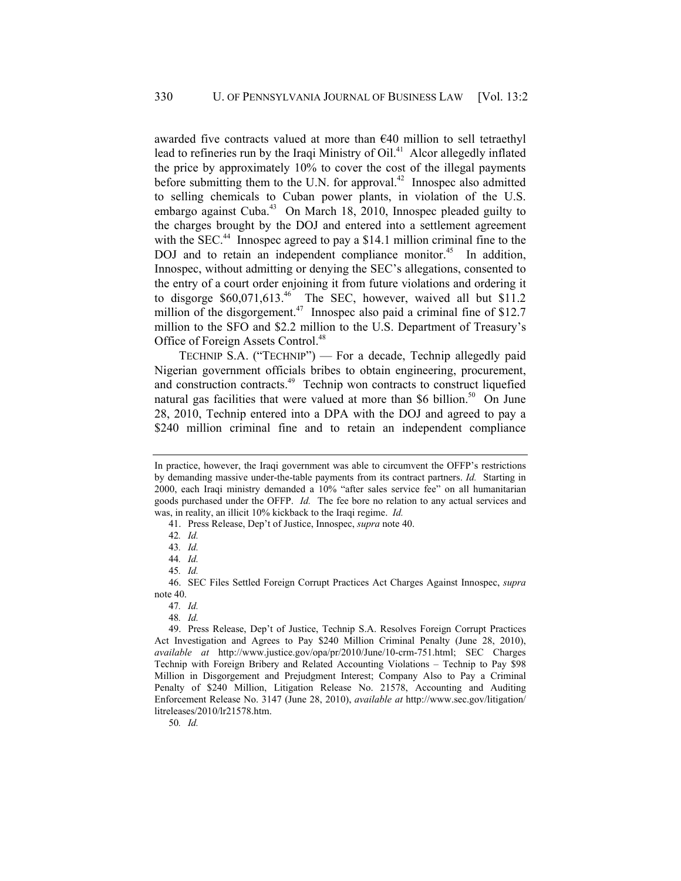awarded five contracts valued at more than €40 million to sell tetraethyl lead to refineries run by the Iraqi Ministry of Oil.[41] Alcor allegedly inflated the price by approximately 10% to cover the cost of the illegal payments before submitting them to the U.N. for approval.[42] Innospec also admitted to selling chemicals to Cuban power plants, in violation of the U.S. embargo against Cuba.[43] On March 18, 2010, Innospec pleaded guilty to the charges brought by the DOJ and entered into a settlement agreement with the SEC.[44] Innospec agreed to pay a $14.1 million criminal fine to the DOJ and to retain an independent compliance monitor.[45] In addition, Innospec, without admitting or denying the SEC's allegations, consented to the entry of a court order enjoining it from future violations and ordering it to disgorge $60,071,613.[46] The SEC, however, waived all but $11.2 million of the disgorgement.[47] Innospec also paid a criminal fine of $12.7 million to the SFO and $2.2 million to the U.S. Department of Treasury's Office of Foreign Assets Control.[48]

TECHNIP S.A. ("TECHNIP") — For a decade, Technip allegedly paid Nigerian government officials bribes to obtain engineering, procurement, and construction contracts.[49] Technip won contracts to construct liquefied natural gas facilities that were valued at more than $6 billion.[50] On June 28, 2010, Technip entered into a DPA with the DOJ and agreed to pay a $240 million criminal fine and to retain an independent compliance

---

In practice, however, the Iraqi government was able to circumvent the OFFP's restrictions by demanding massive under-the-table payments from its contract partners. *Id.* Starting in 2000, each Iraqi ministry demanded a 10% "after sales service fee" on all humanitarian goods purchased under the OFFP. *Id.* The fee bore no relation to any actual services and was, in reality, an illicit 10% kickback to the Iraqi regime. *Id.*

41. Press Release, Dep't of Justice, Innospec, *supra* note 40.

42. *Id.*

43. *Id.*

44. *Id.*

45. *Id.*

46. SEC Files Settled Foreign Corrupt Practices Act Charges Against Innospec, *supra* note 40.

47. *Id.*

48. *Id.*

49. Press Release, Dep't of Justice, Technip S.A. Resolves Foreign Corrupt Practices Act Investigation and Agrees to Pay $240 Million Criminal Penalty (June 28, 2010), *available at* http://www.justice.gov/opa/pr/2010/June/10-crm-751.html; SEC Charges Technip with Foreign Bribery and Related Accounting Violations – Technip to Pay $98 Million in Disgorgement and Prejudgment Interest; Company Also to Pay a Criminal Penalty of $240 Million, Litigation Release No. 21578, Accounting and Auditing Enforcement Release No. 3147 (June 28, 2010), *available at* http://www.sec.gov/litigation/litreleases/2010/lr21578.htm.

50. *Id.*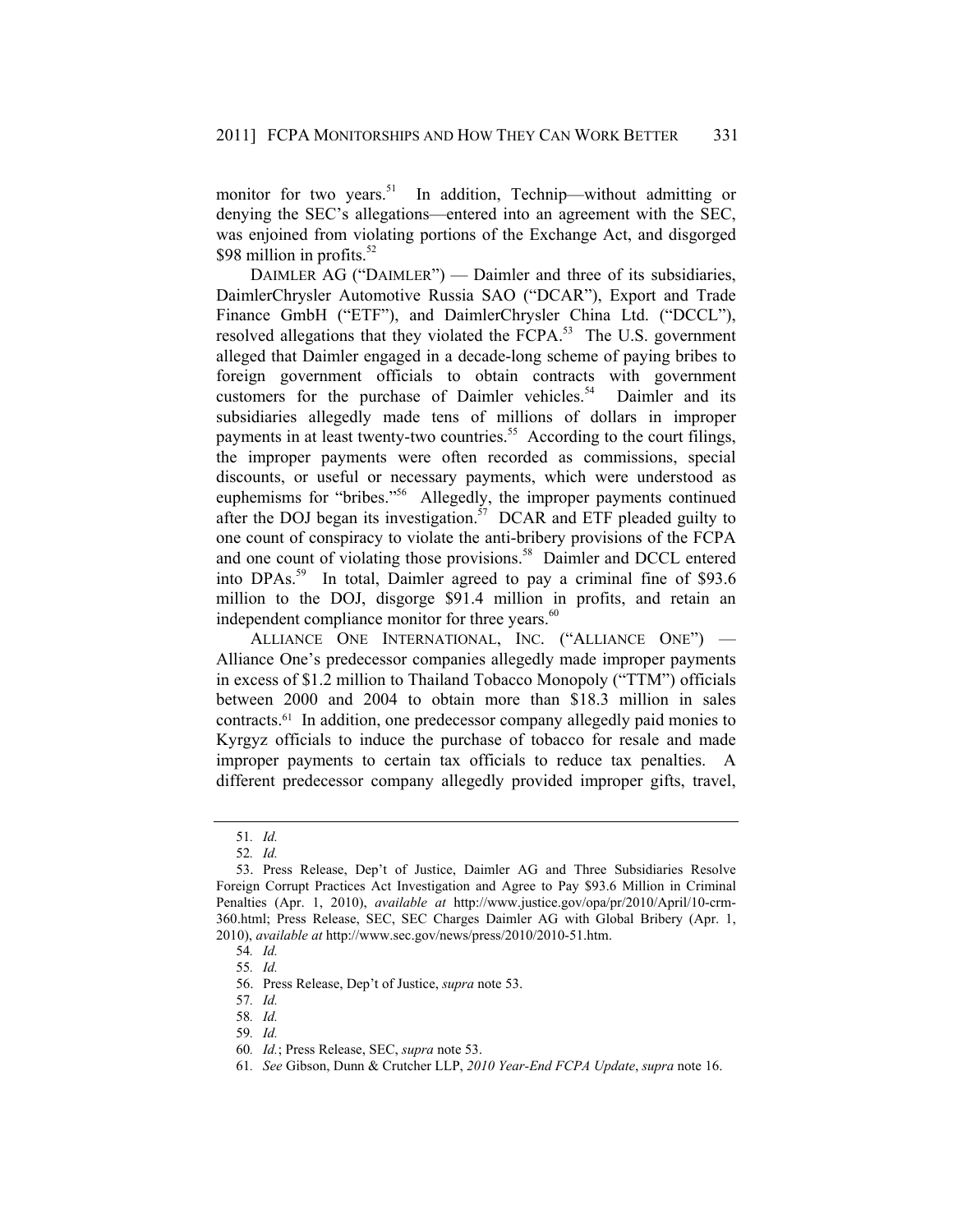monitor for two years.[51] In addition, Technip—without admitting or denying the SEC's allegations—entered into an agreement with the SEC, was enjoined from violating portions of the Exchange Act, and disgorged $98 million in profits.[52]

DAIMLER AG ("DAIMLER") — Daimler and three of its subsidiaries, DaimlerChrysler Automotive Russia SAO ("DCAR"), Export and Trade Finance GmbH ("ETF"), and DaimlerChrysler China Ltd. ("DCCL"), resolved allegations that they violated the FCPA.[53] The U.S. government alleged that Daimler engaged in a decade-long scheme of paying bribes to foreign government officials to obtain contracts with government customers for the purchase of Daimler vehicles.[54] Daimler and its subsidiaries allegedly made tens of millions of dollars in improper payments in at least twenty-two countries.[55] According to the court filings, the improper payments were often recorded as commissions, special discounts, or useful or necessary payments, which were understood as euphemisms for "bribes."[56] Allegedly, the improper payments continued after the DOJ began its investigation.[57] DCAR and ETF pleaded guilty to one count of conspiracy to violate the anti-bribery provisions of the FCPA and one count of violating those provisions.[58] Daimler and DCCL entered into DPAs.[59] In total, Daimler agreed to pay a criminal fine of $93.6 million to the DOJ, disgorge $91.4 million in profits, and retain an independent compliance monitor for three years.[60]

ALLIANCE ONE INTERNATIONAL, INC. ("ALLIANCE ONE") — Alliance One's predecessor companies allegedly made improper payments in excess of $1.2 million to Thailand Tobacco Monopoly ("TTM") officials between 2000 and 2004 to obtain more than $18.3 million in sales contracts.[61] In addition, one predecessor company allegedly paid monies to Kyrgyz officials to induce the purchase of tobacco for resale and made improper payments to certain tax officials to reduce tax penalties. A different predecessor company allegedly provided improper gifts, travel,

---

51. *Id.*

52. *Id.*

53. Press Release, Dep't of Justice, Daimler AG and Three Subsidiaries Resolve Foreign Corrupt Practices Act Investigation and Agree to Pay $93.6 Million in Criminal Penalties (Apr. 1, 2010), *available at* http://www.justice.gov/opa/pr/2010/April/10-crm-360.html; Press Release, SEC, SEC Charges Daimler AG with Global Bribery (Apr. 1, 2010), *available at* http://www.sec.gov/news/press/2010/2010-51.htm.

54. *Id.*

55. *Id.*

56. Press Release, Dep't of Justice, *supra* note 53.

57. *Id.*

58. *Id.*

59. *Id.*

60. *Id.*; Press Release, SEC, *supra* note 53.

61. *See* Gibson, Dunn & Crutcher LLP, *2010 Year-End FCPA Update*, *supra* note 16.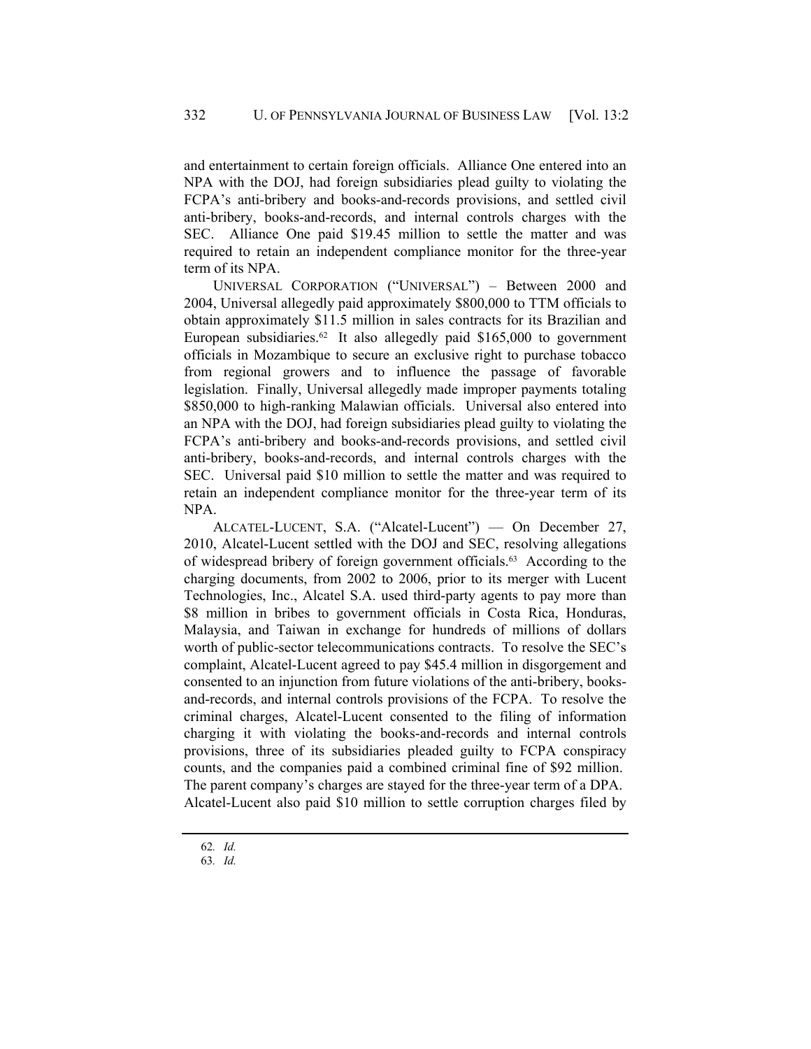and entertainment to certain foreign officials. Alliance One entered into an NPA with the DOJ, had foreign subsidiaries plead guilty to violating the FCPA's anti-bribery and books-and-records provisions, and settled civil anti-bribery, books-and-records, and internal controls charges with the SEC. Alliance One paid $19.45 million to settle the matter and was required to retain an independent compliance monitor for the three-year term of its NPA.

UNIVERSAL CORPORATION ("UNIVERSAL") – Between 2000 and 2004, Universal allegedly paid approximately $800,000 to TTM officials to obtain approximately $11.5 million in sales contracts for its Brazilian and European subsidiaries.[62] It also allegedly paid $165,000 to government officials in Mozambique to secure an exclusive right to purchase tobacco from regional growers and to influence the passage of favorable legislation. Finally, Universal allegedly made improper payments totaling $850,000 to high-ranking Malawian officials. Universal also entered into an NPA with the DOJ, had foreign subsidiaries plead guilty to violating the FCPA's anti-bribery and books-and-records provisions, and settled civil anti-bribery, books-and-records, and internal controls charges with the SEC. Universal paid $10 million to settle the matter and was required to retain an independent compliance monitor for the three-year term of its NPA.

ALCATEL-LUCENT, S.A. ("Alcatel-Lucent") — On December 27, 2010, Alcatel-Lucent settled with the DOJ and SEC, resolving allegations of widespread bribery of foreign government officials.[63] According to the charging documents, from 2002 to 2006, prior to its merger with Lucent Technologies, Inc., Alcatel S.A. used third-party agents to pay more than $8 million in bribes to government officials in Costa Rica, Honduras, Malaysia, and Taiwan in exchange for hundreds of millions of dollars worth of public-sector telecommunications contracts. To resolve the SEC's complaint, Alcatel-Lucent agreed to pay $45.4 million in disgorgement and consented to an injunction from future violations of the anti-bribery, books-and-records, and internal controls provisions of the FCPA. To resolve the criminal charges, Alcatel-Lucent consented to the filing of information charging it with violating the books-and-records and internal controls provisions, three of its subsidiaries pleaded guilty to FCPA conspiracy counts, and the companies paid a combined criminal fine of $92 million. The parent company's charges are stayed for the three-year term of a DPA. Alcatel-Lucent also paid $10 million to settle corruption charges filed by

62. *Id.*

63. *Id.*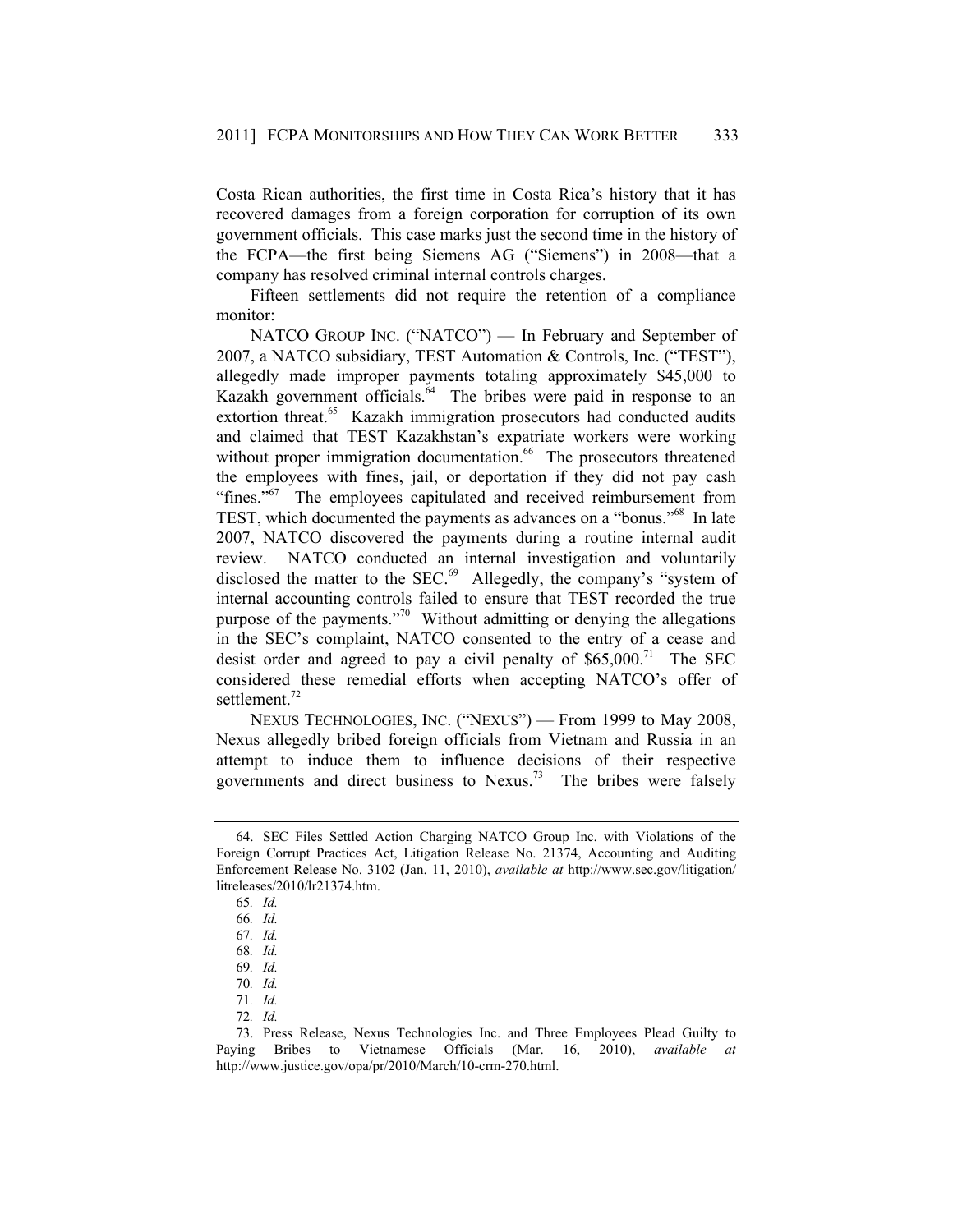Costa Rican authorities, the first time in Costa Rica's history that it has recovered damages from a foreign corporation for corruption of its own government officials. This case marks just the second time in the history of the FCPA—the first being Siemens AG ("Siemens") in 2008—that a company has resolved criminal internal controls charges.

Fifteen settlements did not require the retention of a compliance monitor:

NATCO GROUP INC. ("NATCO") — In February and September of 2007, a NATCO subsidiary, TEST Automation & Controls, Inc. ("TEST"), allegedly made improper payments totaling approximately $45,000 to Kazakh government officials.[64] The bribes were paid in response to an extortion threat.[65] Kazakh immigration prosecutors had conducted audits and claimed that TEST Kazakhstan's expatriate workers were working without proper immigration documentation.[66] The prosecutors threatened the employees with fines, jail, or deportation if they did not pay cash "fines."[67] The employees capitulated and received reimbursement from TEST, which documented the payments as advances on a "bonus."[68] In late 2007, NATCO discovered the payments during a routine internal audit review. NATCO conducted an internal investigation and voluntarily disclosed the matter to the SEC.[69] Allegedly, the company's "system of internal accounting controls failed to ensure that TEST recorded the true purpose of the payments."[70] Without admitting or denying the allegations in the SEC's complaint, NATCO consented to the entry of a cease and desist order and agreed to pay a civil penalty of $65,000.[71] The SEC considered these remedial efforts when accepting NATCO's offer of settlement.[72]

NEXUS TECHNOLOGIES, INC. ("NEXUS") — From 1999 to May 2008, Nexus allegedly bribed foreign officials from Vietnam and Russia in an attempt to induce them to influence decisions of their respective governments and direct business to Nexus.[73] The bribes were falsely

---

64. SEC Files Settled Action Charging NATCO Group Inc. with Violations of the Foreign Corrupt Practices Act, Litigation Release No. 21374, Accounting and Auditing Enforcement Release No. 3102 (Jan. 11, 2010), *available at* http://www.sec.gov/litigation/litreleases/2010/lr21374.htm.

65. *Id.*

66. *Id.*

67. *Id.*

68. *Id.*

69. *Id.*

70. *Id.*

71. *Id.*

72. *Id.*

73. Press Release, Nexus Technologies Inc. and Three Employees Plead Guilty to Paying Bribes to Vietnamese Officials (Mar. 16, 2010), *available at* http://www.justice.gov/opa/pr/2010/March/10-crm-270.html.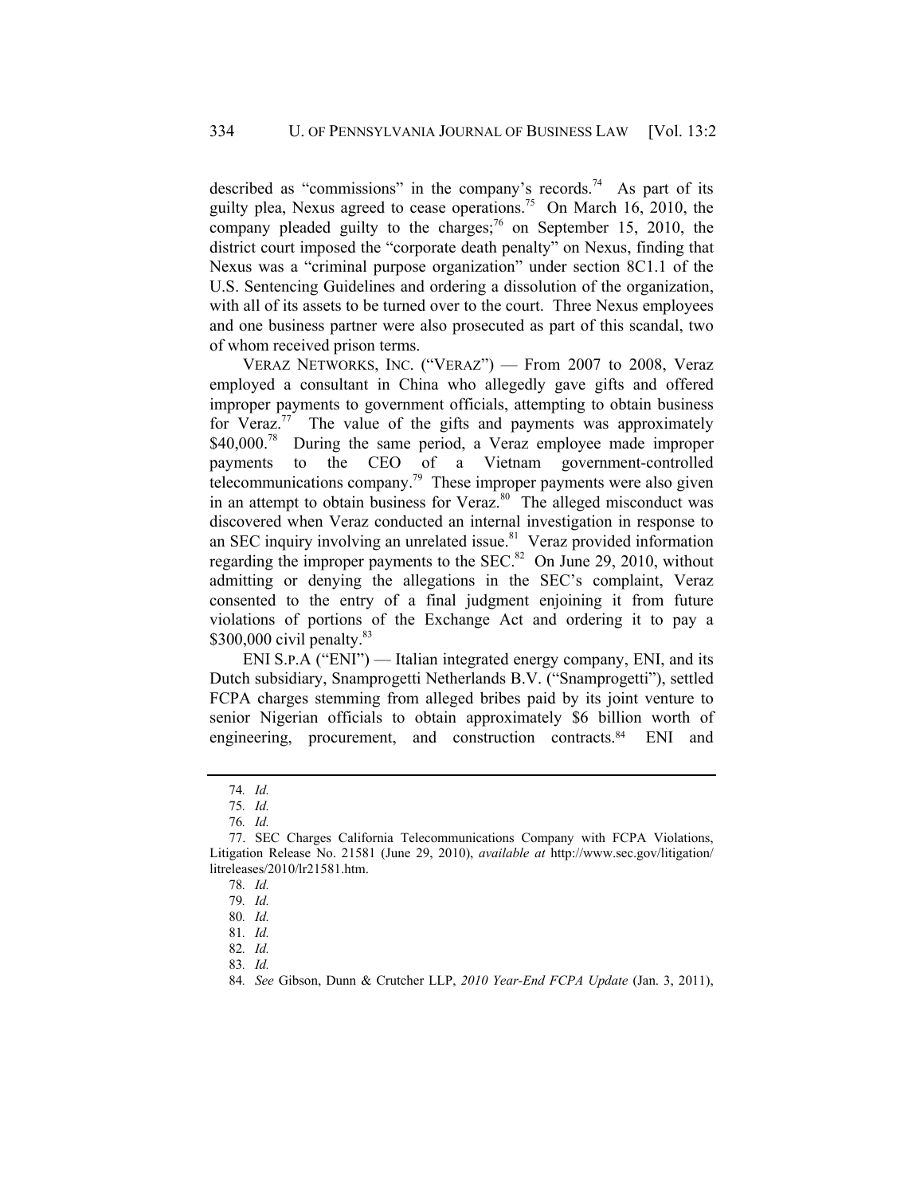described as "commissions" in the company's records.[74] As part of its guilty plea, Nexus agreed to cease operations.[75] On March 16, 2010, the company pleaded guilty to the charges;[76] on September 15, 2010, the district court imposed the "corporate death penalty" on Nexus, finding that Nexus was a "criminal purpose organization" under section 8C1.1 of the U.S. Sentencing Guidelines and ordering a dissolution of the organization, with all of its assets to be turned over to the court. Three Nexus employees and one business partner were also prosecuted as part of this scandal, two of whom received prison terms.

VERAZ NETWORKS, INC. ("VERAZ") — From 2007 to 2008, Veraz employed a consultant in China who allegedly gave gifts and offered improper payments to government officials, attempting to obtain business for Veraz.[77] The value of the gifts and payments was approximately $40,000.[78] During the same period, a Veraz employee made improper payments to the CEO of a Vietnam government-controlled telecommunications company.[79] These improper payments were also given in an attempt to obtain business for Veraz.[80] The alleged misconduct was discovered when Veraz conducted an internal investigation in response to an SEC inquiry involving an unrelated issue.[81] Veraz provided information regarding the improper payments to the SEC.[82] On June 29, 2010, without admitting or denying the allegations in the SEC's complaint, Veraz consented to the entry of a final judgment enjoining it from future violations of portions of the Exchange Act and ordering it to pay a $300,000 civil penalty.[83]

ENI S.P.A ("ENI") — Italian integrated energy company, ENI, and its Dutch subsidiary, Snamprogetti Netherlands B.V. ("Snamprogetti"), settled FCPA charges stemming from alleged bribes paid by its joint venture to senior Nigerian officials to obtain approximately $6 billion worth of engineering, procurement, and construction contracts.[84] ENI and

---

74. *Id.*

75. *Id.*

76. *Id.*

77. SEC Charges California Telecommunications Company with FCPA Violations, Litigation Release No. 21581 (June 29, 2010), *available at* http://www.sec.gov/litigation/litreleases/2010/lr21581.htm.

78. *Id.*

79. *Id.*

80. *Id.*

81. *Id.*

82. *Id.*

83. *Id.*

84. *See* Gibson, Dunn & Crutcher LLP, *2010 Year-End FCPA Update* (Jan. 3, 2011),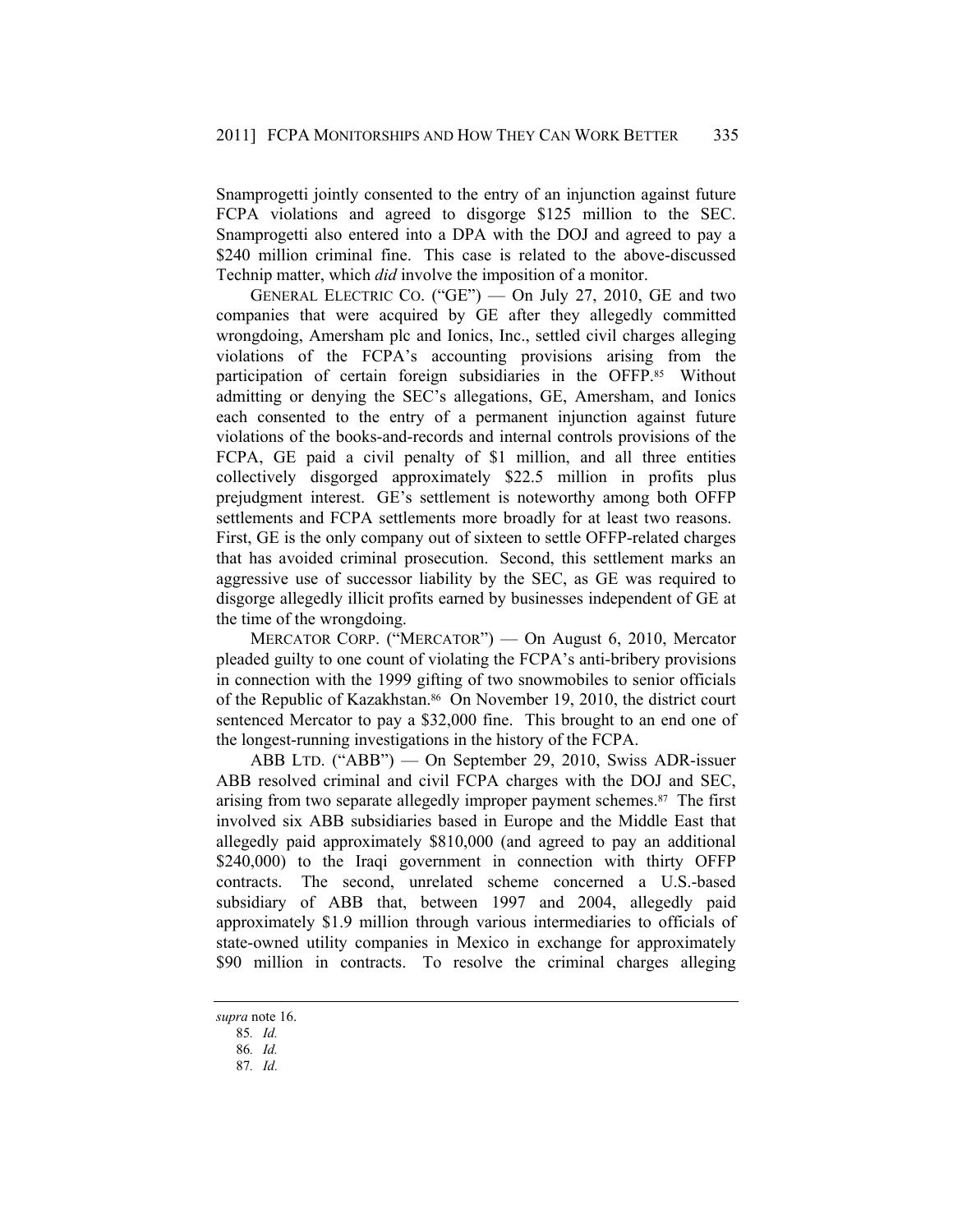Snamprogetti jointly consented to the entry of an injunction against future FCPA violations and agreed to disgorge $125 million to the SEC. Snamprogetti also entered into a DPA with the DOJ and agreed to pay a $240 million criminal fine. This case is related to the above-discussed Technip matter, which *did* involve the imposition of a monitor.

GENERAL ELECTRIC CO. ("GE") — On July 27, 2010, GE and two companies that were acquired by GE after they allegedly committed wrongdoing, Amersham plc and Ionics, Inc., settled civil charges alleging violations of the FCPA's accounting provisions arising from the participation of certain foreign subsidiaries in the OFFP.[85] Without admitting or denying the SEC's allegations, GE, Amersham, and Ionics each consented to the entry of a permanent injunction against future violations of the books-and-records and internal controls provisions of the FCPA, GE paid a civil penalty of $1 million, and all three entities collectively disgorged approximately $22.5 million in profits plus prejudgment interest. GE's settlement is noteworthy among both OFFP settlements and FCPA settlements more broadly for at least two reasons. First, GE is the only company out of sixteen to settle OFFP-related charges that has avoided criminal prosecution. Second, this settlement marks an aggressive use of successor liability by the SEC, as GE was required to disgorge allegedly illicit profits earned by businesses independent of GE at the time of the wrongdoing.

MERCATOR CORP. ("MERCATOR") — On August 6, 2010, Mercator pleaded guilty to one count of violating the FCPA's anti-bribery provisions in connection with the 1999 gifting of two snowmobiles to senior officials of the Republic of Kazakhstan.[86] On November 19, 2010, the district court sentenced Mercator to pay a $32,000 fine. This brought to an end one of the longest-running investigations in the history of the FCPA.

ABB LTD. ("ABB") — On September 29, 2010, Swiss ADR-issuer ABB resolved criminal and civil FCPA charges with the DOJ and SEC, arising from two separate allegedly improper payment schemes.[87] The first involved six ABB subsidiaries based in Europe and the Middle East that allegedly paid approximately $810,000 (and agreed to pay an additional $240,000) to the Iraqi government in connection with thirty OFFP contracts. The second, unrelated scheme concerned a U.S.-based subsidiary of ABB that, between 1997 and 2004, allegedly paid approximately $1.9 million through various intermediaries to officials of state-owned utility companies in Mexico in exchange for approximately $90 million in contracts. To resolve the criminal charges alleging

---

*supra* note 16.

85. *Id.*

86. *Id.*

87. *Id.*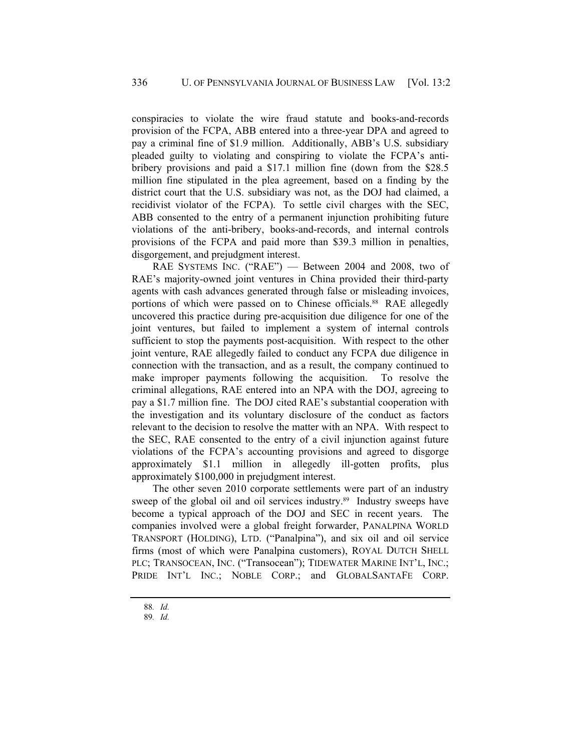conspiracies to violate the wire fraud statute and books-and-records provision of the FCPA, ABB entered into a three-year DPA and agreed to pay a criminal fine of $1.9 million. Additionally, ABB's U.S. subsidiary pleaded guilty to violating and conspiring to violate the FCPA's anti-bribery provisions and paid a $17.1 million fine (down from the $28.5 million fine stipulated in the plea agreement, based on a finding by the district court that the U.S. subsidiary was not, as the DOJ had claimed, a recidivist violator of the FCPA). To settle civil charges with the SEC, ABB consented to the entry of a permanent injunction prohibiting future violations of the anti-bribery, books-and-records, and internal controls provisions of the FCPA and paid more than $39.3 million in penalties, disgorgement, and prejudgment interest.

RAE SYSTEMS INC. ("RAE") — Between 2004 and 2008, two of RAE's majority-owned joint ventures in China provided their third-party agents with cash advances generated through false or misleading invoices, portions of which were passed on to Chinese officials.[88] RAE allegedly uncovered this practice during pre-acquisition due diligence for one of the joint ventures, but failed to implement a system of internal controls sufficient to stop the payments post-acquisition. With respect to the other joint venture, RAE allegedly failed to conduct any FCPA due diligence in connection with the transaction, and as a result, the company continued to make improper payments following the acquisition. To resolve the criminal allegations, RAE entered into an NPA with the DOJ, agreeing to pay a $1.7 million fine. The DOJ cited RAE's substantial cooperation with the investigation and its voluntary disclosure of the conduct as factors relevant to the decision to resolve the matter with an NPA. With respect to the SEC, RAE consented to the entry of a civil injunction against future violations of the FCPA's accounting provisions and agreed to disgorge approximately $1.1 million in allegedly ill-gotten profits, plus approximately $100,000 in prejudgment interest.

The other seven 2010 corporate settlements were part of an industry sweep of the global oil and oil services industry.[89] Industry sweeps have become a typical approach of the DOJ and SEC in recent years. The companies involved were a global freight forwarder, PANALPINA WORLD TRANSPORT (HOLDING), LTD. ("Panalpina"), and six oil and oil service firms (most of which were Panalpina customers), ROYAL DUTCH SHELL PLC; TRANSOCEAN, INC. ("Transocean"); TIDEWATER MARINE INT'L, INC.; PRIDE INT'L INC.; NOBLE CORP.; and GLOBALSANTAFE CORP.

---

88. *Id.*

89. *Id.*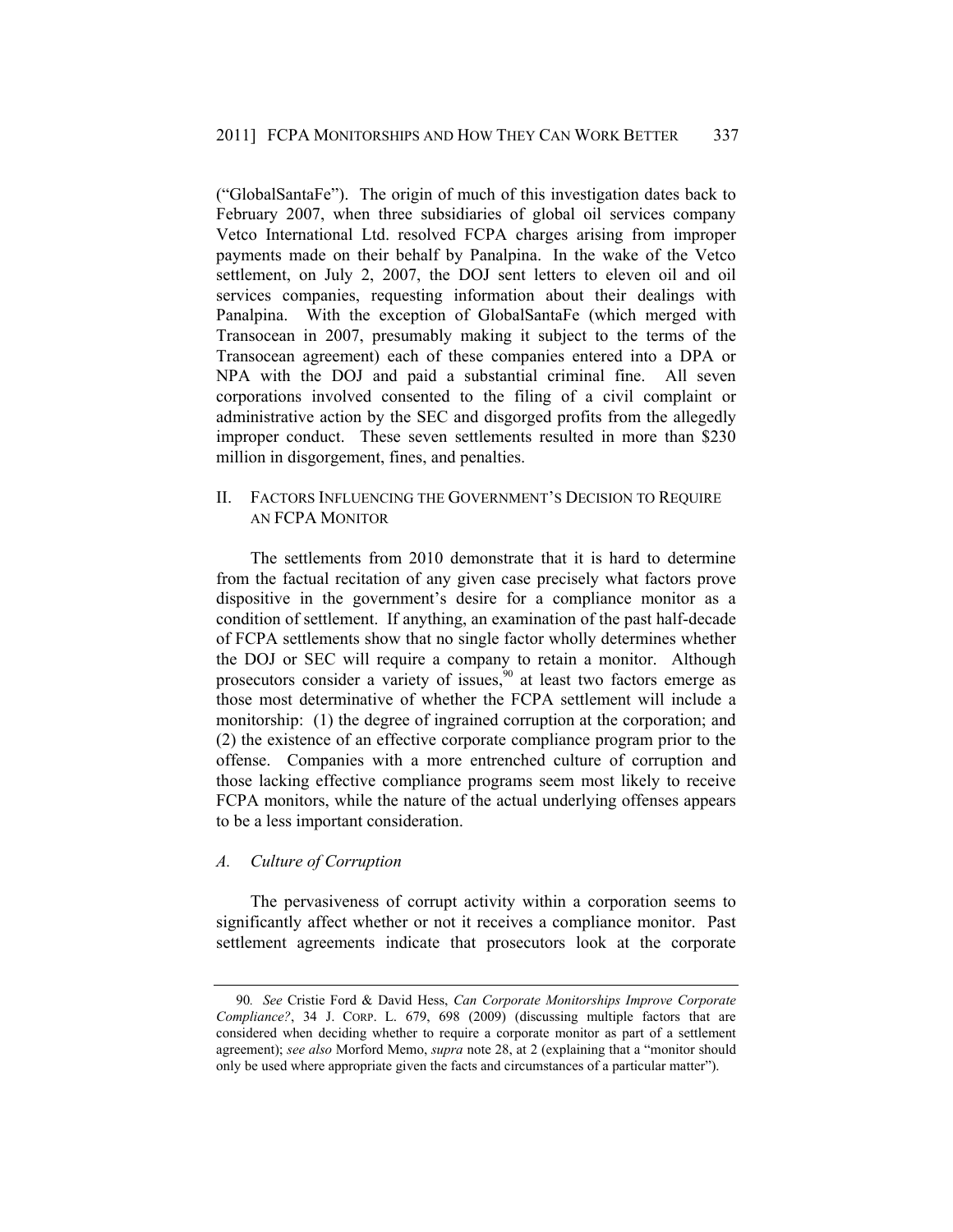("GlobalSantaFe"). The origin of much of this investigation dates back to February 2007, when three subsidiaries of global oil services company Vetco International Ltd. resolved FCPA charges arising from improper payments made on their behalf by Panalpina. In the wake of the Vetco settlement, on July 2, 2007, the DOJ sent letters to eleven oil and oil services companies, requesting information about their dealings with Panalpina. With the exception of GlobalSantaFe (which merged with Transocean in 2007, presumably making it subject to the terms of the Transocean agreement) each of these companies entered into a DPA or NPA with the DOJ and paid a substantial criminal fine. All seven corporations involved consented to the filing of a civil complaint or administrative action by the SEC and disgorged profits from the allegedly improper conduct. These seven settlements resulted in more than $230 million in disgorgement, fines, and penalties.

## II. FACTORS INFLUENCING THE GOVERNMENT'S DECISION TO REQUIRE AN FCPA MONITOR

The settlements from 2010 demonstrate that it is hard to determine from the factual recitation of any given case precisely what factors prove dispositive in the government's desire for a compliance monitor as a condition of settlement. If anything, an examination of the past half-decade of FCPA settlements show that no single factor wholly determines whether the DOJ or SEC will require a company to retain a monitor. Although prosecutors consider a variety of issues,[90] at least two factors emerge as those most determinative of whether the FCPA settlement will include a monitorship: (1) the degree of ingrained corruption at the corporation; and (2) the existence of an effective corporate compliance program prior to the offense. Companies with a more entrenched culture of corruption and those lacking effective compliance programs seem most likely to receive FCPA monitors, while the nature of the actual underlying offenses appears to be a less important consideration.

### *A. Culture of Corruption*

The pervasiveness of corrupt activity within a corporation seems to significantly affect whether or not it receives a compliance monitor. Past settlement agreements indicate that prosecutors look at the corporate

---

90. *See* Cristie Ford & David Hess, *Can Corporate Monitorships Improve Corporate Compliance?*, 34 J. CORP. L. 679, 698 (2009) (discussing multiple factors that are considered when deciding whether to require a corporate monitor as part of a settlement agreement); *see also* Morford Memo, *supra* note 28, at 2 (explaining that a "monitor should only be used where appropriate given the facts and circumstances of a particular matter").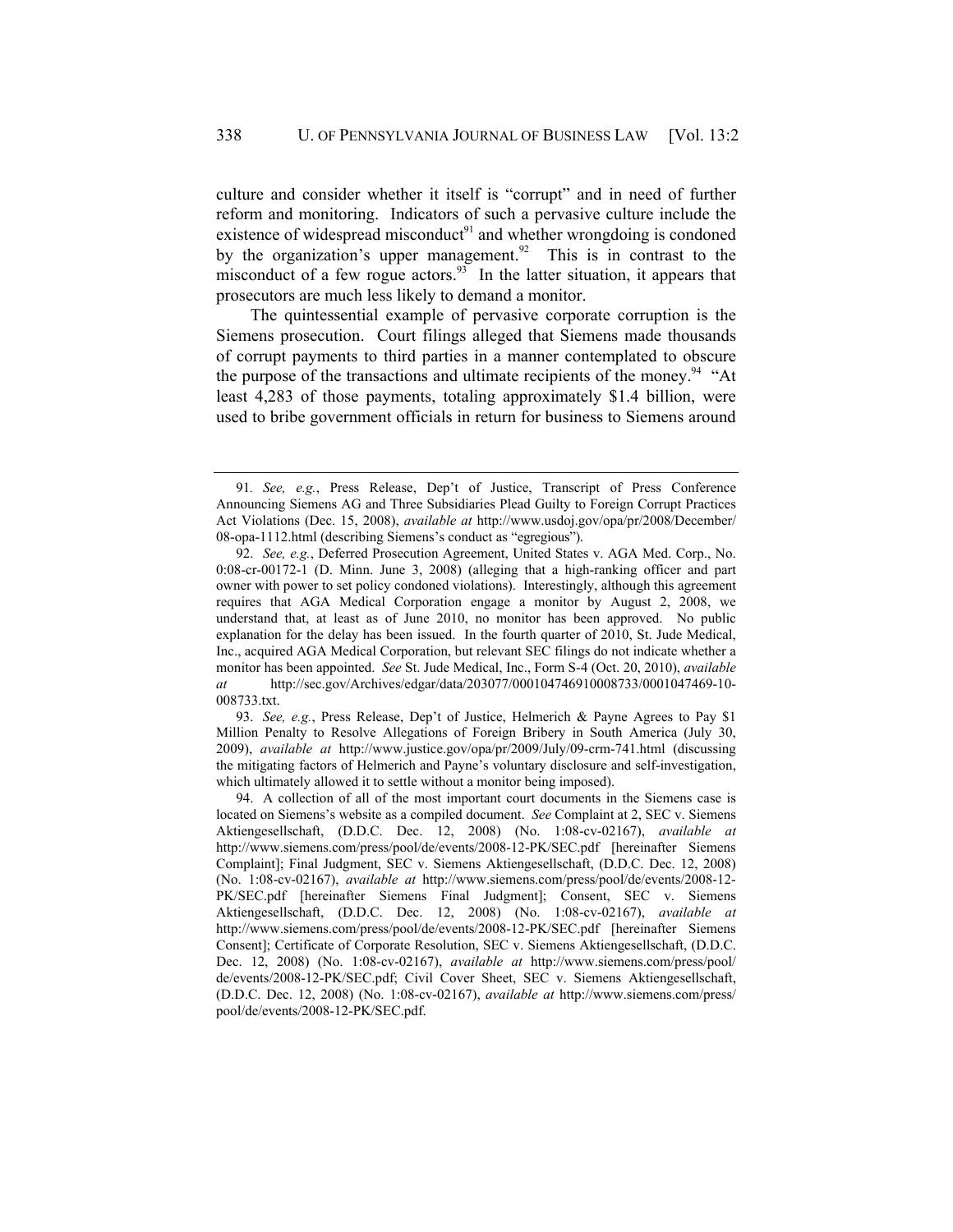culture and consider whether it itself is "corrupt" and in need of further reform and monitoring. Indicators of such a pervasive culture include the existence of widespread misconduct[91] and whether wrongdoing is condoned by the organization's upper management.[92] This is in contrast to the misconduct of a few rogue actors.[93] In the latter situation, it appears that prosecutors are much less likely to demand a monitor.

The quintessential example of pervasive corporate corruption is the Siemens prosecution. Court filings alleged that Siemens made thousands of corrupt payments to third parties in a manner contemplated to obscure the purpose of the transactions and ultimate recipients of the money.[94] "At least 4,283 of those payments, totaling approximately $1.4 billion, were used to bribe government officials in return for business to Siemens around

---

91. *See, e.g.*, Press Release, Dep't of Justice, Transcript of Press Conference Announcing Siemens AG and Three Subsidiaries Plead Guilty to Foreign Corrupt Practices Act Violations (Dec. 15, 2008), *available at* http://www.usdoj.gov/opa/pr/2008/December/08-opa-1112.html (describing Siemens's conduct as "egregious").

92. *See, e.g.*, Deferred Prosecution Agreement, United States v. AGA Med. Corp., No. 0:08-cr-00172-1 (D. Minn. June 3, 2008) (alleging that a high-ranking officer and part owner with power to set policy condoned violations). Interestingly, although this agreement requires that AGA Medical Corporation engage a monitor by August 2, 2008, we understand that, at least as of June 2010, no monitor has been approved. No public explanation for the delay has been issued. In the fourth quarter of 2010, St. Jude Medical, Inc., acquired AGA Medical Corporation, but relevant SEC filings do not indicate whether a monitor has been appointed. *See* St. Jude Medical, Inc., Form S-4 (Oct. 20, 2010), *available at* http://sec.gov/Archives/edgar/data/203077/000104746910008733/0001047469-10-008733.txt.

93. *See, e.g.*, Press Release, Dep't of Justice, Helmerich & Payne Agrees to Pay $1 Million Penalty to Resolve Allegations of Foreign Bribery in South America (July 30, 2009), *available at* http://www.justice.gov/opa/pr/2009/July/09-crm-741.html (discussing the mitigating factors of Helmerich and Payne's voluntary disclosure and self-investigation, which ultimately allowed it to settle without a monitor being imposed).

94. A collection of all of the most important court documents in the Siemens case is located on Siemens's website as a compiled document. *See* Complaint at 2, SEC v. Siemens Aktiengesellschaft, (D.D.C. Dec. 12, 2008) (No. 1:08-cv-02167), *available at* http://www.siemens.com/press/pool/de/events/2008-12-PK/SEC.pdf [hereinafter Siemens Complaint]; Final Judgment, SEC v. Siemens Aktiengesellschaft, (D.D.C. Dec. 12, 2008) (No. 1:08-cv-02167), *available at* http://www.siemens.com/press/pool/de/events/2008-12-PK/SEC.pdf [hereinafter Siemens Final Judgment]; Consent, SEC v. Siemens Aktiengesellschaft, (D.D.C. Dec. 12, 2008) (No. 1:08-cv-02167), *available at* http://www.siemens.com/press/pool/de/events/2008-12-PK/SEC.pdf [hereinafter Siemens Consent]; Certificate of Corporate Resolution, SEC v. Siemens Aktiengesellschaft, (D.D.C. Dec. 12, 2008) (No. 1:08-cv-02167), *available at* http://www.siemens.com/press/pool/de/events/2008-12-PK/SEC.pdf; Civil Cover Sheet, SEC v. Siemens Aktiengesellschaft, (D.D.C. Dec. 12, 2008) (No. 1:08-cv-02167), *available at* http://www.siemens.com/press/pool/de/events/2008-12-PK/SEC.pdf.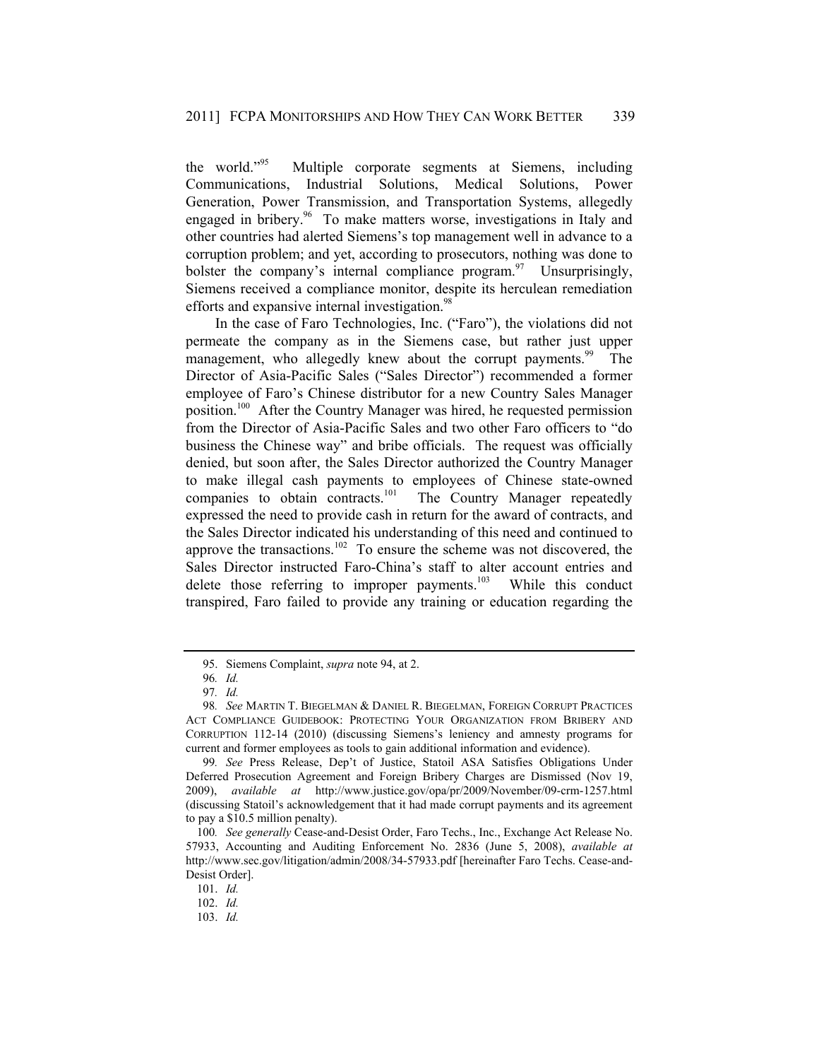the world."[95] Multiple corporate segments at Siemens, including Communications, Industrial Solutions, Medical Solutions, Power Generation, Power Transmission, and Transportation Systems, allegedly engaged in bribery.[96] To make matters worse, investigations in Italy and other countries had alerted Siemens's top management well in advance to a corruption problem; and yet, according to prosecutors, nothing was done to bolster the company's internal compliance program.[97] Unsurprisingly, Siemens received a compliance monitor, despite its herculean remediation efforts and expansive internal investigation.[98]

In the case of Faro Technologies, Inc. ("Faro"), the violations did not permeate the company as in the Siemens case, but rather just upper management, who allegedly knew about the corrupt payments.[99] The Director of Asia-Pacific Sales ("Sales Director") recommended a former employee of Faro's Chinese distributor for a new Country Sales Manager position.[100] After the Country Manager was hired, he requested permission from the Director of Asia-Pacific Sales and two other Faro officers to "do business the Chinese way" and bribe officials. The request was officially denied, but soon after, the Sales Director authorized the Country Manager to make illegal cash payments to employees of Chinese state-owned companies to obtain contracts.[101] The Country Manager repeatedly expressed the need to provide cash in return for the award of contracts, and the Sales Director indicated his understanding of this need and continued to approve the transactions.[102] To ensure the scheme was not discovered, the Sales Director instructed Faro-China's staff to alter account entries and delete those referring to improper payments.[103] While this conduct transpired, Faro failed to provide any training or education regarding the

---

95. Siemens Complaint, *supra* note 94, at 2.

96. *Id.*

97. *Id.*

98. *See* MARTIN T. BIEGELMAN & DANIEL R. BIEGELMAN, FOREIGN CORRUPT PRACTICES ACT COMPLIANCE GUIDEBOOK: PROTECTING YOUR ORGANIZATION FROM BRIBERY AND CORRUPTION 112-14 (2010) (discussing Siemens's leniency and amnesty programs for current and former employees as tools to gain additional information and evidence).

99. *See* Press Release, Dep't of Justice, Statoil ASA Satisfies Obligations Under Deferred Prosecution Agreement and Foreign Bribery Charges are Dismissed (Nov 19, 2009), *available at* http://www.justice.gov/opa/pr/2009/November/09-crm-1257.html (discussing Statoil's acknowledgement that it had made corrupt payments and its agreement to pay a $10.5 million penalty).

100. *See generally* Cease-and-Desist Order, Faro Techs., Inc., Exchange Act Release No. 57933, Accounting and Auditing Enforcement No. 2836 (June 5, 2008), *available at* http://www.sec.gov/litigation/admin/2008/34-57933.pdf [hereinafter Faro Techs. Cease-and-Desist Order].

101. *Id.*

102. *Id.*

103. *Id.*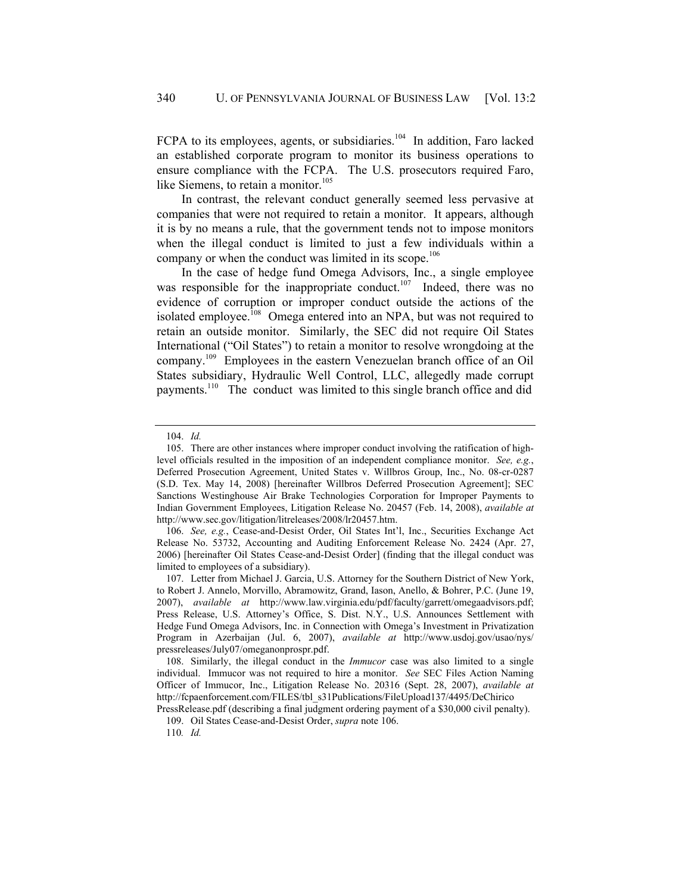FCPA to its employees, agents, or subsidiaries.[104] In addition, Faro lacked an established corporate program to monitor its business operations to ensure compliance with the FCPA. The U.S. prosecutors required Faro, like Siemens, to retain a monitor.[105]

In contrast, the relevant conduct generally seemed less pervasive at companies that were not required to retain a monitor. It appears, although it is by no means a rule, that the government tends not to impose monitors when the illegal conduct is limited to just a few individuals within a company or when the conduct was limited in its scope.[106]

In the case of hedge fund Omega Advisors, Inc., a single employee was responsible for the inappropriate conduct.[107] Indeed, there was no evidence of corruption or improper conduct outside the actions of the isolated employee.[108] Omega entered into an NPA, but was not required to retain an outside monitor. Similarly, the SEC did not require Oil States International ("Oil States") to retain a monitor to resolve wrongdoing at the company.[109] Employees in the eastern Venezuelan branch office of an Oil States subsidiary, Hydraulic Well Control, LLC, allegedly made corrupt payments.[110] The conduct was limited to this single branch office and did

---

104. *Id.*

105. There are other instances where improper conduct involving the ratification of high-level officials resulted in the imposition of an independent compliance monitor. *See, e.g.*, Deferred Prosecution Agreement, United States v. Willbros Group, Inc., No. 08-cr-0287 (S.D. Tex. May 14, 2008) [hereinafter Willbros Deferred Prosecution Agreement]; SEC Sanctions Westinghouse Air Brake Technologies Corporation for Improper Payments to Indian Government Employees, Litigation Release No. 20457 (Feb. 14, 2008), *available at* http://www.sec.gov/litigation/litreleases/2008/lr20457.htm.

106. *See, e.g.*, Cease-and-Desist Order, Oil States Int'l, Inc., Securities Exchange Act Release No. 53732, Accounting and Auditing Enforcement Release No. 2424 (Apr. 27, 2006) [hereinafter Oil States Cease-and-Desist Order] (finding that the illegal conduct was limited to employees of a subsidiary).

107. Letter from Michael J. Garcia, U.S. Attorney for the Southern District of New York, to Robert J. Annelo, Morvillo, Abramowitz, Grand, Iason, Anello, & Bohrer, P.C. (June 19, 2007), *available at* http://www.law.virginia.edu/pdf/faculty/garrett/omegaadvisors.pdf; Press Release, U.S. Attorney's Office, S. Dist. N.Y., U.S. Announces Settlement with Hedge Fund Omega Advisors, Inc. in Connection with Omega's Investment in Privatization Program in Azerbaijan (Jul. 6, 2007), *available at* http://www.usdoj.gov/usao/nys/pressreleases/July07/omeganonprospr.pdf.

108. Similarly, the illegal conduct in the *Immucor* case was also limited to a single individual. Immucor was not required to hire a monitor. *See* SEC Files Action Naming Officer of Immucor, Inc., Litigation Release No. 20316 (Sept. 28, 2007), *available at* http://fcpaenforcement.com/FILES/tbl_s31Publications/FileUpload137/4495/DeChirico PressRelease.pdf (describing a final judgment ordering payment of a $30,000 civil penalty).

109. Oil States Cease-and-Desist Order, *supra* note 106.

110. *Id.*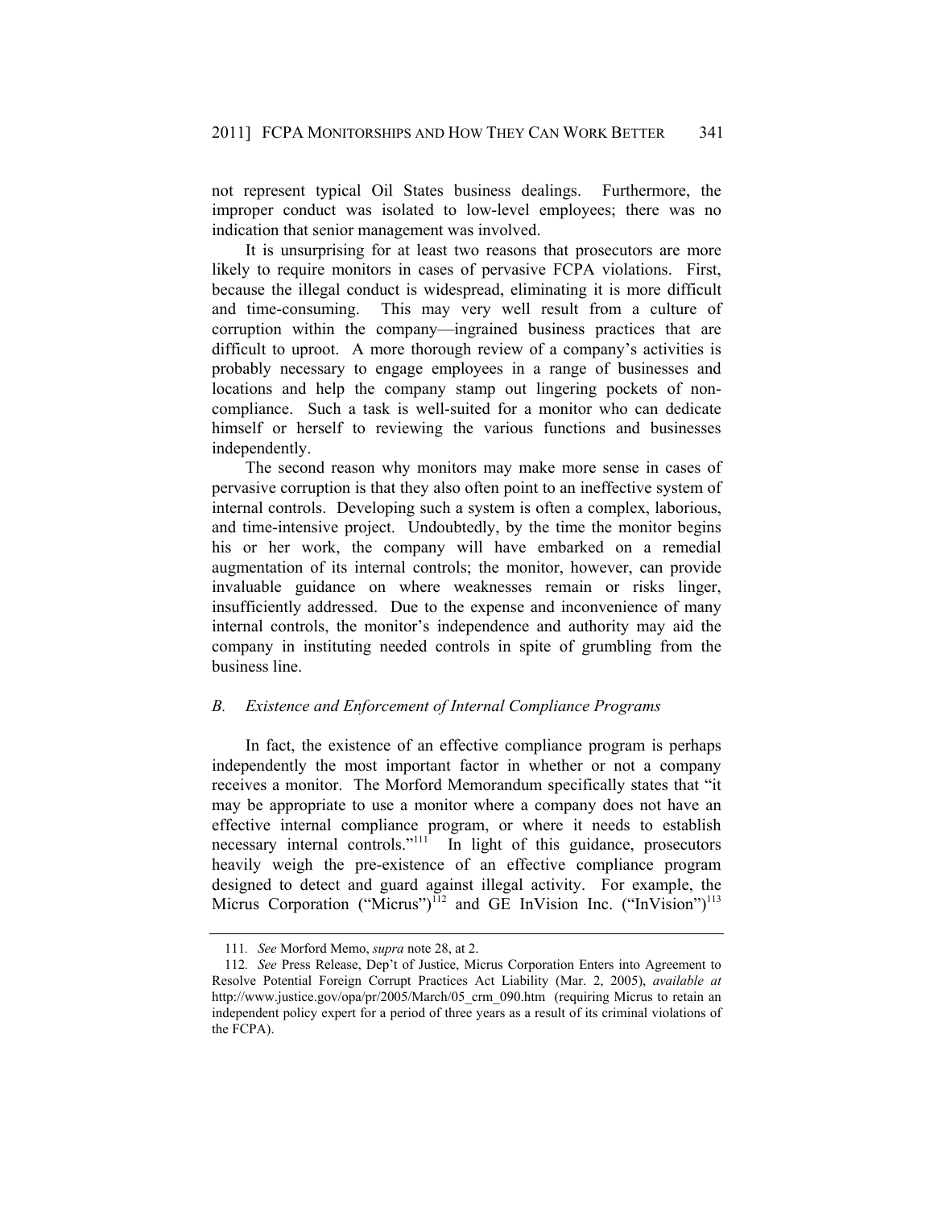not represent typical Oil States business dealings. Furthermore, the improper conduct was isolated to low-level employees; there was no indication that senior management was involved.

It is unsurprising for at least two reasons that prosecutors are more likely to require monitors in cases of pervasive FCPA violations. First, because the illegal conduct is widespread, eliminating it is more difficult and time-consuming. This may very well result from a culture of corruption within the company—ingrained business practices that are difficult to uproot. A more thorough review of a company's activities is probably necessary to engage employees in a range of businesses and locations and help the company stamp out lingering pockets of non-compliance. Such a task is well-suited for a monitor who can dedicate himself or herself to reviewing the various functions and businesses independently.

The second reason why monitors may make more sense in cases of pervasive corruption is that they also often point to an ineffective system of internal controls. Developing such a system is often a complex, laborious, and time-intensive project. Undoubtedly, by the time the monitor begins his or her work, the company will have embarked on a remedial augmentation of its internal controls; the monitor, however, can provide invaluable guidance on where weaknesses remain or risks linger, insufficiently addressed. Due to the expense and inconvenience of many internal controls, the monitor's independence and authority may aid the company in instituting needed controls in spite of grumbling from the business line.

### *B. Existence and Enforcement of Internal Compliance Programs*

In fact, the existence of an effective compliance program is perhaps independently the most important factor in whether or not a company receives a monitor. The Morford Memorandum specifically states that "it may be appropriate to use a monitor where a company does not have an effective internal compliance program, or where it needs to establish necessary internal controls."[111] In light of this guidance, prosecutors heavily weigh the pre-existence of an effective compliance program designed to detect and guard against illegal activity. For example, the Micrus Corporation ("Micrus")[112] and GE InVision Inc. ("InVision")[113]

---

111. *See* Morford Memo, *supra* note 28, at 2.

112. *See* Press Release, Dep't of Justice, Micrus Corporation Enters into Agreement to Resolve Potential Foreign Corrupt Practices Act Liability (Mar. 2, 2005), *available at* http://www.justice.gov/opa/pr/2005/March/05_crm_090.htm (requiring Micrus to retain an independent policy expert for a period of three years as a result of its criminal violations of the FCPA).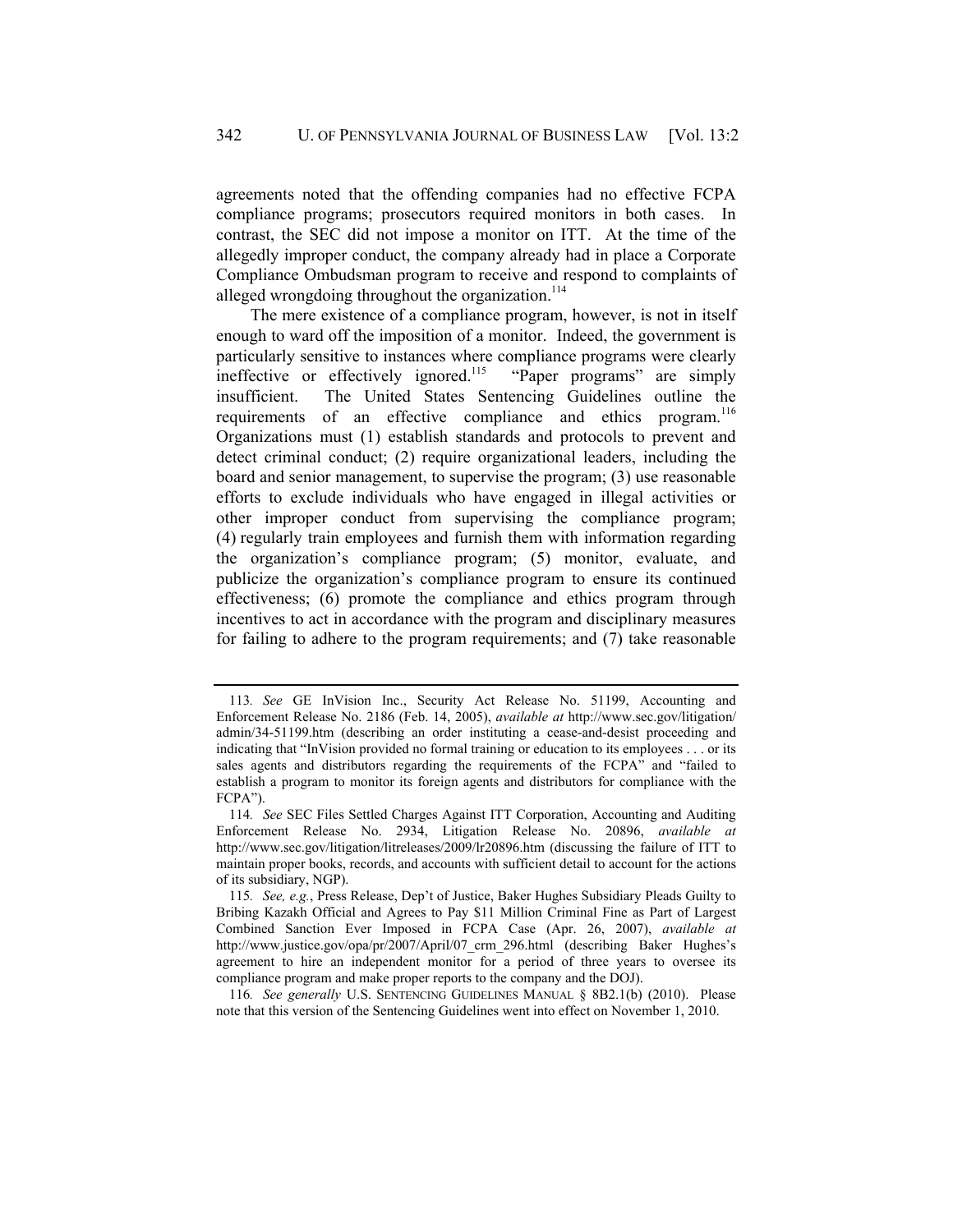agreements noted that the offending companies had no effective FCPA compliance programs; prosecutors required monitors in both cases. In contrast, the SEC did not impose a monitor on ITT. At the time of the allegedly improper conduct, the company already had in place a Corporate Compliance Ombudsman program to receive and respond to complaints of alleged wrongdoing throughout the organization.[114]

The mere existence of a compliance program, however, is not in itself enough to ward off the imposition of a monitor. Indeed, the government is particularly sensitive to instances where compliance programs were clearly ineffective or effectively ignored.[115] "Paper programs" are simply insufficient. The United States Sentencing Guidelines outline the requirements of an effective compliance and ethics program.[116] Organizations must (1) establish standards and protocols to prevent and detect criminal conduct; (2) require organizational leaders, including the board and senior management, to supervise the program; (3) use reasonable efforts to exclude individuals who have engaged in illegal activities or other improper conduct from supervising the compliance program; (4) regularly train employees and furnish them with information regarding the organization's compliance program; (5) monitor, evaluate, and publicize the organization's compliance program to ensure its continued effectiveness; (6) promote the compliance and ethics program through incentives to act in accordance with the program and disciplinary measures for failing to adhere to the program requirements; and (7) take reasonable

---

113. *See* GE InVision Inc., Security Act Release No. 51199, Accounting and Enforcement Release No. 2186 (Feb. 14, 2005), *available at* http://www.sec.gov/litigation/admin/34-51199.htm (describing an order instituting a cease-and-desist proceeding and indicating that "InVision provided no formal training or education to its employees . . . or its sales agents and distributors regarding the requirements of the FCPA" and "failed to establish a program to monitor its foreign agents and distributors for compliance with the FCPA").

114. *See* SEC Files Settled Charges Against ITT Corporation, Accounting and Auditing Enforcement Release No. 2934, Litigation Release No. 20896, *available at* http://www.sec.gov/litigation/litreleases/2009/lr20896.htm (discussing the failure of ITT to maintain proper books, records, and accounts with sufficient detail to account for the actions of its subsidiary, NGP).

115. *See, e.g.*, Press Release, Dep't of Justice, Baker Hughes Subsidiary Pleads Guilty to Bribing Kazakh Official and Agrees to Pay $11 Million Criminal Fine as Part of Largest Combined Sanction Ever Imposed in FCPA Case (Apr. 26, 2007), *available at* http://www.justice.gov/opa/pr/2007/April/07_crm_296.html (describing Baker Hughes's agreement to hire an independent monitor for a period of three years to oversee its compliance program and make proper reports to the company and the DOJ).

116. *See generally* U.S. SENTENCING GUIDELINES MANUAL § 8B2.1(b) (2010). Please note that this version of the Sentencing Guidelines went into effect on November 1, 2010.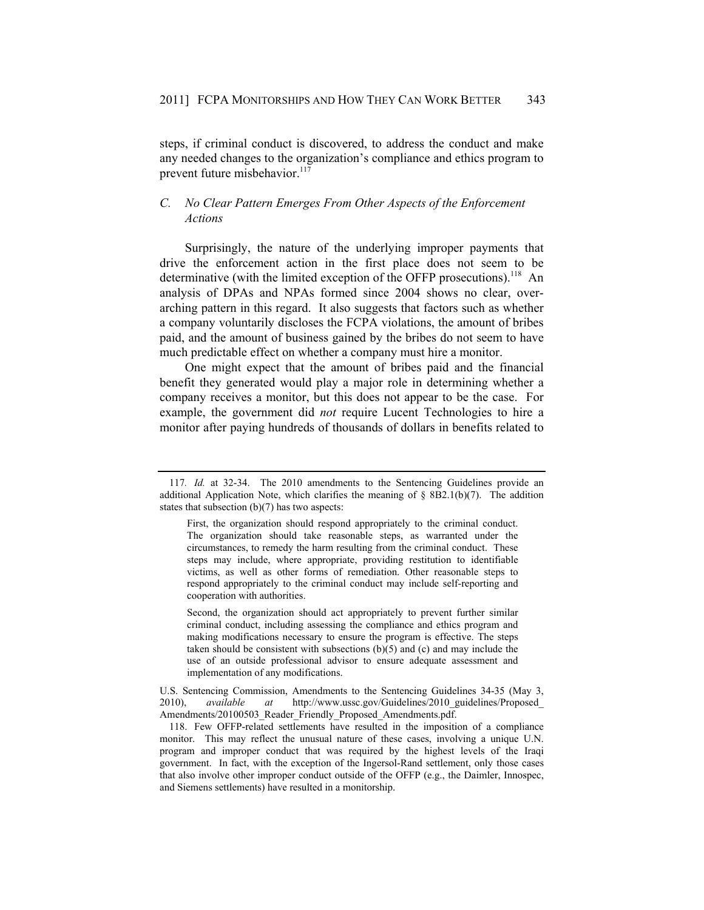steps, if criminal conduct is discovered, to address the conduct and make any needed changes to the organization's compliance and ethics program to prevent future misbehavior.[117]

### *C. No Clear Pattern Emerges From Other Aspects of the Enforcement Actions*

Surprisingly, the nature of the underlying improper payments that drive the enforcement action in the first place does not seem to be determinative (with the limited exception of the OFFP prosecutions).[118] An analysis of DPAs and NPAs formed since 2004 shows no clear, over-arching pattern in this regard. It also suggests that factors such as whether a company voluntarily discloses the FCPA violations, the amount of bribes paid, and the amount of business gained by the bribes do not seem to have much predictable effect on whether a company must hire a monitor.

One might expect that the amount of bribes paid and the financial benefit they generated would play a major role in determining whether a company receives a monitor, but this does not appear to be the case. For example, the government did *not* require Lucent Technologies to hire a monitor after paying hundreds of thousands of dollars in benefits related to

---

117. *Id.* at 32-34. The 2010 amendments to the Sentencing Guidelines provide an additional Application Note, which clarifies the meaning of § 8B2.1(b)(7). The addition states that subsection (b)(7) has two aspects:

> First, the organization should respond appropriately to the criminal conduct. The organization should take reasonable steps, as warranted under the circumstances, to remedy the harm resulting from the criminal conduct. These steps may include, where appropriate, providing restitution to identifiable victims, as well as other forms of remediation. Other reasonable steps to respond appropriately to the criminal conduct may include self-reporting and cooperation with authorities.
>
> Second, the organization should act appropriately to prevent further similar criminal conduct, including assessing the compliance and ethics program and making modifications necessary to ensure the program is effective. The steps taken should be consistent with subsections (b)(5) and (c) and may include the use of an outside professional advisor to ensure adequate assessment and implementation of any modifications.

U.S. Sentencing Commission, Amendments to the Sentencing Guidelines 34-35 (May 3, 2010), *available at* http://www.ussc.gov/Guidelines/2010_guidelines/Proposed_Amendments/20100503_Reader_Friendly_Proposed_Amendments.pdf.

118. Few OFFP-related settlements have resulted in the imposition of a compliance monitor. This may reflect the unusual nature of these cases, involving a unique U.N. program and improper conduct that was required by the highest levels of the Iraqi government. In fact, with the exception of the Ingersol-Rand settlement, only those cases that also involve other improper conduct outside of the OFFP (e.g., the Daimler, Innospec, and Siemens settlements) have resulted in a monitorship.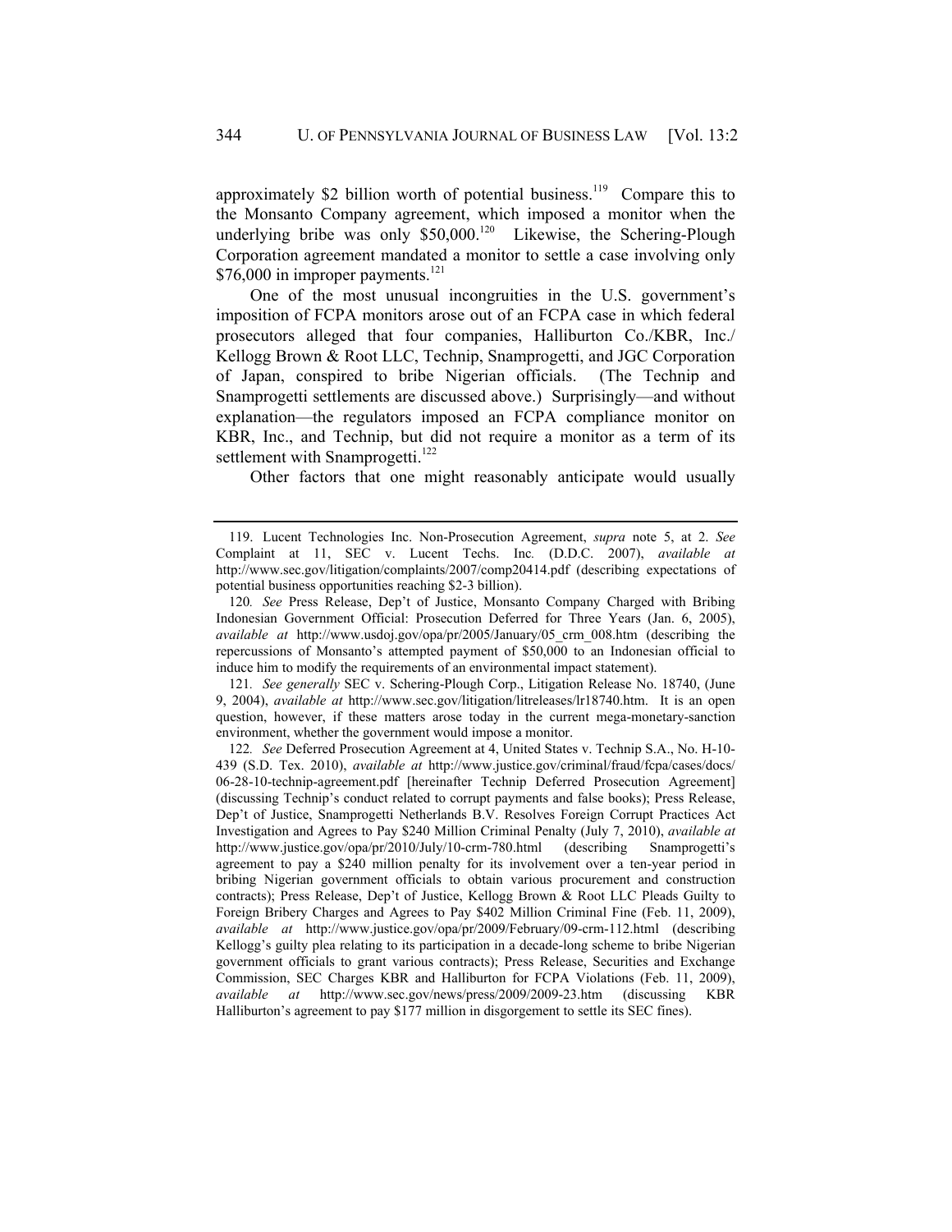approximately $2 billion worth of potential business.[119] Compare this to the Monsanto Company agreement, which imposed a monitor when the underlying bribe was only $50,000.[120] Likewise, the Schering-Plough Corporation agreement mandated a monitor to settle a case involving only $76,000 in improper payments.[121]

One of the most unusual incongruities in the U.S. government's imposition of FCPA monitors arose out of an FCPA case in which federal prosecutors alleged that four companies, Halliburton Co./KBR, Inc./ Kellogg Brown & Root LLC, Technip, Snamprogetti, and JGC Corporation of Japan, conspired to bribe Nigerian officials. (The Technip and Snamprogetti settlements are discussed above.) Surprisingly—and without explanation—the regulators imposed an FCPA compliance monitor on KBR, Inc., and Technip, but did not require a monitor as a term of its settlement with Snamprogetti.[122]

Other factors that one might reasonably anticipate would usually

---

119. Lucent Technologies Inc. Non-Prosecution Agreement, *supra* note 5, at 2. *See* Complaint at 11, SEC v. Lucent Techs. Inc*.* (D.D.C. 2007), *available at* http://www.sec.gov/litigation/complaints/2007/comp20414.pdf (describing expectations of potential business opportunities reaching $2-3 billion).

120*. See* Press Release, Dep't of Justice, Monsanto Company Charged with Bribing Indonesian Government Official: Prosecution Deferred for Three Years (Jan. 6, 2005), *available at* http://www.usdoj.gov/opa/pr/2005/January/05_crm_008.htm (describing the repercussions of Monsanto's attempted payment of $50,000 to an Indonesian official to induce him to modify the requirements of an environmental impact statement).

121*. See generally* SEC v. Schering-Plough Corp., Litigation Release No. 18740, (June 9, 2004), *available at* http://www.sec.gov/litigation/litreleases/lr18740.htm. It is an open question, however, if these matters arose today in the current mega-monetary-sanction environment, whether the government would impose a monitor.

122*. See* Deferred Prosecution Agreement at 4, United States v. Technip S.A., No. H-10-439 (S.D. Tex. 2010), *available at* http://www.justice.gov/criminal/fraud/fcpa/cases/docs/06-28-10-technip-agreement.pdf [hereinafter Technip Deferred Prosecution Agreement] (discussing Technip's conduct related to corrupt payments and false books); Press Release, Dep't of Justice, Snamprogetti Netherlands B.V. Resolves Foreign Corrupt Practices Act Investigation and Agrees to Pay $240 Million Criminal Penalty (July 7, 2010), *available at* http://www.justice.gov/opa/pr/2010/July/10-crm-780.html (describing Snamprogetti's agreement to pay a $240 million penalty for its involvement over a ten-year period in bribing Nigerian government officials to obtain various procurement and construction contracts); Press Release, Dep't of Justice, Kellogg Brown & Root LLC Pleads Guilty to Foreign Bribery Charges and Agrees to Pay $402 Million Criminal Fine (Feb. 11, 2009), *available at* http://www.justice.gov/opa/pr/2009/February/09-crm-112.html (describing Kellogg's guilty plea relating to its participation in a decade-long scheme to bribe Nigerian government officials to grant various contracts); Press Release, Securities and Exchange Commission, SEC Charges KBR and Halliburton for FCPA Violations (Feb. 11, 2009), *available at* http://www.sec.gov/news/press/2009/2009-23.htm (discussing KBR Halliburton's agreement to pay $177 million in disgorgement to settle its SEC fines).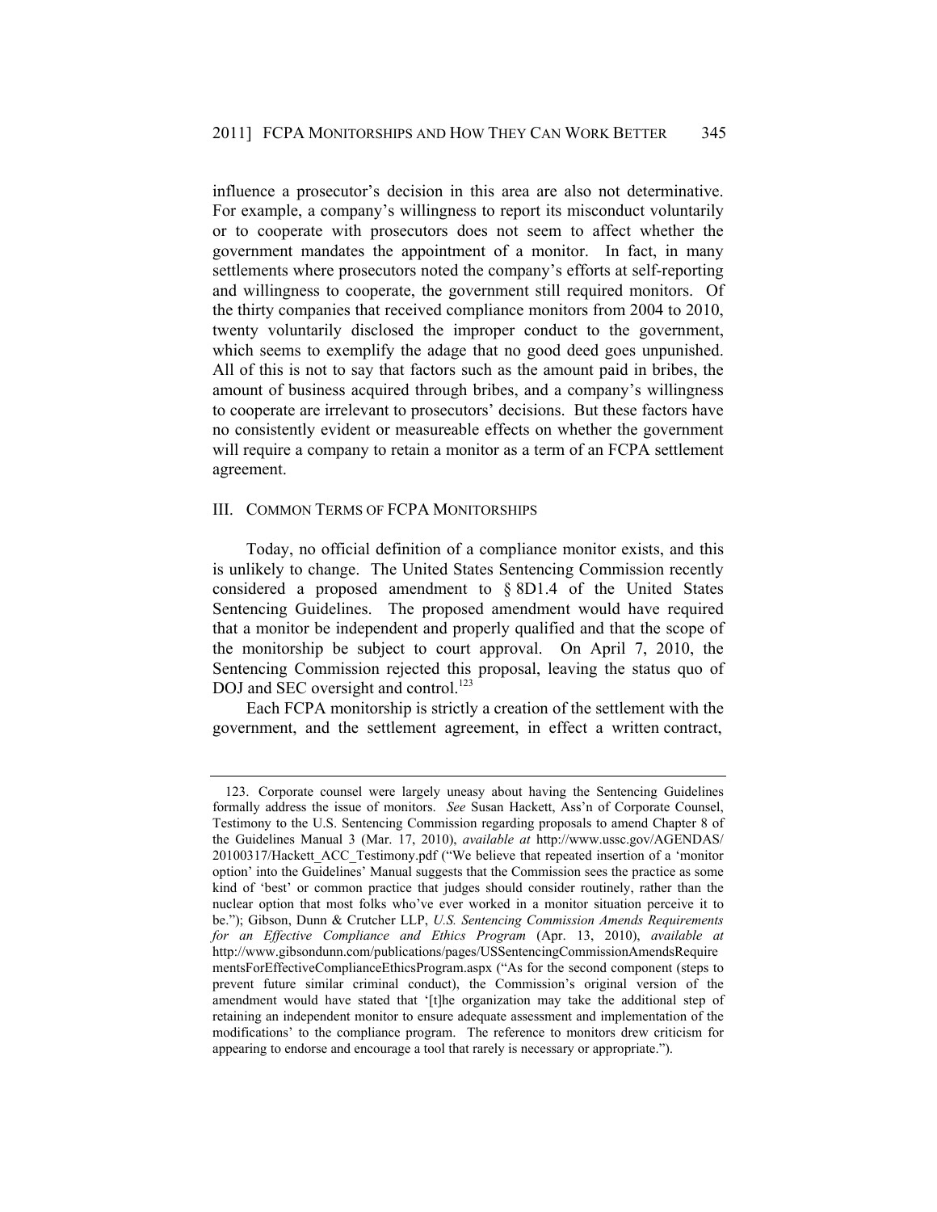influence a prosecutor's decision in this area are also not determinative. For example, a company's willingness to report its misconduct voluntarily or to cooperate with prosecutors does not seem to affect whether the government mandates the appointment of a monitor. In fact, in many settlements where prosecutors noted the company's efforts at self-reporting and willingness to cooperate, the government still required monitors. Of the thirty companies that received compliance monitors from 2004 to 2010, twenty voluntarily disclosed the improper conduct to the government, which seems to exemplify the adage that no good deed goes unpunished. All of this is not to say that factors such as the amount paid in bribes, the amount of business acquired through bribes, and a company's willingness to cooperate are irrelevant to prosecutors' decisions. But these factors have no consistently evident or measureable effects on whether the government will require a company to retain a monitor as a term of an FCPA settlement agreement.

## III. Common Terms of FCPA Monitorships

Today, no official definition of a compliance monitor exists, and this is unlikely to change. The United States Sentencing Commission recently considered a proposed amendment to § 8D1.4 of the United States Sentencing Guidelines. The proposed amendment would have required that a monitor be independent and properly qualified and that the scope of the monitorship be subject to court approval. On April 7, 2010, the Sentencing Commission rejected this proposal, leaving the status quo of DOJ and SEC oversight and control.[123]

Each FCPA monitorship is strictly a creation of the settlement with the government, and the settlement agreement, in effect a written contract,

---

123. Corporate counsel were largely uneasy about having the Sentencing Guidelines formally address the issue of monitors. *See* Susan Hackett, Ass'n of Corporate Counsel, Testimony to the U.S. Sentencing Commission regarding proposals to amend Chapter 8 of the Guidelines Manual 3 (Mar. 17, 2010), *available at* http://www.ussc.gov/AGENDAS/20100317/Hackett_ACC_Testimony.pdf ("We believe that repeated insertion of a 'monitor option' into the Guidelines' Manual suggests that the Commission sees the practice as some kind of 'best' or common practice that judges should consider routinely, rather than the nuclear option that most folks who've ever worked in a monitor situation perceive it to be."); Gibson, Dunn & Crutcher LLP, *U.S. Sentencing Commission Amends Requirements for an Effective Compliance and Ethics Program* (Apr. 13, 2010), *available at* http://www.gibsondunn.com/publications/pages/USSentencingCommissionAmendsRequirementsForEffectiveComplianceEthicsProgram.aspx ("As for the second component (steps to prevent future similar criminal conduct), the Commission's original version of the amendment would have stated that '[t]he organization may take the additional step of retaining an independent monitor to ensure adequate assessment and implementation of the modifications' to the compliance program. The reference to monitors drew criticism for appearing to endorse and encourage a tool that rarely is necessary or appropriate.").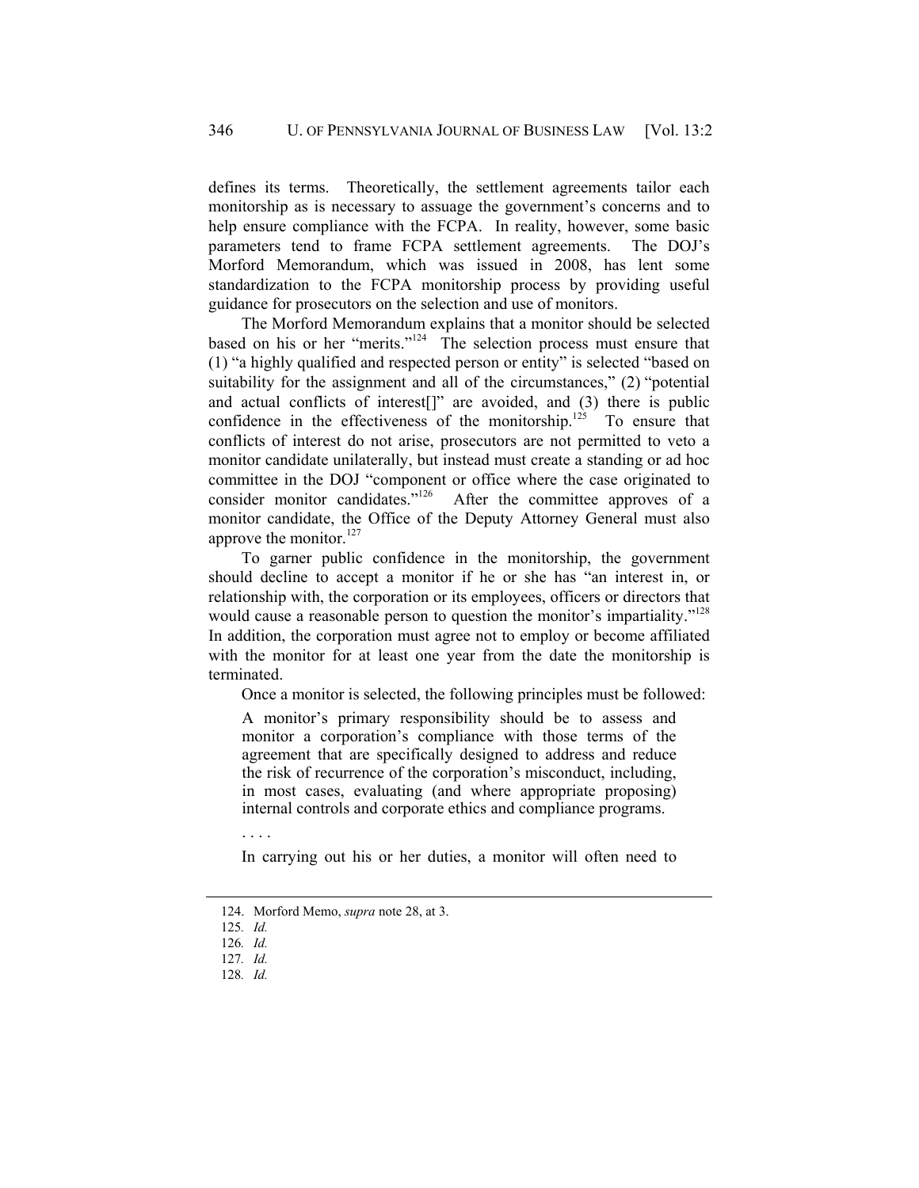defines its terms. Theoretically, the settlement agreements tailor each monitorship as is necessary to assuage the government's concerns and to help ensure compliance with the FCPA. In reality, however, some basic parameters tend to frame FCPA settlement agreements. The DOJ's Morford Memorandum, which was issued in 2008, has lent some standardization to the FCPA monitorship process by providing useful guidance for prosecutors on the selection and use of monitors.

The Morford Memorandum explains that a monitor should be selected based on his or her "merits."[124] The selection process must ensure that (1) "a highly qualified and respected person or entity" is selected "based on suitability for the assignment and all of the circumstances," (2) "potential and actual conflicts of interest[]" are avoided, and (3) there is public confidence in the effectiveness of the monitorship.[125] To ensure that conflicts of interest do not arise, prosecutors are not permitted to veto a monitor candidate unilaterally, but instead must create a standing or ad hoc committee in the DOJ "component or office where the case originated to consider monitor candidates."[126] After the committee approves of a monitor candidate, the Office of the Deputy Attorney General must also approve the monitor.[127]

To garner public confidence in the monitorship, the government should decline to accept a monitor if he or she has "an interest in, or relationship with, the corporation or its employees, officers or directors that would cause a reasonable person to question the monitor's impartiality."[128] In addition, the corporation must agree not to employ or become affiliated with the monitor for at least one year from the date the monitorship is terminated.

Once a monitor is selected, the following principles must be followed:

> A monitor's primary responsibility should be to assess and monitor a corporation's compliance with those terms of the agreement that are specifically designed to address and reduce the risk of recurrence of the corporation's misconduct, including, in most cases, evaluating (and where appropriate proposing) internal controls and corporate ethics and compliance programs.
>
> . . . .
>
> In carrying out his or her duties, a monitor will often need to

---

124. Morford Memo, *supra* note 28, at 3.

125. *Id.*

126. *Id.*

127. *Id.*

128. *Id.*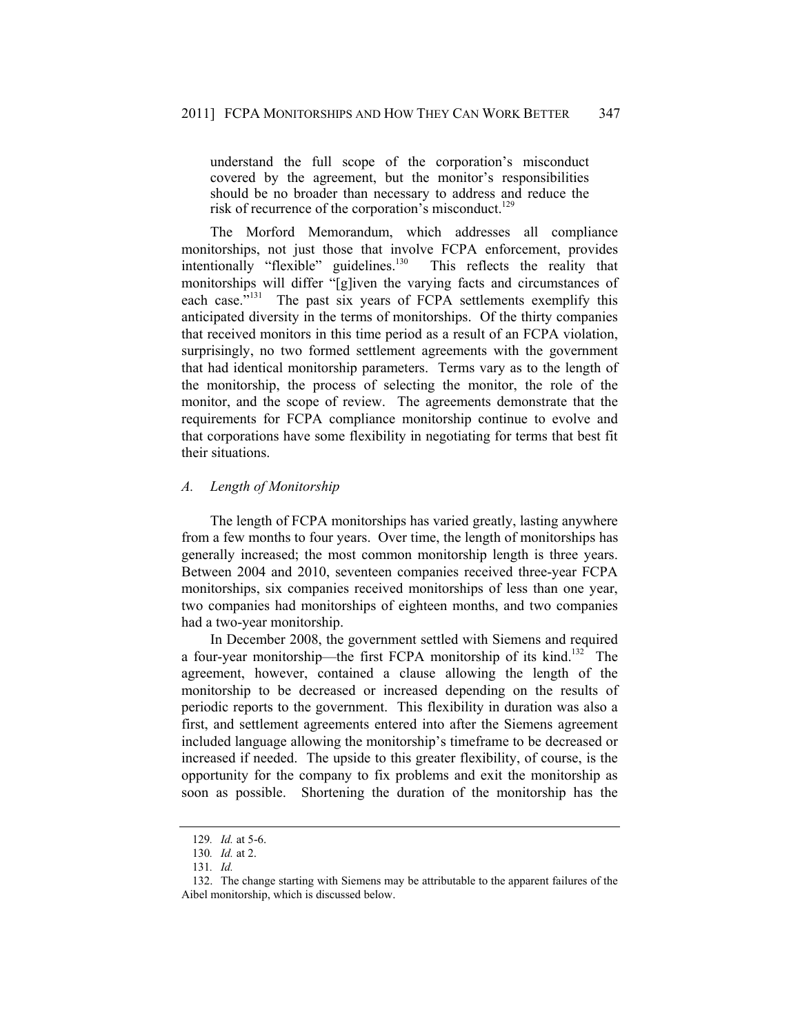> understand the full scope of the corporation's misconduct covered by the agreement, but the monitor's responsibilities should be no broader than necessary to address and reduce the risk of recurrence of the corporation's misconduct.[129]

The Morford Memorandum, which addresses all compliance monitorships, not just those that involve FCPA enforcement, provides intentionally "flexible" guidelines.[130] This reflects the reality that monitorships will differ "[g]iven the varying facts and circumstances of each case."[131] The past six years of FCPA settlements exemplify this anticipated diversity in the terms of monitorships. Of the thirty companies that received monitors in this time period as a result of an FCPA violation, surprisingly, no two formed settlement agreements with the government that had identical monitorship parameters. Terms vary as to the length of the monitorship, the process of selecting the monitor, the role of the monitor, and the scope of review. The agreements demonstrate that the requirements for FCPA compliance monitorship continue to evolve and that corporations have some flexibility in negotiating for terms that best fit their situations.

### *A. Length of Monitorship*

The length of FCPA monitorships has varied greatly, lasting anywhere from a few months to four years. Over time, the length of monitorships has generally increased; the most common monitorship length is three years. Between 2004 and 2010, seventeen companies received three-year FCPA monitorships, six companies received monitorships of less than one year, two companies had monitorships of eighteen months, and two companies had a two-year monitorship.

In December 2008, the government settled with Siemens and required a four-year monitorship—the first FCPA monitorship of its kind.[132] The agreement, however, contained a clause allowing the length of the monitorship to be decreased or increased depending on the results of periodic reports to the government. This flexibility in duration was also a first, and settlement agreements entered into after the Siemens agreement included language allowing the monitorship's timeframe to be decreased or increased if needed. The upside to this greater flexibility, of course, is the opportunity for the company to fix problems and exit the monitorship as soon as possible. Shortening the duration of the monitorship has the

---

129. *Id.* at 5-6.

130. *Id.* at 2.

131. *Id.*

132. The change starting with Siemens may be attributable to the apparent failures of the Aibel monitorship, which is discussed below.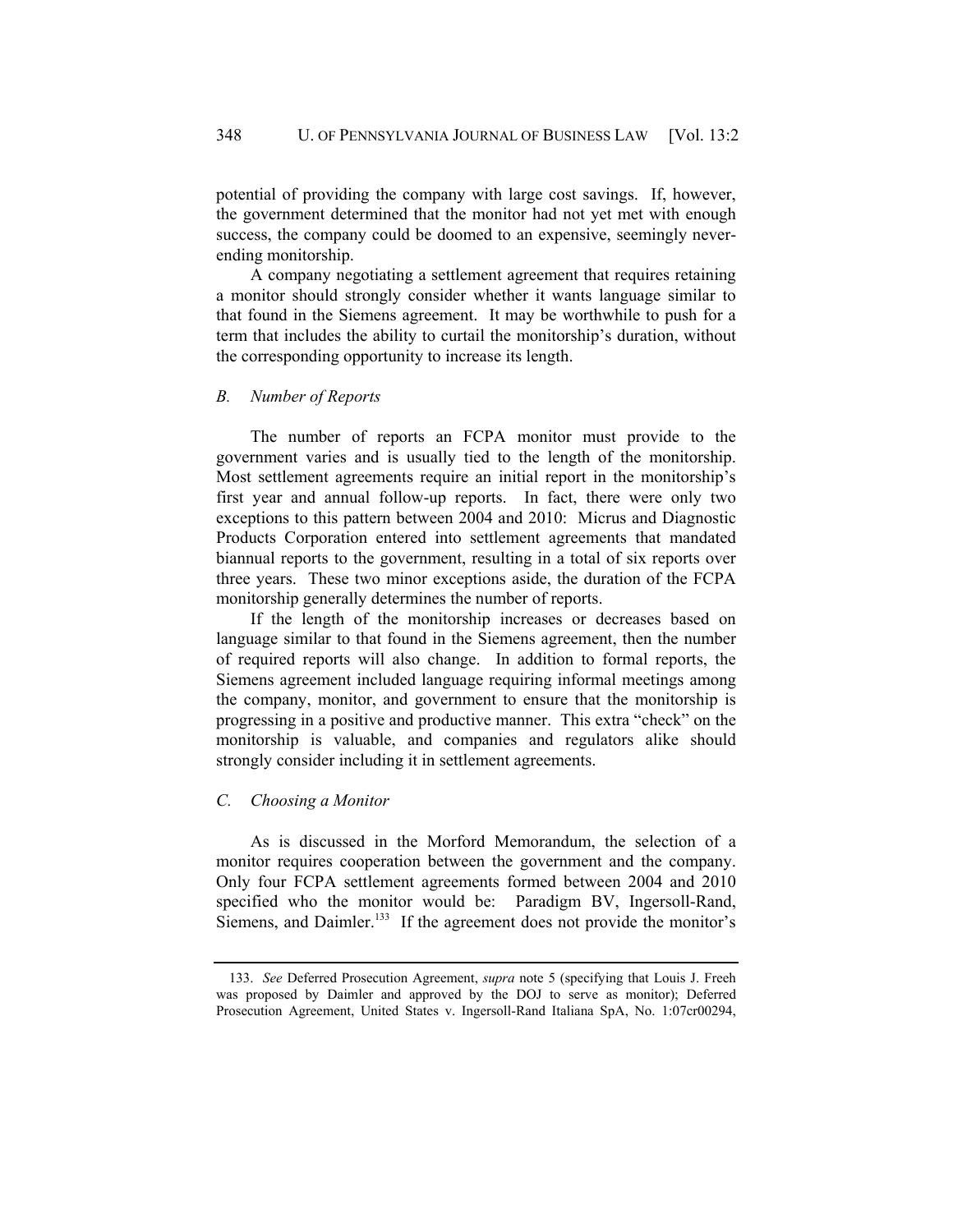potential of providing the company with large cost savings. If, however, the government determined that the monitor had not yet met with enough success, the company could be doomed to an expensive, seemingly never-ending monitorship.

A company negotiating a settlement agreement that requires retaining a monitor should strongly consider whether it wants language similar to that found in the Siemens agreement. It may be worthwhile to push for a term that includes the ability to curtail the monitorship's duration, without the corresponding opportunity to increase its length.

### *B. Number of Reports*

The number of reports an FCPA monitor must provide to the government varies and is usually tied to the length of the monitorship. Most settlement agreements require an initial report in the monitorship's first year and annual follow-up reports. In fact, there were only two exceptions to this pattern between 2004 and 2010: Micrus and Diagnostic Products Corporation entered into settlement agreements that mandated biannual reports to the government, resulting in a total of six reports over three years. These two minor exceptions aside, the duration of the FCPA monitorship generally determines the number of reports.

If the length of the monitorship increases or decreases based on language similar to that found in the Siemens agreement, then the number of required reports will also change. In addition to formal reports, the Siemens agreement included language requiring informal meetings among the company, monitor, and government to ensure that the monitorship is progressing in a positive and productive manner. This extra "check" on the monitorship is valuable, and companies and regulators alike should strongly consider including it in settlement agreements.

### *C. Choosing a Monitor*

As is discussed in the Morford Memorandum, the selection of a monitor requires cooperation between the government and the company. Only four FCPA settlement agreements formed between 2004 and 2010 specified who the monitor would be: Paradigm BV, Ingersoll-Rand, Siemens, and Daimler.[133] If the agreement does not provide the monitor's

---

133. *See* Deferred Prosecution Agreement, *supra* note 5 (specifying that Louis J. Freeh was proposed by Daimler and approved by the DOJ to serve as monitor); Deferred Prosecution Agreement, United States v. Ingersoll-Rand Italiana SpA, No. 1:07cr00294,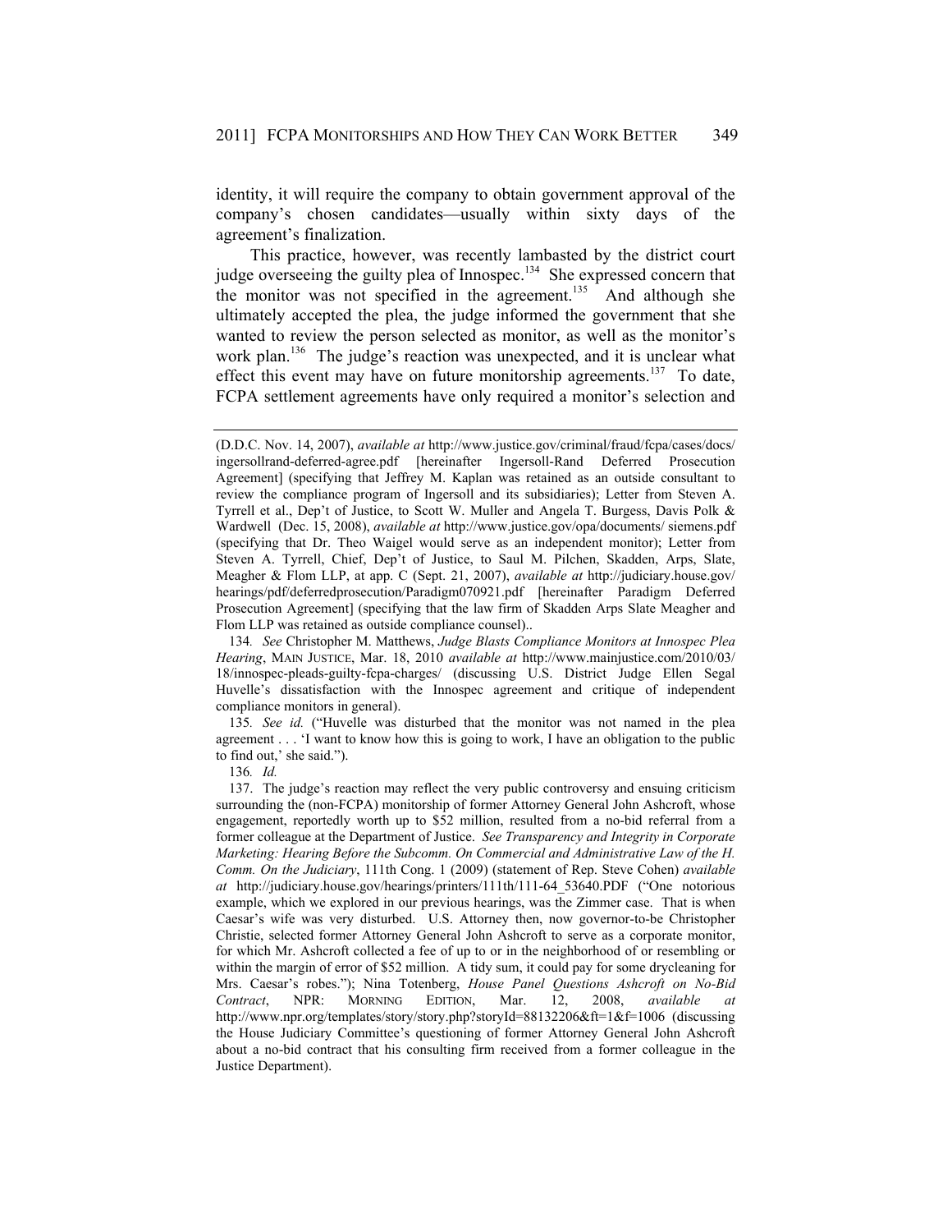identity, it will require the company to obtain government approval of the company's chosen candidates—usually within sixty days of the agreement's finalization.

This practice, however, was recently lambasted by the district court judge overseeing the guilty plea of Innospec.[134] She expressed concern that the monitor was not specified in the agreement.[135] And although she ultimately accepted the plea, the judge informed the government that she wanted to review the person selected as monitor, as well as the monitor's work plan.[136] The judge's reaction was unexpected, and it is unclear what effect this event may have on future monitorship agreements.[137] To date, FCPA settlement agreements have only required a monitor's selection and

---

(D.D.C. Nov. 14, 2007), *available at* http://www.justice.gov/criminal/fraud/fcpa/cases/docs/ingersollrand-deferred-agree.pdf [hereinafter Ingersoll-Rand Deferred Prosecution Agreement] (specifying that Jeffrey M. Kaplan was retained as an outside consultant to review the compliance program of Ingersoll and its subsidiaries); Letter from Steven A. Tyrrell et al., Dep't of Justice, to Scott W. Muller and Angela T. Burgess, Davis Polk & Wardwell (Dec. 15, 2008), *available at* http://www.justice.gov/opa/documents/ siemens.pdf (specifying that Dr. Theo Waigel would serve as an independent monitor); Letter from Steven A. Tyrrell, Chief, Dep't of Justice, to Saul M. Pilchen, Skadden, Arps, Slate, Meagher & Flom LLP, at app. C (Sept. 21, 2007), *available at* http://judiciary.house.gov/hearings/pdf/deferredprosecution/Paradigm070921.pdf [hereinafter Paradigm Deferred Prosecution Agreement] (specifying that the law firm of Skadden Arps Slate Meagher and Flom LLP was retained as outside compliance counsel)..

134. *See* Christopher M. Matthews, *Judge Blasts Compliance Monitors at Innospec Plea Hearing*, MAIN JUSTICE, Mar. 18, 2010 *available at* http://www.mainjustice.com/2010/03/18/innospec-pleads-guilty-fcpa-charges/ (discussing U.S. District Judge Ellen Segal Huvelle's dissatisfaction with the Innospec agreement and critique of independent compliance monitors in general).

135. *See id.* ("Huvelle was disturbed that the monitor was not named in the plea agreement . . . 'I want to know how this is going to work, I have an obligation to the public to find out,' she said.").

136. *Id.*

137. The judge's reaction may reflect the very public controversy and ensuing criticism surrounding the (non-FCPA) monitorship of former Attorney General John Ashcroft, whose engagement, reportedly worth up to $52 million, resulted from a no-bid referral from a former colleague at the Department of Justice. *See Transparency and Integrity in Corporate Marketing: Hearing Before the Subcomm. On Commercial and Administrative Law of the H. Comm. On the Judiciary*, 111th Cong. 1 (2009) (statement of Rep. Steve Cohen) *available at* http://judiciary.house.gov/hearings/printers/111th/111-64_53640.PDF ("One notorious example, which we explored in our previous hearings, was the Zimmer case. That is when Caesar's wife was very disturbed. U.S. Attorney then, now governor-to-be Christopher Christie, selected former Attorney General John Ashcroft to serve as a corporate monitor, for which Mr. Ashcroft collected a fee of up to or in the neighborhood of or resembling or within the margin of error of $52 million. A tidy sum, it could pay for some drycleaning for Mrs. Caesar's robes."); Nina Totenberg, *House Panel Questions Ashcroft on No-Bid Contract*, NPR: MORNING EDITION, Mar. 12, 2008, *available at* http://www.npr.org/templates/story/story.php?storyId=88132206&ft=1&f=1006 (discussing the House Judiciary Committee's questioning of former Attorney General John Ashcroft about a no-bid contract that his consulting firm received from a former colleague in the Justice Department).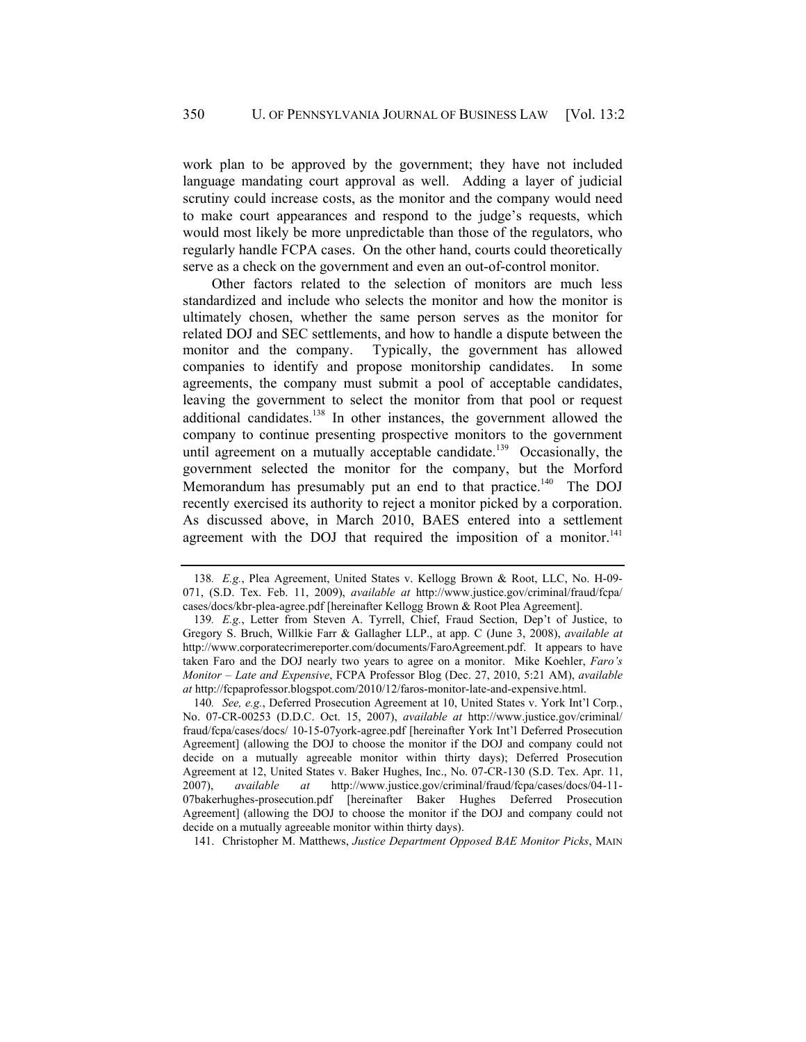work plan to be approved by the government; they have not included language mandating court approval as well. Adding a layer of judicial scrutiny could increase costs, as the monitor and the company would need to make court appearances and respond to the judge's requests, which would most likely be more unpredictable than those of the regulators, who regularly handle FCPA cases. On the other hand, courts could theoretically serve as a check on the government and even an out-of-control monitor.

Other factors related to the selection of monitors are much less standardized and include who selects the monitor and how the monitor is ultimately chosen, whether the same person serves as the monitor for related DOJ and SEC settlements, and how to handle a dispute between the monitor and the company. Typically, the government has allowed companies to identify and propose monitorship candidates. In some agreements, the company must submit a pool of acceptable candidates, leaving the government to select the monitor from that pool or request additional candidates.[138] In other instances, the government allowed the company to continue presenting prospective monitors to the government until agreement on a mutually acceptable candidate.[139] Occasionally, the government selected the monitor for the company, but the Morford Memorandum has presumably put an end to that practice.[140] The DOJ recently exercised its authority to reject a monitor picked by a corporation. As discussed above, in March 2010, BAES entered into a settlement agreement with the DOJ that required the imposition of a monitor.[141]

---

138. *E.g.*, Plea Agreement, United States v. Kellogg Brown & Root, LLC, No. H-09-071, (S.D. Tex. Feb. 11, 2009), *available at* http://www.justice.gov/criminal/fraud/fcpa/cases/docs/kbr-plea-agree.pdf [hereinafter Kellogg Brown & Root Plea Agreement].

139. *E.g.*, Letter from Steven A. Tyrrell, Chief, Fraud Section, Dep't of Justice, to Gregory S. Bruch, Willkie Farr & Gallagher LLP., at app. C (June 3, 2008), *available at* http://www.corporatecrimereporter.com/documents/FaroAgreement.pdf. It appears to have taken Faro and the DOJ nearly two years to agree on a monitor. Mike Koehler, *Faro's Monitor – Late and Expensive*, FCPA Professor Blog (Dec. 27, 2010, 5:21 AM), *available at* http://fcpaprofessor.blogspot.com/2010/12/faros-monitor-late-and-expensive.html.

140. *See, e.g.*, Deferred Prosecution Agreement at 10, United States v. York Int'l Corp., No. 07-CR-00253 (D.D.C. Oct. 15, 2007), *available at* http://www.justice.gov/criminal/fraud/fcpa/cases/docs/ 10-15-07york-agree.pdf [hereinafter York Int'l Deferred Prosecution Agreement] (allowing the DOJ to choose the monitor if the DOJ and company could not decide on a mutually agreeable monitor within thirty days); Deferred Prosecution Agreement at 12, United States v. Baker Hughes, Inc., No. 07-CR-130 (S.D. Tex. Apr. 11, 2007), *available at* http://www.justice.gov/criminal/fraud/fcpa/cases/docs/04-11-07bakerhughes-prosecution.pdf [hereinafter Baker Hughes Deferred Prosecution Agreement] (allowing the DOJ to choose the monitor if the DOJ and company could not decide on a mutually agreeable monitor within thirty days).

141. Christopher M. Matthews, *Justice Department Opposed BAE Monitor Picks*, MAIN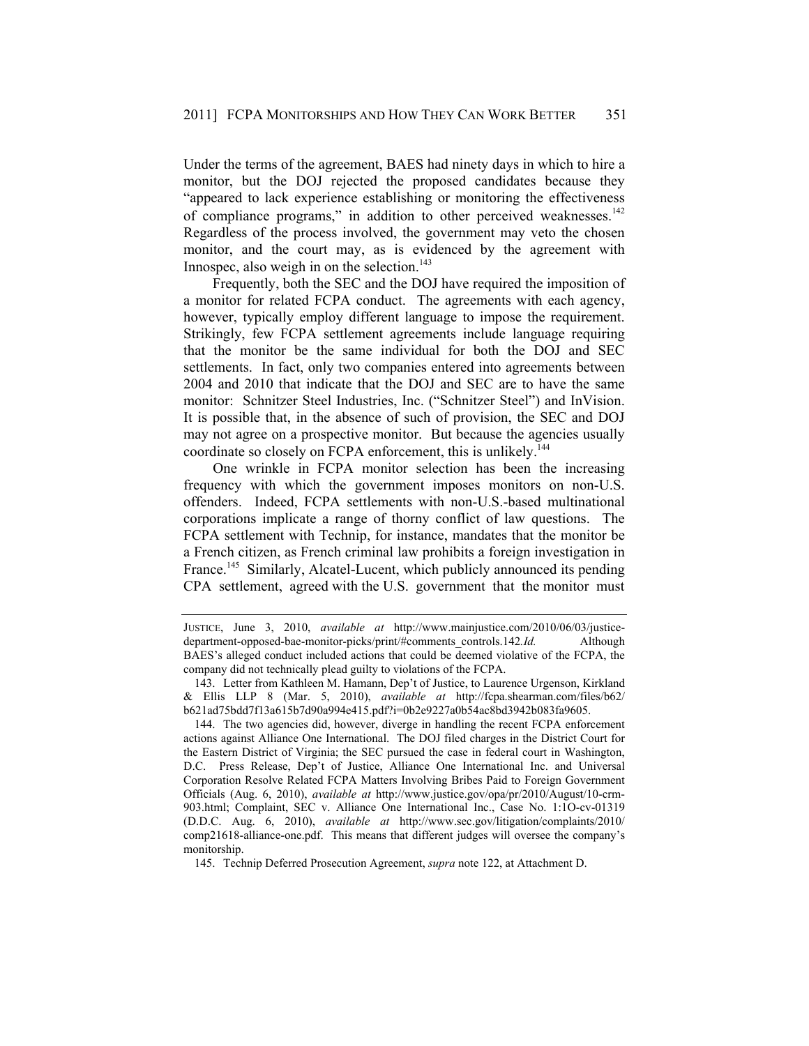Under the terms of the agreement, BAES had ninety days in which to hire a monitor, but the DOJ rejected the proposed candidates because they "appeared to lack experience establishing or monitoring the effectiveness of compliance programs," in addition to other perceived weaknesses.[142] Regardless of the process involved, the government may veto the chosen monitor, and the court may, as is evidenced by the agreement with Innospec, also weigh in on the selection.[143]

Frequently, both the SEC and the DOJ have required the imposition of a monitor for related FCPA conduct. The agreements with each agency, however, typically employ different language to impose the requirement. Strikingly, few FCPA settlement agreements include language requiring that the monitor be the same individual for both the DOJ and SEC settlements. In fact, only two companies entered into agreements between 2004 and 2010 that indicate that the DOJ and SEC are to have the same monitor: Schnitzer Steel Industries, Inc. ("Schnitzer Steel") and InVision. It is possible that, in the absence of such of provision, the SEC and DOJ may not agree on a prospective monitor. But because the agencies usually coordinate so closely on FCPA enforcement, this is unlikely.[144]

One wrinkle in FCPA monitor selection has been the increasing frequency with which the government imposes monitors on non-U.S. offenders. Indeed, FCPA settlements with non-U.S.-based multinational corporations implicate a range of thorny conflict of law questions. The FCPA settlement with Technip, for instance, mandates that the monitor be a French citizen, as French criminal law prohibits a foreign investigation in France.[145] Similarly, Alcatel-Lucent, which publicly announced its pending CPA settlement, agreed with the U.S. government that the monitor must

---

JUSTICE, June 3, 2010, *available at* http://www.mainjustice.com/2010/06/03/justice-department-opposed-bae-monitor-picks/print/#comments_controls.142.*Id.* Although BAES's alleged conduct included actions that could be deemed violative of the FCPA, the company did not technically plead guilty to violations of the FCPA.

143. Letter from Kathleen M. Hamann, Dep't of Justice, to Laurence Urgenson, Kirkland & Ellis LLP 8 (Mar. 5, 2010), *available at* http://fcpa.shearman.com/files/b62/b621ad75bdd7f13a615b7d90a994e415.pdf?i=0b2e9227a0b54ac8bd3942b083fa9605.

144. The two agencies did, however, diverge in handling the recent FCPA enforcement actions against Alliance One International. The DOJ filed charges in the District Court for the Eastern District of Virginia; the SEC pursued the case in federal court in Washington, D.C. Press Release, Dep't of Justice, Alliance One International Inc. and Universal Corporation Resolve Related FCPA Matters Involving Bribes Paid to Foreign Government Officials (Aug. 6, 2010), *available at* http://www.justice.gov/opa/pr/2010/August/10-crm-903.html; Complaint, SEC v. Alliance One International Inc., Case No. 1:1O-cv-01319 (D.D.C. Aug. 6, 2010), *available at* http://www.sec.gov/litigation/complaints/2010/comp21618-alliance-one.pdf. This means that different judges will oversee the company's monitorship.

145. Technip Deferred Prosecution Agreement, *supra* note 122, at Attachment D.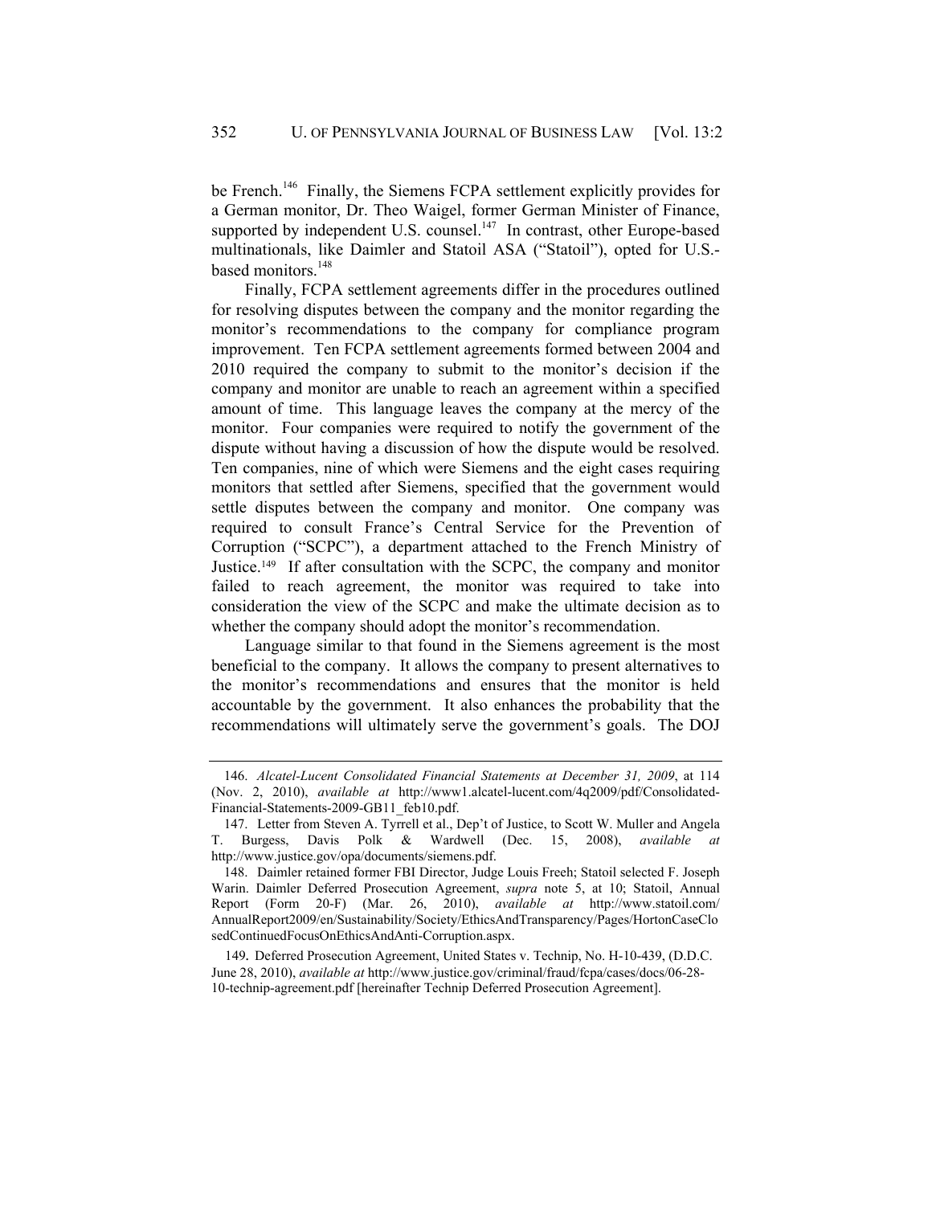be French.[146] Finally, the Siemens FCPA settlement explicitly provides for a German monitor, Dr. Theo Waigel, former German Minister of Finance, supported by independent U.S. counsel.[147] In contrast, other Europe-based multinationals, like Daimler and Statoil ASA ("Statoil"), opted for U.S.-based monitors.[148]

Finally, FCPA settlement agreements differ in the procedures outlined for resolving disputes between the company and the monitor regarding the monitor's recommendations to the company for compliance program improvement. Ten FCPA settlement agreements formed between 2004 and 2010 required the company to submit to the monitor's decision if the company and monitor are unable to reach an agreement within a specified amount of time. This language leaves the company at the mercy of the monitor. Four companies were required to notify the government of the dispute without having a discussion of how the dispute would be resolved. Ten companies, nine of which were Siemens and the eight cases requiring monitors that settled after Siemens, specified that the government would settle disputes between the company and monitor. One company was required to consult France's Central Service for the Prevention of Corruption ("SCPC"), a department attached to the French Ministry of Justice.[149] If after consultation with the SCPC, the company and monitor failed to reach agreement, the monitor was required to take into consideration the view of the SCPC and make the ultimate decision as to whether the company should adopt the monitor's recommendation.

Language similar to that found in the Siemens agreement is the most beneficial to the company. It allows the company to present alternatives to the monitor's recommendations and ensures that the monitor is held accountable by the government. It also enhances the probability that the recommendations will ultimately serve the government's goals. The DOJ

---

146. *Alcatel-Lucent Consolidated Financial Statements at December 31, 2009*, at 114 (Nov. 2, 2010), *available at* http://www1.alcatel-lucent.com/4q2009/pdf/Consolidated-Financial-Statements-2009-GB11_feb10.pdf.

147. Letter from Steven A. Tyrrell et al., Dep't of Justice, to Scott W. Muller and Angela T. Burgess, Davis Polk & Wardwell (Dec. 15, 2008), *available at* http://www.justice.gov/opa/documents/siemens.pdf.

148. Daimler retained former FBI Director, Judge Louis Freeh; Statoil selected F. Joseph Warin. Daimler Deferred Prosecution Agreement, *supra* note 5, at 10; Statoil, Annual Report (Form 20-F) (Mar. 26, 2010), *available at* http://www.statoil.com/AnnualReport2009/en/Sustainability/Society/EthicsAndTransparency/Pages/HortonCaseClosedContinuedFocusOnEthicsAndAnti-Corruption.aspx.

149. Deferred Prosecution Agreement, United States v. Technip, No. H-10-439, (D.D.C. June 28, 2010), *available at* http://www.justice.gov/criminal/fraud/fcpa/cases/docs/06-28-10-technip-agreement.pdf [hereinafter Technip Deferred Prosecution Agreement].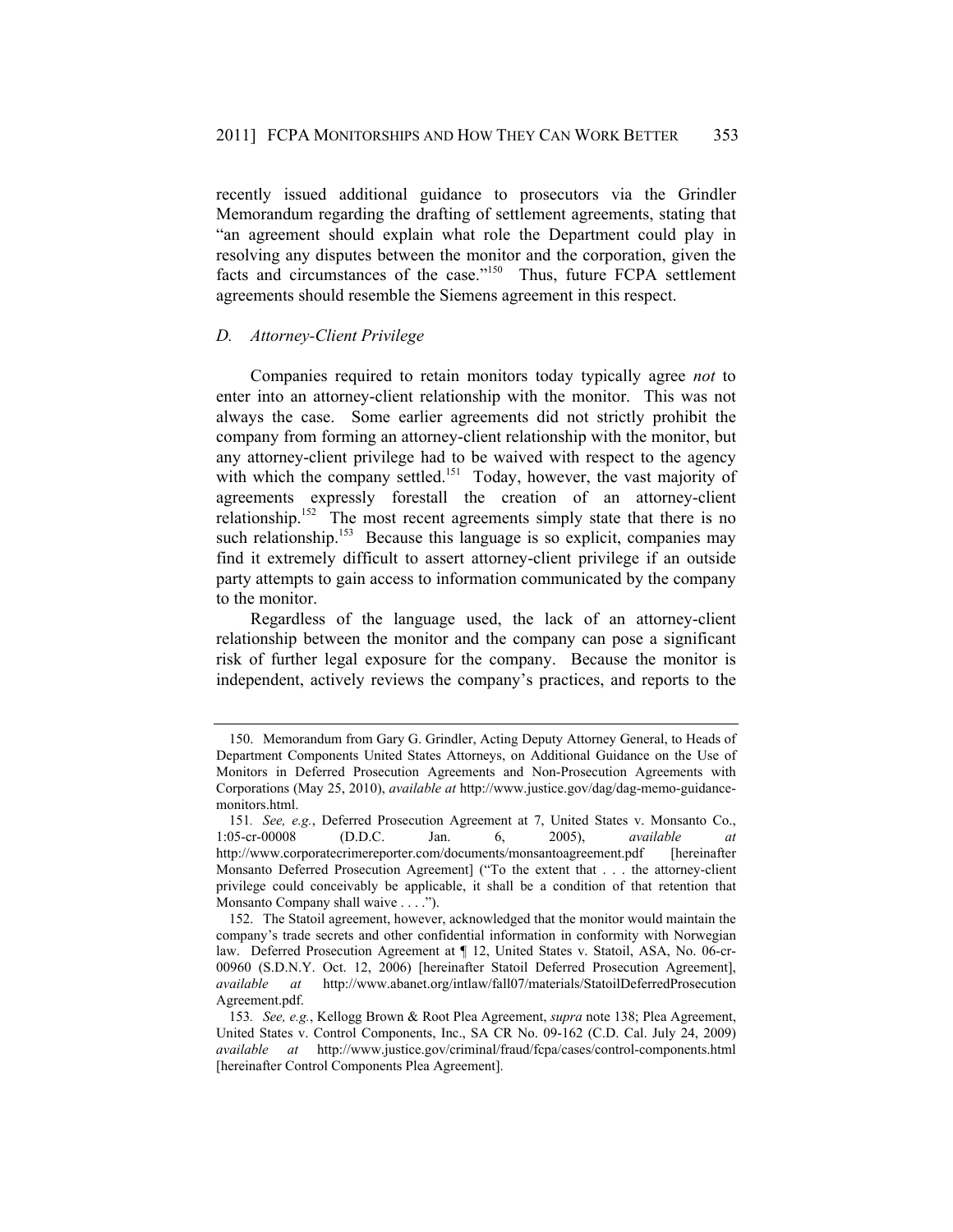recently issued additional guidance to prosecutors via the Grindler Memorandum regarding the drafting of settlement agreements, stating that "an agreement should explain what role the Department could play in resolving any disputes between the monitor and the corporation, given the facts and circumstances of the case."[150] Thus, future FCPA settlement agreements should resemble the Siemens agreement in this respect.

### *D. Attorney-Client Privilege*

Companies required to retain monitors today typically agree *not* to enter into an attorney-client relationship with the monitor. This was not always the case. Some earlier agreements did not strictly prohibit the company from forming an attorney-client relationship with the monitor, but any attorney-client privilege had to be waived with respect to the agency with which the company settled.[151] Today, however, the vast majority of agreements expressly forestall the creation of an attorney-client relationship.[152] The most recent agreements simply state that there is no such relationship.[153] Because this language is so explicit, companies may find it extremely difficult to assert attorney-client privilege if an outside party attempts to gain access to information communicated by the company to the monitor.

Regardless of the language used, the lack of an attorney-client relationship between the monitor and the company can pose a significant risk of further legal exposure for the company. Because the monitor is independent, actively reviews the company's practices, and reports to the

---

150. Memorandum from Gary G. Grindler, Acting Deputy Attorney General, to Heads of Department Components United States Attorneys, on Additional Guidance on the Use of Monitors in Deferred Prosecution Agreements and Non-Prosecution Agreements with Corporations (May 25, 2010), *available at* http://www.justice.gov/dag/dag-memo-guidance-monitors.html.

151. *See, e.g.*, Deferred Prosecution Agreement at 7, United States v. Monsanto Co., 1:05-cr-00008 (D.D.C. Jan. 6, 2005), *available at* http://www.corporatecrimereporter.com/documents/monsantoagreement.pdf [hereinafter Monsanto Deferred Prosecution Agreement] ("To the extent that . . . the attorney-client privilege could conceivably be applicable, it shall be a condition of that retention that Monsanto Company shall waive . . . .").

152. The Statoil agreement, however, acknowledged that the monitor would maintain the company's trade secrets and other confidential information in conformity with Norwegian law. Deferred Prosecution Agreement at ¶ 12, United States v. Statoil, ASA, No. 06-cr-00960 (S.D.N.Y. Oct. 12, 2006) [hereinafter Statoil Deferred Prosecution Agreement], *available at* http://www.abanet.org/intlaw/fall07/materials/StatoilDeferredProsecutionAgreement.pdf.

153. *See, e.g.*, Kellogg Brown & Root Plea Agreement, *supra* note 138; Plea Agreement, United States v. Control Components, Inc., SA CR No. 09-162 (C.D. Cal. July 24, 2009) *available at* http://www.justice.gov/criminal/fraud/fcpa/cases/control-components.html [hereinafter Control Components Plea Agreement].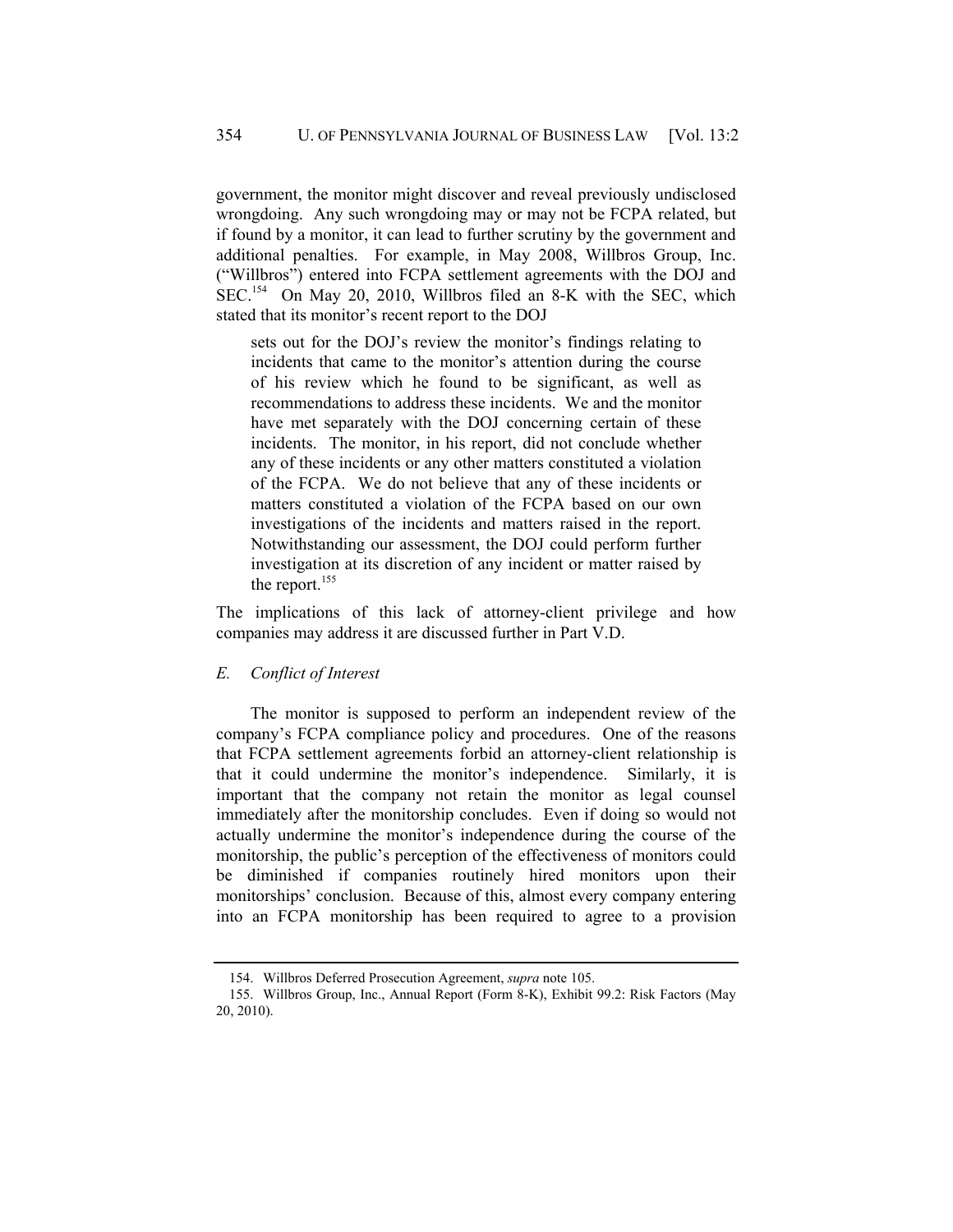government, the monitor might discover and reveal previously undisclosed wrongdoing. Any such wrongdoing may or may not be FCPA related, but if found by a monitor, it can lead to further scrutiny by the government and additional penalties. For example, in May 2008, Willbros Group, Inc. ("Willbros") entered into FCPA settlement agreements with the DOJ and SEC.[154] On May 20, 2010, Willbros filed an 8-K with the SEC, which stated that its monitor's recent report to the DOJ

> sets out for the DOJ's review the monitor's findings relating to incidents that came to the monitor's attention during the course of his review which he found to be significant, as well as recommendations to address these incidents. We and the monitor have met separately with the DOJ concerning certain of these incidents. The monitor, in his report, did not conclude whether any of these incidents or any other matters constituted a violation of the FCPA. We do not believe that any of these incidents or matters constituted a violation of the FCPA based on our own investigations of the incidents and matters raised in the report. Notwithstanding our assessment, the DOJ could perform further investigation at its discretion of any incident or matter raised by the report.[155]

The implications of this lack of attorney-client privilege and how companies may address it are discussed further in Part V.D.

### *E. Conflict of Interest*

The monitor is supposed to perform an independent review of the company's FCPA compliance policy and procedures. One of the reasons that FCPA settlement agreements forbid an attorney-client relationship is that it could undermine the monitor's independence. Similarly, it is important that the company not retain the monitor as legal counsel immediately after the monitorship concludes. Even if doing so would not actually undermine the monitor's independence during the course of the monitorship, the public's perception of the effectiveness of monitors could be diminished if companies routinely hired monitors upon their monitorships' conclusion. Because of this, almost every company entering into an FCPA monitorship has been required to agree to a provision

---

154. Willbros Deferred Prosecution Agreement, *supra* note 105.

155. Willbros Group, Inc., Annual Report (Form 8-K), Exhibit 99.2: Risk Factors (May 20, 2010).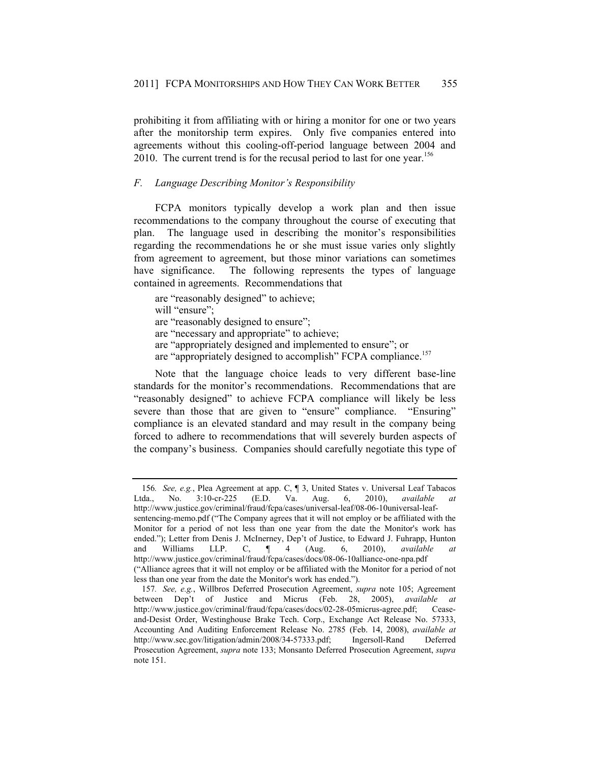prohibiting it from affiliating with or hiring a monitor for one or two years after the monitorship term expires. Only five companies entered into agreements without this cooling-off-period language between 2004 and 2010. The current trend is for the recusal period to last for one year.[156]

### *F. Language Describing Monitor's Responsibility*

FCPA monitors typically develop a work plan and then issue recommendations to the company throughout the course of executing that plan. The language used in describing the monitor's responsibilities regarding the recommendations he or she must issue varies only slightly from agreement to agreement, but those minor variations can sometimes have significance. The following represents the types of language contained in agreements. Recommendations that

> are "reasonably designed" to achieve;
> will "ensure";
> are "reasonably designed to ensure";
> are "necessary and appropriate" to achieve;
> are "appropriately designed and implemented to ensure"; or
> are "appropriately designed to accomplish" FCPA compliance.[157]

Note that the language choice leads to very different base-line standards for the monitor's recommendations. Recommendations that are "reasonably designed" to achieve FCPA compliance will likely be less severe than those that are given to "ensure" compliance. "Ensuring" compliance is an elevated standard and may result in the company being forced to adhere to recommendations that will severely burden aspects of the company's business. Companies should carefully negotiate this type of

---

156. *See, e.g.*, Plea Agreement at app. C, ¶ 3, United States v. Universal Leaf Tabacos Ltda., No. 3:10-cr-225 (E.D. Va. Aug. 6, 2010), *available at* http://www.justice.gov/criminal/fraud/fcpa/cases/universal-leaf/08-06-10universal-leaf-sentencing-memo.pdf ("The Company agrees that it will not employ or be affiliated with the Monitor for a period of not less than one year from the date the Monitor's work has ended."); Letter from Denis J. McInerney, Dep't of Justice, to Edward J. Fuhrapp, Hunton and Williams LLP. C, ¶ 4 (Aug. 6, 2010), *available at* http://www.justice.gov/criminal/fraud/fcpa/cases/docs/08-06-10alliance-one-npa.pdf ("Alliance agrees that it will not employ or be affiliated with the Monitor for a period of not less than one year from the date the Monitor's work has ended.").

157. *See, e.g.*, Willbros Deferred Prosecution Agreement, *supra* note 105; Agreement between Dep't of Justice and Micrus (Feb. 28, 2005), *available at* http://www.justice.gov/criminal/fraud/fcpa/cases/docs/02-28-05micrus-agree.pdf; Cease-and-Desist Order, Westinghouse Brake Tech. Corp., Exchange Act Release No. 57333, Accounting And Auditing Enforcement Release No. 2785 (Feb. 14, 2008), *available at* http://www.sec.gov/litigation/admin/2008/34-57333.pdf; Ingersoll-Rand Deferred Prosecution Agreement, *supra* note 133; Monsanto Deferred Prosecution Agreement, *supra* note 151.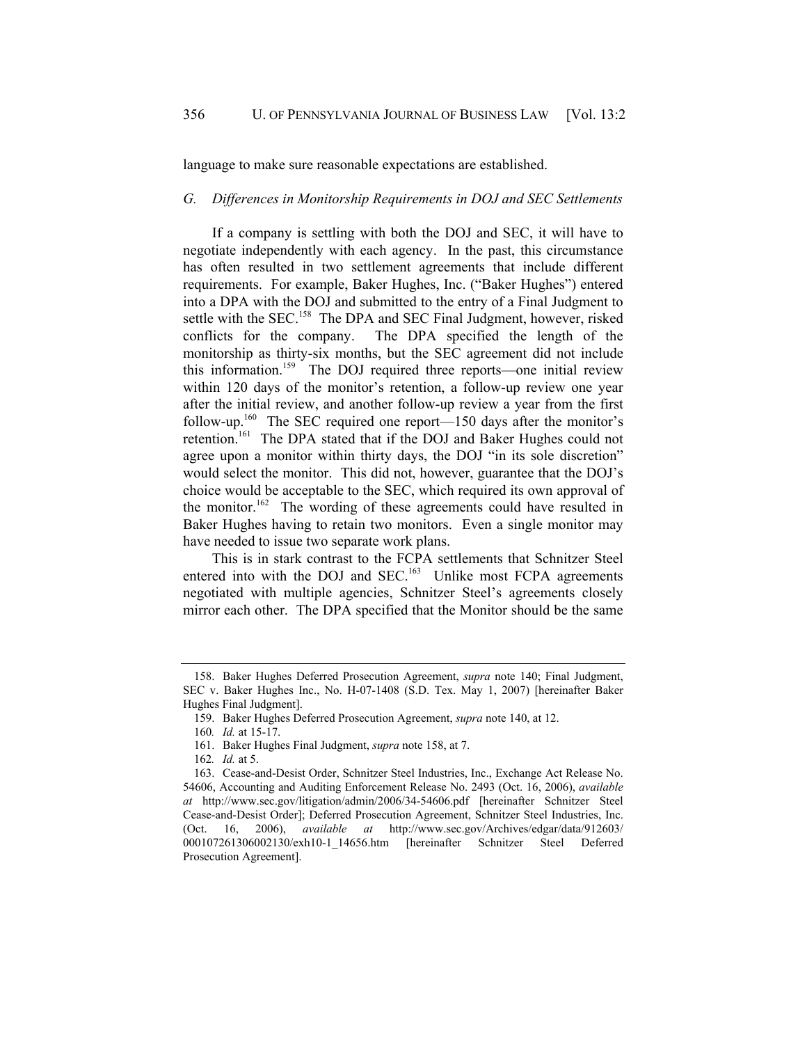language to make sure reasonable expectations are established.

### *G. Differences in Monitorship Requirements in DOJ and SEC Settlements*

If a company is settling with both the DOJ and SEC, it will have to negotiate independently with each agency. In the past, this circumstance has often resulted in two settlement agreements that include different requirements. For example, Baker Hughes, Inc. ("Baker Hughes") entered into a DPA with the DOJ and submitted to the entry of a Final Judgment to settle with the SEC.[158] The DPA and SEC Final Judgment, however, risked conflicts for the company. The DPA specified the length of the monitorship as thirty-six months, but the SEC agreement did not include this information.[159] The DOJ required three reports—one initial review within 120 days of the monitor's retention, a follow-up review one year after the initial review, and another follow-up review a year from the first follow-up.[160] The SEC required one report—150 days after the monitor's retention.[161] The DPA stated that if the DOJ and Baker Hughes could not agree upon a monitor within thirty days, the DOJ "in its sole discretion" would select the monitor. This did not, however, guarantee that the DOJ's choice would be acceptable to the SEC, which required its own approval of the monitor.[162] The wording of these agreements could have resulted in Baker Hughes having to retain two monitors. Even a single monitor may have needed to issue two separate work plans.

This is in stark contrast to the FCPA settlements that Schnitzer Steel entered into with the DOJ and SEC.[163] Unlike most FCPA agreements negotiated with multiple agencies, Schnitzer Steel's agreements closely mirror each other. The DPA specified that the Monitor should be the same

---

158. Baker Hughes Deferred Prosecution Agreement, *supra* note 140; Final Judgment, SEC v. Baker Hughes Inc., No. H-07-1408 (S.D. Tex. May 1, 2007) [hereinafter Baker Hughes Final Judgment].

159. Baker Hughes Deferred Prosecution Agreement, *supra* note 140, at 12.

160. *Id.* at 15-17.

161. Baker Hughes Final Judgment, *supra* note 158, at 7.

162. *Id.* at 5.

163. Cease-and-Desist Order, Schnitzer Steel Industries, Inc., Exchange Act Release No. 54606, Accounting and Auditing Enforcement Release No. 2493 (Oct. 16, 2006), *available at* http://www.sec.gov/litigation/admin/2006/34-54606.pdf [hereinafter Schnitzer Steel Cease-and-Desist Order]; Deferred Prosecution Agreement, Schnitzer Steel Industries, Inc. (Oct. 16, 2006), *available at* http://www.sec.gov/Archives/edgar/data/912603/000107261306002130/exh10-1_14656.htm [hereinafter Schnitzer Steel Deferred Prosecution Agreement].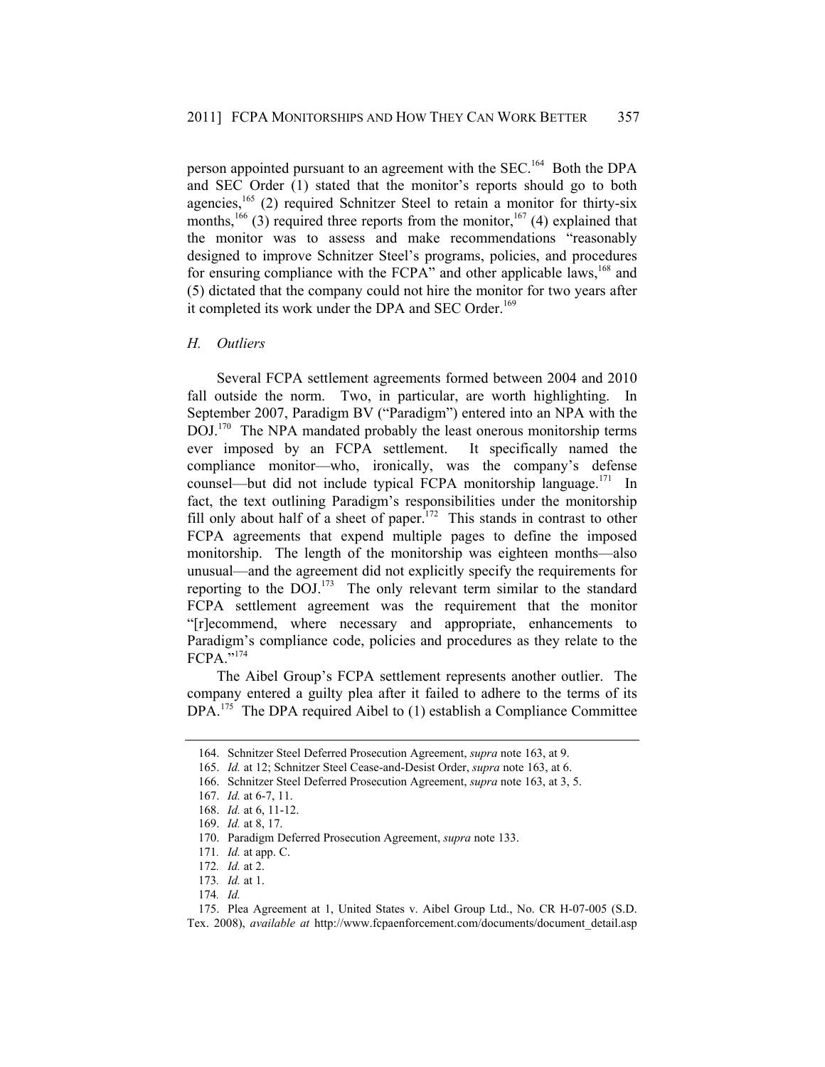person appointed pursuant to an agreement with the SEC.[164] Both the DPA and SEC Order (1) stated that the monitor's reports should go to both agencies,[165] (2) required Schnitzer Steel to retain a monitor for thirty-six months,[166] (3) required three reports from the monitor,[167] (4) explained that the monitor was to assess and make recommendations "reasonably designed to improve Schnitzer Steel's programs, policies, and procedures for ensuring compliance with the FCPA" and other applicable laws,[168] and (5) dictated that the company could not hire the monitor for two years after it completed its work under the DPA and SEC Order.[169]

### *H. Outliers*

Several FCPA settlement agreements formed between 2004 and 2010 fall outside the norm. Two, in particular, are worth highlighting. In September 2007, Paradigm BV ("Paradigm") entered into an NPA with the DOJ.[170] The NPA mandated probably the least onerous monitorship terms ever imposed by an FCPA settlement. It specifically named the compliance monitor—who, ironically, was the company's defense counsel—but did not include typical FCPA monitorship language.[171] In fact, the text outlining Paradigm's responsibilities under the monitorship fill only about half of a sheet of paper.[172] This stands in contrast to other FCPA agreements that expend multiple pages to define the imposed monitorship. The length of the monitorship was eighteen months—also unusual—and the agreement did not explicitly specify the requirements for reporting to the DOJ.[173] The only relevant term similar to the standard FCPA settlement agreement was the requirement that the monitor "[r]ecommend, where necessary and appropriate, enhancements to Paradigm's compliance code, policies and procedures as they relate to the FCPA."[174]

The Aibel Group's FCPA settlement represents another outlier. The company entered a guilty plea after it failed to adhere to the terms of its DPA.[175] The DPA required Aibel to (1) establish a Compliance Committee

---

164. Schnitzer Steel Deferred Prosecution Agreement, *supra* note 163, at 9.

165. *Id.* at 12; Schnitzer Steel Cease-and-Desist Order, *supra* note 163, at 6.

166. Schnitzer Steel Deferred Prosecution Agreement, *supra* note 163, at 3, 5.

167. *Id.* at 6-7, 11.

168. *Id.* at 6, 11-12.

169. *Id.* at 8, 17.

170. Paradigm Deferred Prosecution Agreement, *supra* note 133.

171. *Id.* at app. C.

172. *Id.* at 2.

173. *Id.* at 1.

174. *Id.*

175. Plea Agreement at 1, United States v. Aibel Group Ltd., No. CR H-07-005 (S.D. Tex. 2008), *available at* http://www.fcpaenforcement.com/documents/document_detail.asp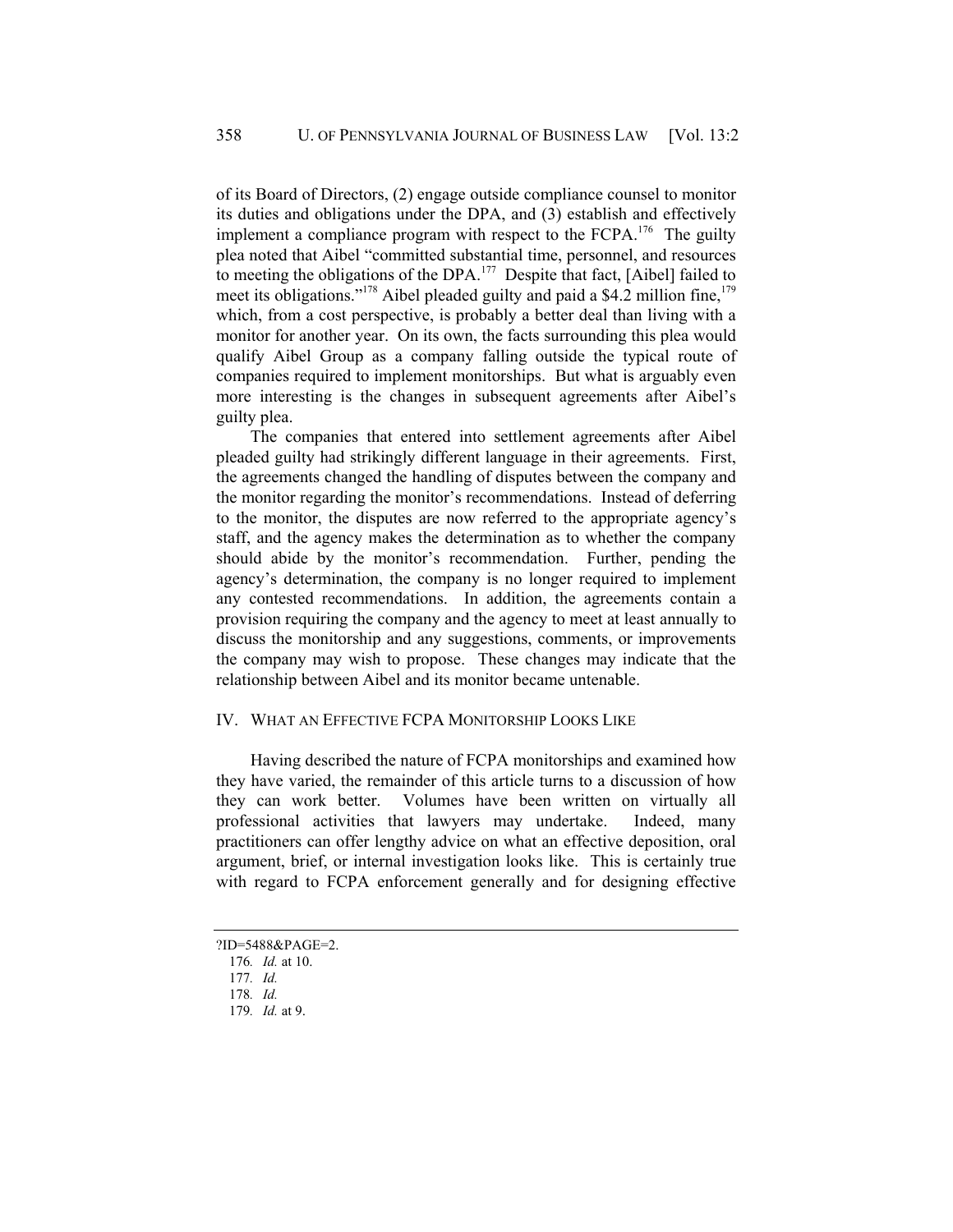of its Board of Directors, (2) engage outside compliance counsel to monitor its duties and obligations under the DPA, and (3) establish and effectively implement a compliance program with respect to the FCPA.[176] The guilty plea noted that Aibel "committed substantial time, personnel, and resources to meeting the obligations of the DPA.[177] Despite that fact, [Aibel] failed to meet its obligations."[178] Aibel pleaded guilty and paid a $4.2 million fine,[179] which, from a cost perspective, is probably a better deal than living with a monitor for another year. On its own, the facts surrounding this plea would qualify Aibel Group as a company falling outside the typical route of companies required to implement monitorships. But what is arguably even more interesting is the changes in subsequent agreements after Aibel's guilty plea.

The companies that entered into settlement agreements after Aibel pleaded guilty had strikingly different language in their agreements. First, the agreements changed the handling of disputes between the company and the monitor regarding the monitor's recommendations. Instead of deferring to the monitor, the disputes are now referred to the appropriate agency's staff, and the agency makes the determination as to whether the company should abide by the monitor's recommendation. Further, pending the agency's determination, the company is no longer required to implement any contested recommendations. In addition, the agreements contain a provision requiring the company and the agency to meet at least annually to discuss the monitorship and any suggestions, comments, or improvements the company may wish to propose. These changes may indicate that the relationship between Aibel and its monitor became untenable.

## IV. WHAT AN EFFECTIVE FCPA MONITORSHIP LOOKS LIKE

Having described the nature of FCPA monitorships and examined how they have varied, the remainder of this article turns to a discussion of how they can work better. Volumes have been written on virtually all professional activities that lawyers may undertake. Indeed, many practitioners can offer lengthy advice on what an effective deposition, oral argument, brief, or internal investigation looks like. This is certainly true with regard to FCPA enforcement generally and for designing effective

?ID=5488&PAGE=2.

176. *Id.* at 10.

177. *Id.*

178. *Id.*

179. *Id.* at 9.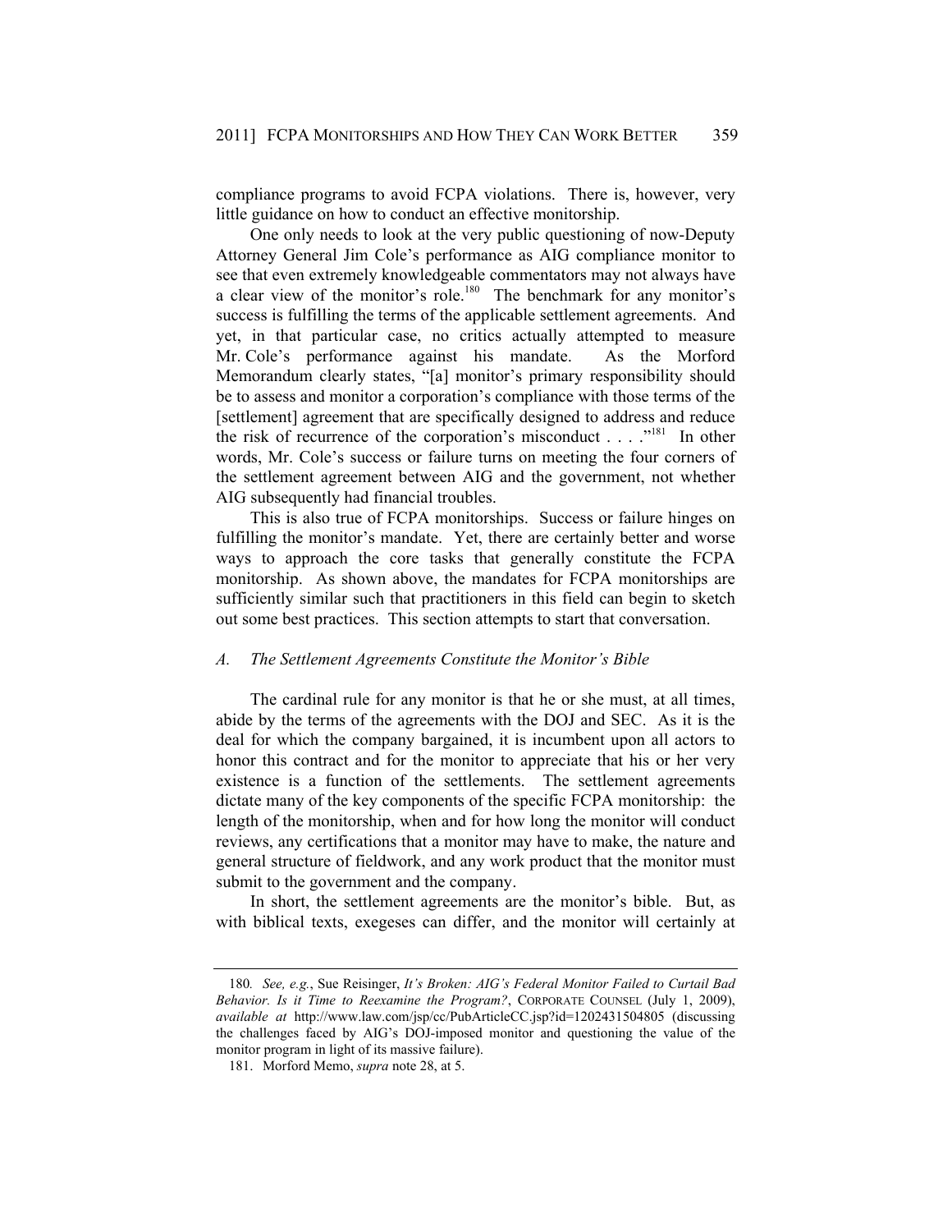compliance programs to avoid FCPA violations. There is, however, very little guidance on how to conduct an effective monitorship.

One only needs to look at the very public questioning of now-Deputy Attorney General Jim Cole's performance as AIG compliance monitor to see that even extremely knowledgeable commentators may not always have a clear view of the monitor's role.[180] The benchmark for any monitor's success is fulfilling the terms of the applicable settlement agreements. And yet, in that particular case, no critics actually attempted to measure Mr. Cole's performance against his mandate. As the Morford Memorandum clearly states, "[a] monitor's primary responsibility should be to assess and monitor a corporation's compliance with those terms of the [settlement] agreement that are specifically designed to address and reduce the risk of recurrence of the corporation's misconduct . . . ."[181] In other words, Mr. Cole's success or failure turns on meeting the four corners of the settlement agreement between AIG and the government, not whether AIG subsequently had financial troubles.

This is also true of FCPA monitorships. Success or failure hinges on fulfilling the monitor's mandate. Yet, there are certainly better and worse ways to approach the core tasks that generally constitute the FCPA monitorship. As shown above, the mandates for FCPA monitorships are sufficiently similar such that practitioners in this field can begin to sketch out some best practices. This section attempts to start that conversation.

### *A. The Settlement Agreements Constitute the Monitor's Bible*

The cardinal rule for any monitor is that he or she must, at all times, abide by the terms of the agreements with the DOJ and SEC. As it is the deal for which the company bargained, it is incumbent upon all actors to honor this contract and for the monitor to appreciate that his or her very existence is a function of the settlements. The settlement agreements dictate many of the key components of the specific FCPA monitorship: the length of the monitorship, when and for how long the monitor will conduct reviews, any certifications that a monitor may have to make, the nature and general structure of fieldwork, and any work product that the monitor must submit to the government and the company.

In short, the settlement agreements are the monitor's bible. But, as with biblical texts, exegeses can differ, and the monitor will certainly at

---

180. *See, e.g.*, Sue Reisinger, *It's Broken: AIG's Federal Monitor Failed to Curtail Bad Behavior. Is it Time to Reexamine the Program?*, CORPORATE COUNSEL (July 1, 2009), *available at* http://www.law.com/jsp/cc/PubArticleCC.jsp?id=1202431504805 (discussing the challenges faced by AIG's DOJ-imposed monitor and questioning the value of the monitor program in light of its massive failure).

181. Morford Memo, *supra* note 28, at 5.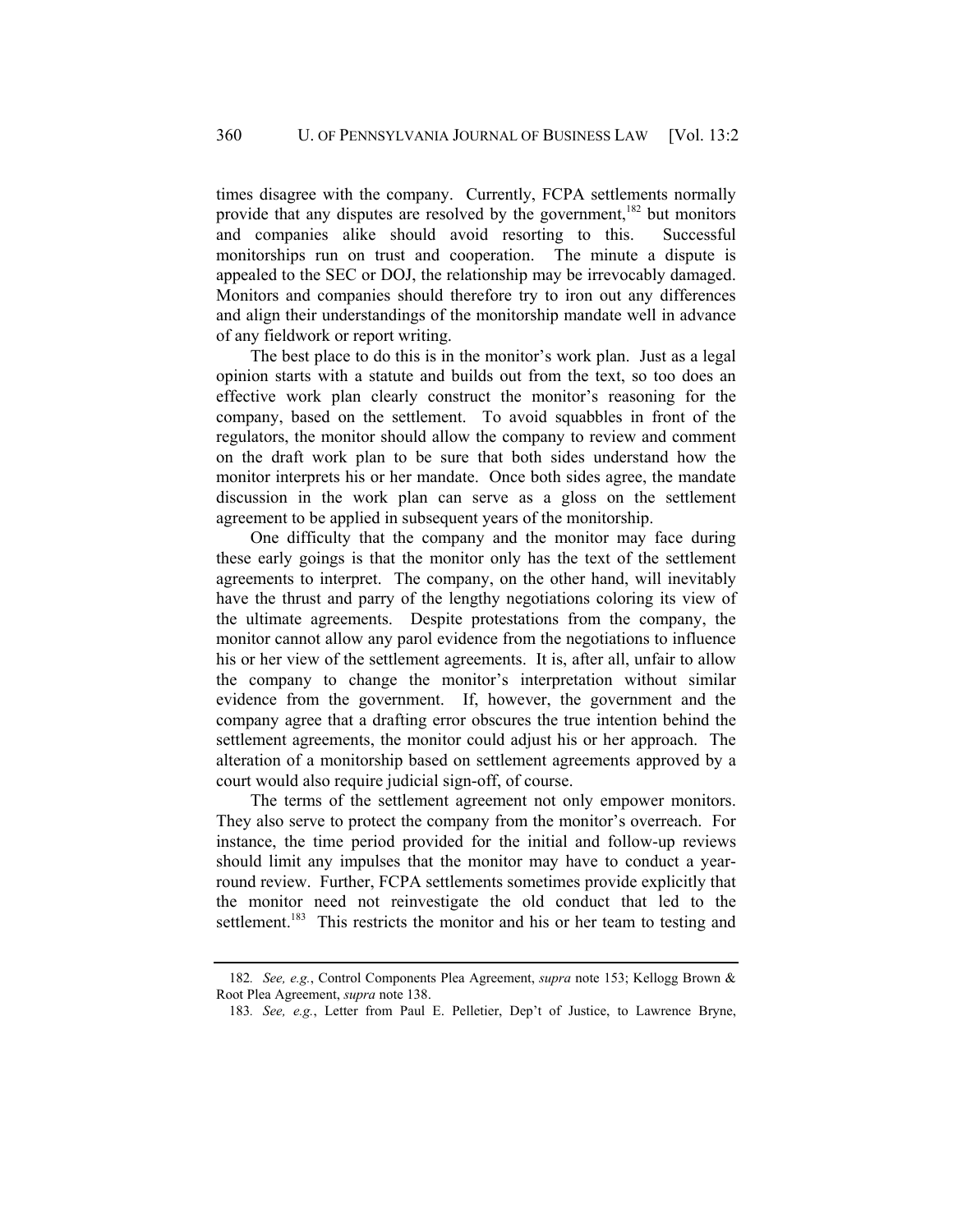times disagree with the company. Currently, FCPA settlements normally provide that any disputes are resolved by the government,[182] but monitors and companies alike should avoid resorting to this. Successful monitorships run on trust and cooperation. The minute a dispute is appealed to the SEC or DOJ, the relationship may be irrevocably damaged. Monitors and companies should therefore try to iron out any differences and align their understandings of the monitorship mandate well in advance of any fieldwork or report writing.

The best place to do this is in the monitor's work plan. Just as a legal opinion starts with a statute and builds out from the text, so too does an effective work plan clearly construct the monitor's reasoning for the company, based on the settlement. To avoid squabbles in front of the regulators, the monitor should allow the company to review and comment on the draft work plan to be sure that both sides understand how the monitor interprets his or her mandate. Once both sides agree, the mandate discussion in the work plan can serve as a gloss on the settlement agreement to be applied in subsequent years of the monitorship.

One difficulty that the company and the monitor may face during these early goings is that the monitor only has the text of the settlement agreements to interpret. The company, on the other hand, will inevitably have the thrust and parry of the lengthy negotiations coloring its view of the ultimate agreements. Despite protestations from the company, the monitor cannot allow any parol evidence from the negotiations to influence his or her view of the settlement agreements. It is, after all, unfair to allow the company to change the monitor's interpretation without similar evidence from the government. If, however, the government and the company agree that a drafting error obscures the true intention behind the settlement agreements, the monitor could adjust his or her approach. The alteration of a monitorship based on settlement agreements approved by a court would also require judicial sign-off, of course.

The terms of the settlement agreement not only empower monitors. They also serve to protect the company from the monitor's overreach. For instance, the time period provided for the initial and follow-up reviews should limit any impulses that the monitor may have to conduct a year-round review. Further, FCPA settlements sometimes provide explicitly that the monitor need not reinvestigate the old conduct that led to the settlement.[183] This restricts the monitor and his or her team to testing and

---

182. *See, e.g.*, Control Components Plea Agreement, *supra* note 153; Kellogg Brown & Root Plea Agreement, *supra* note 138.

183. *See, e.g.*, Letter from Paul E. Pelletier, Dep't of Justice, to Lawrence Bryne,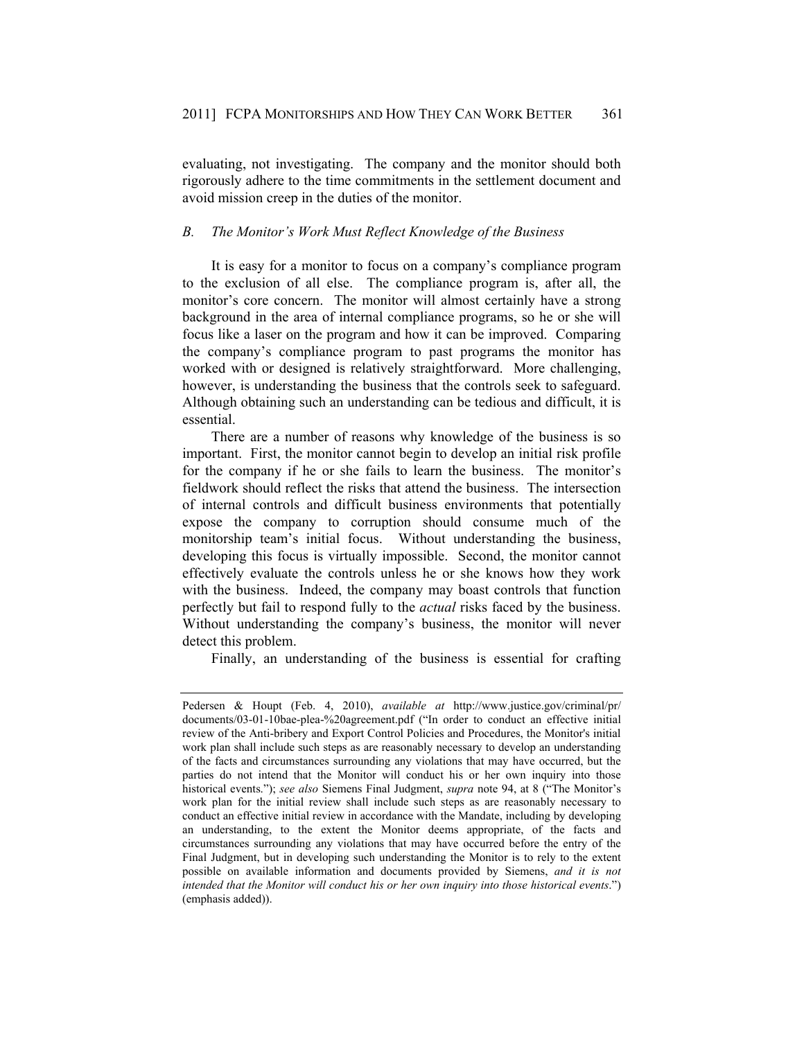evaluating, not investigating. The company and the monitor should both rigorously adhere to the time commitments in the settlement document and avoid mission creep in the duties of the monitor.

### *B. The Monitor's Work Must Reflect Knowledge of the Business*

It is easy for a monitor to focus on a company's compliance program to the exclusion of all else. The compliance program is, after all, the monitor's core concern. The monitor will almost certainly have a strong background in the area of internal compliance programs, so he or she will focus like a laser on the program and how it can be improved. Comparing the company's compliance program to past programs the monitor has worked with or designed is relatively straightforward. More challenging, however, is understanding the business that the controls seek to safeguard. Although obtaining such an understanding can be tedious and difficult, it is essential.

There are a number of reasons why knowledge of the business is so important. First, the monitor cannot begin to develop an initial risk profile for the company if he or she fails to learn the business. The monitor's fieldwork should reflect the risks that attend the business. The intersection of internal controls and difficult business environments that potentially expose the company to corruption should consume much of the monitorship team's initial focus. Without understanding the business, developing this focus is virtually impossible. Second, the monitor cannot effectively evaluate the controls unless he or she knows how they work with the business. Indeed, the company may boast controls that function perfectly but fail to respond fully to the *actual* risks faced by the business. Without understanding the company's business, the monitor will never detect this problem.

Finally, an understanding of the business is essential for crafting

---

Pedersen & Houpt (Feb. 4, 2010), *available at* http://www.justice.gov/criminal/pr/documents/03-01-10bae-plea-%20agreement.pdf ("In order to conduct an effective initial review of the Anti-bribery and Export Control Policies and Procedures, the Monitor's initial work plan shall include such steps as are reasonably necessary to develop an understanding of the facts and circumstances surrounding any violations that may have occurred, but the parties do not intend that the Monitor will conduct his or her own inquiry into those historical events."); *see also* Siemens Final Judgment, *supra* note 94, at 8 ("The Monitor's work plan for the initial review shall include such steps as are reasonably necessary to conduct an effective initial review in accordance with the Mandate, including by developing an understanding, to the extent the Monitor deems appropriate, of the facts and circumstances surrounding any violations that may have occurred before the entry of the Final Judgment, but in developing such understanding the Monitor is to rely to the extent possible on available information and documents provided by Siemens, *and it is not intended that the Monitor will conduct his or her own inquiry into those historical events*.") (emphasis added)).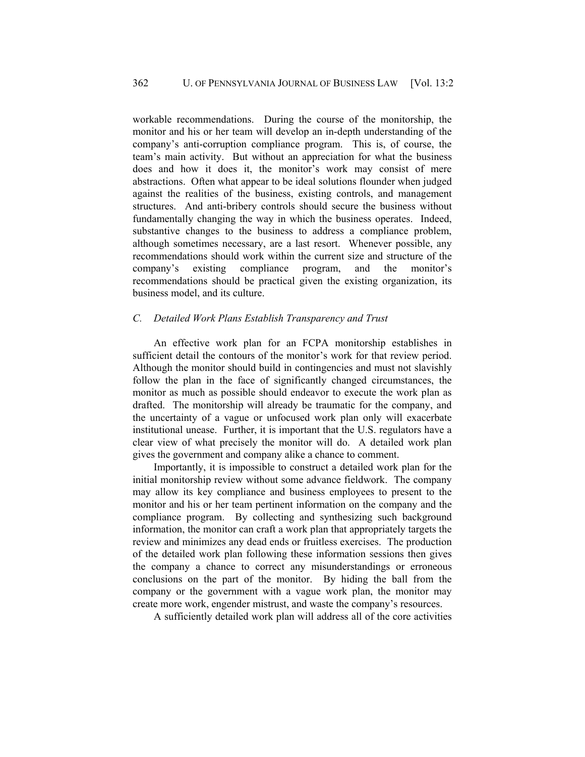workable recommendations. During the course of the monitorship, the monitor and his or her team will develop an in-depth understanding of the company's anti-corruption compliance program. This is, of course, the team's main activity. But without an appreciation for what the business does and how it does it, the monitor's work may consist of mere abstractions. Often what appear to be ideal solutions flounder when judged against the realities of the business, existing controls, and management structures. And anti-bribery controls should secure the business without fundamentally changing the way in which the business operates. Indeed, substantive changes to the business to address a compliance problem, although sometimes necessary, are a last resort. Whenever possible, any recommendations should work within the current size and structure of the company's existing compliance program, and the monitor's recommendations should be practical given the existing organization, its business model, and its culture.

### *C. Detailed Work Plans Establish Transparency and Trust*

An effective work plan for an FCPA monitorship establishes in sufficient detail the contours of the monitor's work for that review period. Although the monitor should build in contingencies and must not slavishly follow the plan in the face of significantly changed circumstances, the monitor as much as possible should endeavor to execute the work plan as drafted. The monitorship will already be traumatic for the company, and the uncertainty of a vague or unfocused work plan only will exacerbate institutional unease. Further, it is important that the U.S. regulators have a clear view of what precisely the monitor will do. A detailed work plan gives the government and company alike a chance to comment.

Importantly, it is impossible to construct a detailed work plan for the initial monitorship review without some advance fieldwork. The company may allow its key compliance and business employees to present to the monitor and his or her team pertinent information on the company and the compliance program. By collecting and synthesizing such background information, the monitor can craft a work plan that appropriately targets the review and minimizes any dead ends or fruitless exercises. The production of the detailed work plan following these information sessions then gives the company a chance to correct any misunderstandings or erroneous conclusions on the part of the monitor. By hiding the ball from the company or the government with a vague work plan, the monitor may create more work, engender mistrust, and waste the company's resources.

A sufficiently detailed work plan will address all of the core activities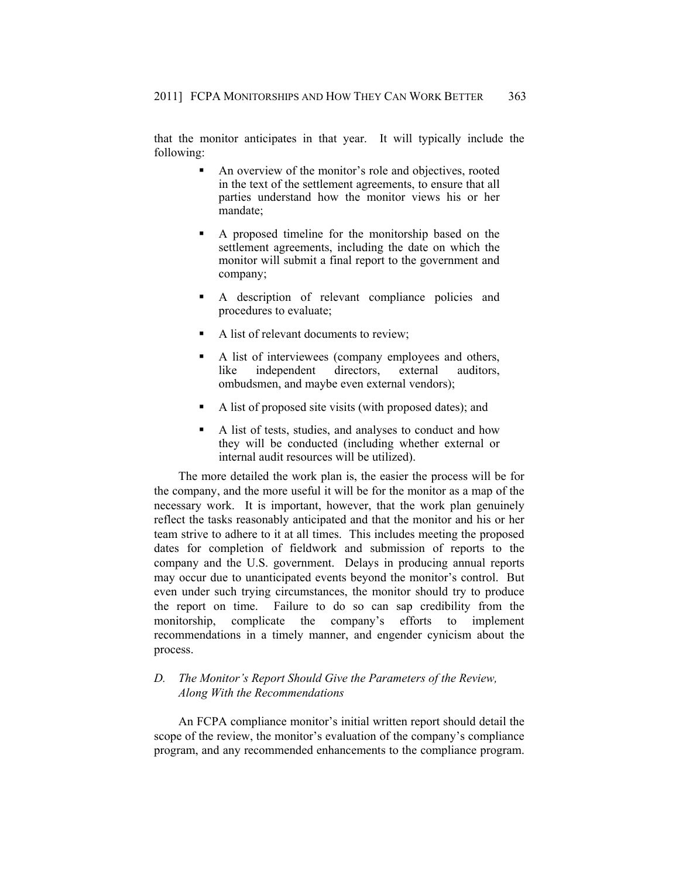that the monitor anticipates in that year. It will typically include the following:

- An overview of the monitor's role and objectives, rooted in the text of the settlement agreements, to ensure that all parties understand how the monitor views his or her mandate;
- A proposed timeline for the monitorship based on the settlement agreements, including the date on which the monitor will submit a final report to the government and company;
- A description of relevant compliance policies and procedures to evaluate;
- A list of relevant documents to review;
- A list of interviewees (company employees and others, like independent directors, external auditors, ombudsmen, and maybe even external vendors);
- A list of proposed site visits (with proposed dates); and
- A list of tests, studies, and analyses to conduct and how they will be conducted (including whether external or internal audit resources will be utilized).

The more detailed the work plan is, the easier the process will be for the company, and the more useful it will be for the monitor as a map of the necessary work. It is important, however, that the work plan genuinely reflect the tasks reasonably anticipated and that the monitor and his or her team strive to adhere to it at all times. This includes meeting the proposed dates for completion of fieldwork and submission of reports to the company and the U.S. government. Delays in producing annual reports may occur due to unanticipated events beyond the monitor's control. But even under such trying circumstances, the monitor should try to produce the report on time. Failure to do so can sap credibility from the monitorship, complicate the company's efforts to implement recommendations in a timely manner, and engender cynicism about the process.

### *D. The Monitor's Report Should Give the Parameters of the Review, Along With the Recommendations*

An FCPA compliance monitor's initial written report should detail the scope of the review, the monitor's evaluation of the company's compliance program, and any recommended enhancements to the compliance program.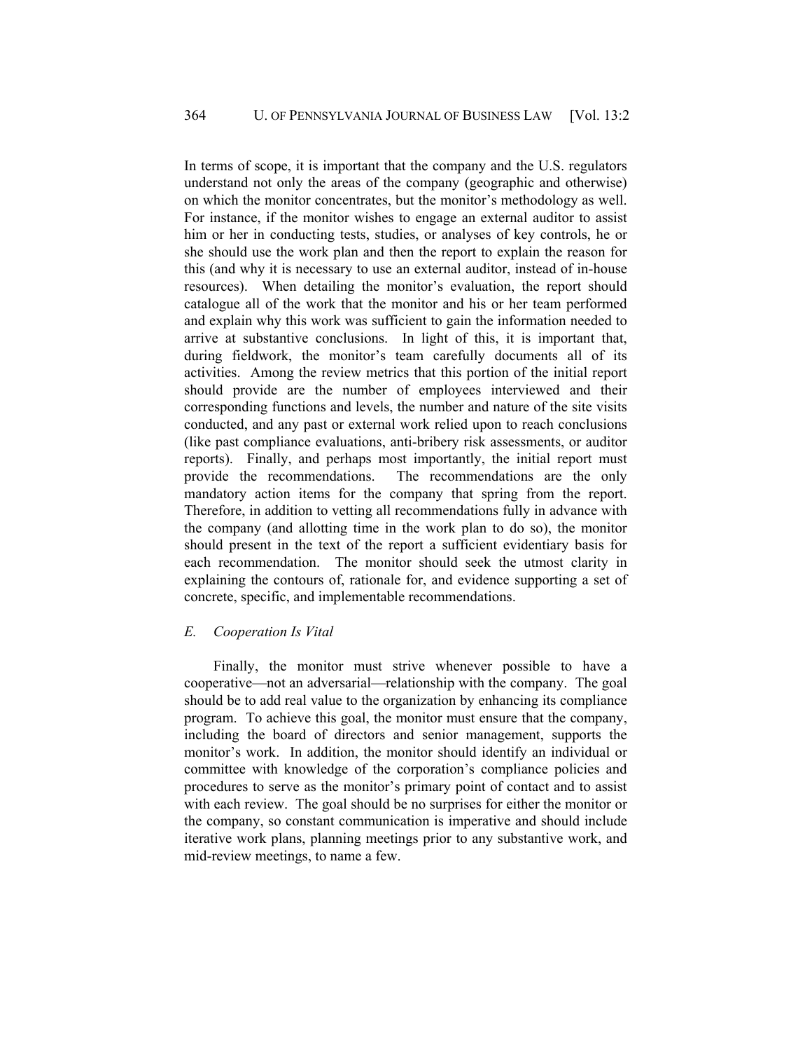In terms of scope, it is important that the company and the U.S. regulators understand not only the areas of the company (geographic and otherwise) on which the monitor concentrates, but the monitor's methodology as well. For instance, if the monitor wishes to engage an external auditor to assist him or her in conducting tests, studies, or analyses of key controls, he or she should use the work plan and then the report to explain the reason for this (and why it is necessary to use an external auditor, instead of in-house resources). When detailing the monitor's evaluation, the report should catalogue all of the work that the monitor and his or her team performed and explain why this work was sufficient to gain the information needed to arrive at substantive conclusions. In light of this, it is important that, during fieldwork, the monitor's team carefully documents all of its activities. Among the review metrics that this portion of the initial report should provide are the number of employees interviewed and their corresponding functions and levels, the number and nature of the site visits conducted, and any past or external work relied upon to reach conclusions (like past compliance evaluations, anti-bribery risk assessments, or auditor reports). Finally, and perhaps most importantly, the initial report must provide the recommendations. The recommendations are the only mandatory action items for the company that spring from the report. Therefore, in addition to vetting all recommendations fully in advance with the company (and allotting time in the work plan to do so), the monitor should present in the text of the report a sufficient evidentiary basis for each recommendation. The monitor should seek the utmost clarity in explaining the contours of, rationale for, and evidence supporting a set of concrete, specific, and implementable recommendations.

### *E. Cooperation Is Vital*

Finally, the monitor must strive whenever possible to have a cooperative—not an adversarial—relationship with the company. The goal should be to add real value to the organization by enhancing its compliance program. To achieve this goal, the monitor must ensure that the company, including the board of directors and senior management, supports the monitor's work. In addition, the monitor should identify an individual or committee with knowledge of the corporation's compliance policies and procedures to serve as the monitor's primary point of contact and to assist with each review. The goal should be no surprises for either the monitor or the company, so constant communication is imperative and should include iterative work plans, planning meetings prior to any substantive work, and mid-review meetings, to name a few.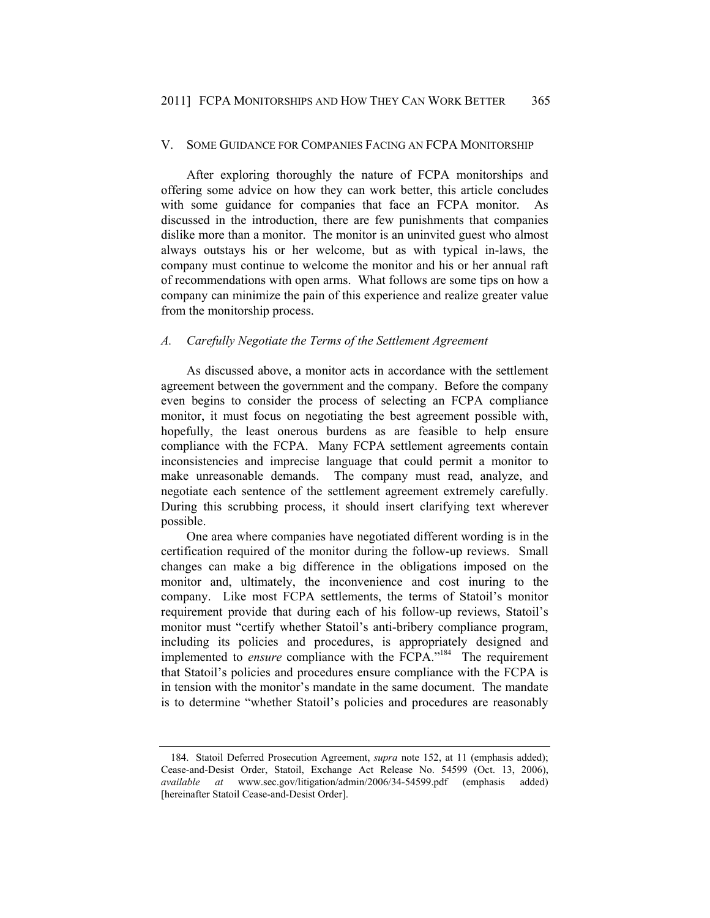## V. SOME GUIDANCE FOR COMPANIES FACING AN FCPA MONITORSHIP

After exploring thoroughly the nature of FCPA monitorships and offering some advice on how they can work better, this article concludes with some guidance for companies that face an FCPA monitor. As discussed in the introduction, there are few punishments that companies dislike more than a monitor. The monitor is an uninvited guest who almost always outstays his or her welcome, but as with typical in-laws, the company must continue to welcome the monitor and his or her annual raft of recommendations with open arms. What follows are some tips on how a company can minimize the pain of this experience and realize greater value from the monitorship process.

### *A. Carefully Negotiate the Terms of the Settlement Agreement*

As discussed above, a monitor acts in accordance with the settlement agreement between the government and the company. Before the company even begins to consider the process of selecting an FCPA compliance monitor, it must focus on negotiating the best agreement possible with, hopefully, the least onerous burdens as are feasible to help ensure compliance with the FCPA. Many FCPA settlement agreements contain inconsistencies and imprecise language that could permit a monitor to make unreasonable demands. The company must read, analyze, and negotiate each sentence of the settlement agreement extremely carefully. During this scrubbing process, it should insert clarifying text wherever possible.

One area where companies have negotiated different wording is in the certification required of the monitor during the follow-up reviews. Small changes can make a big difference in the obligations imposed on the monitor and, ultimately, the inconvenience and cost inuring to the company. Like most FCPA settlements, the terms of Statoil's monitor requirement provide that during each of his follow-up reviews, Statoil's monitor must "certify whether Statoil's anti-bribery compliance program, including its policies and procedures, is appropriately designed and implemented to *ensure* compliance with the FCPA."[184] The requirement that Statoil's policies and procedures ensure compliance with the FCPA is in tension with the monitor's mandate in the same document. The mandate is to determine "whether Statoil's policies and procedures are reasonably

---

184. Statoil Deferred Prosecution Agreement, *supra* note 152, at 11 (emphasis added); Cease-and-Desist Order, Statoil, Exchange Act Release No. 54599 (Oct. 13, 2006), *available at* www.sec.gov/litigation/admin/2006/34-54599.pdf (emphasis added) [hereinafter Statoil Cease-and-Desist Order].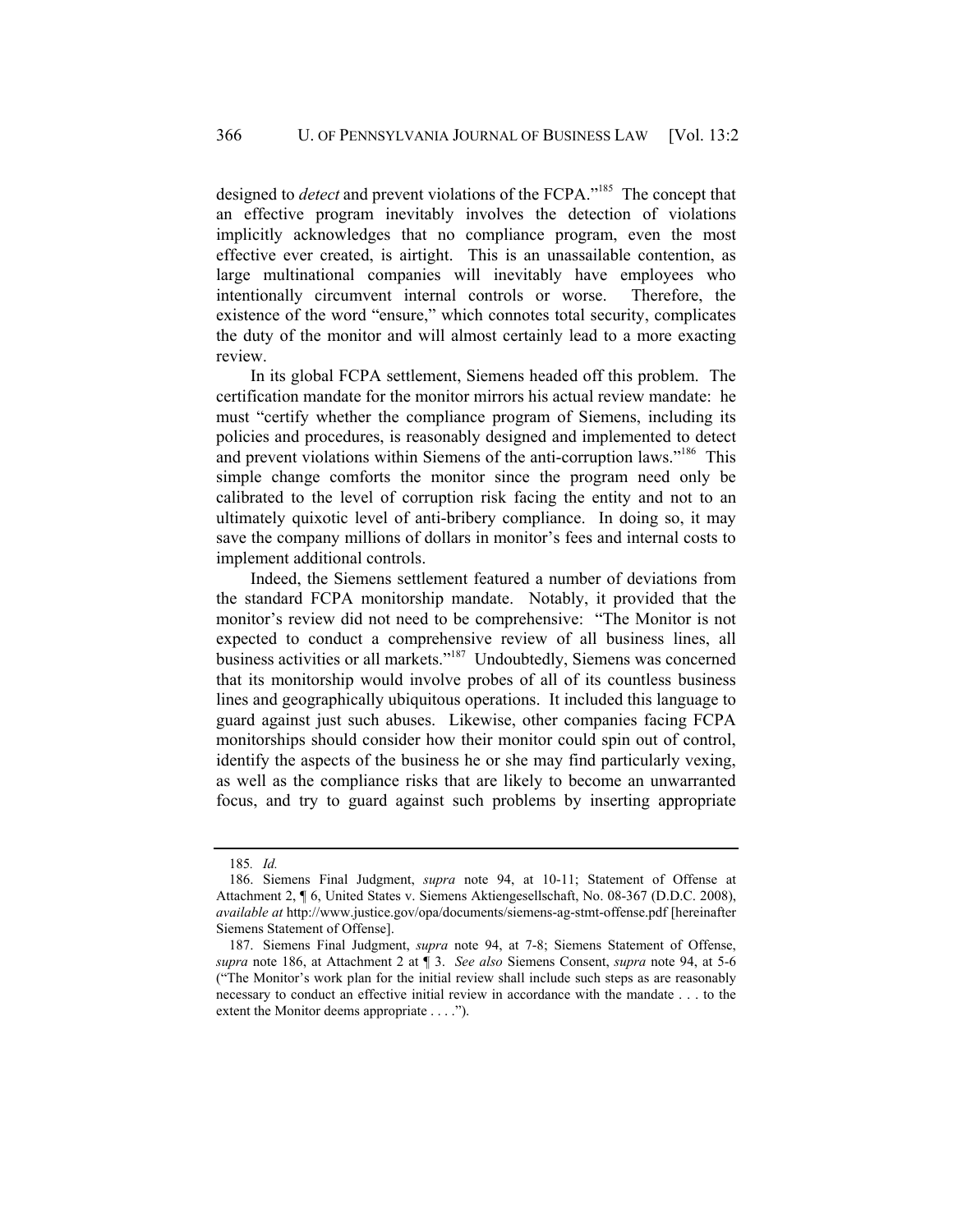designed to *detect* and prevent violations of the FCPA."[185] The concept that an effective program inevitably involves the detection of violations implicitly acknowledges that no compliance program, even the most effective ever created, is airtight. This is an unassailable contention, as large multinational companies will inevitably have employees who intentionally circumvent internal controls or worse. Therefore, the existence of the word "ensure," which connotes total security, complicates the duty of the monitor and will almost certainly lead to a more exacting review.

In its global FCPA settlement, Siemens headed off this problem. The certification mandate for the monitor mirrors his actual review mandate: he must "certify whether the compliance program of Siemens, including its policies and procedures, is reasonably designed and implemented to detect and prevent violations within Siemens of the anti-corruption laws."[186] This simple change comforts the monitor since the program need only be calibrated to the level of corruption risk facing the entity and not to an ultimately quixotic level of anti-bribery compliance. In doing so, it may save the company millions of dollars in monitor's fees and internal costs to implement additional controls.

Indeed, the Siemens settlement featured a number of deviations from the standard FCPA monitorship mandate. Notably, it provided that the monitor's review did not need to be comprehensive: "The Monitor is not expected to conduct a comprehensive review of all business lines, all business activities or all markets."[187] Undoubtedly, Siemens was concerned that its monitorship would involve probes of all of its countless business lines and geographically ubiquitous operations. It included this language to guard against just such abuses. Likewise, other companies facing FCPA monitorships should consider how their monitor could spin out of control, identify the aspects of the business he or she may find particularly vexing, as well as the compliance risks that are likely to become an unwarranted focus, and try to guard against such problems by inserting appropriate

---

185. *Id.*

186. Siemens Final Judgment, *supra* note 94, at 10-11; Statement of Offense at Attachment 2, ¶ 6, United States v. Siemens Aktiengesellschaft, No. 08-367 (D.D.C. 2008), *available at* http://www.justice.gov/opa/documents/siemens-ag-stmt-offense.pdf [hereinafter Siemens Statement of Offense].

187. Siemens Final Judgment, *supra* note 94, at 7-8; Siemens Statement of Offense, *supra* note 186, at Attachment 2 at ¶ 3. *See also* Siemens Consent, *supra* note 94, at 5-6 ("The Monitor's work plan for the initial review shall include such steps as are reasonably necessary to conduct an effective initial review in accordance with the mandate . . . to the extent the Monitor deems appropriate . . . .").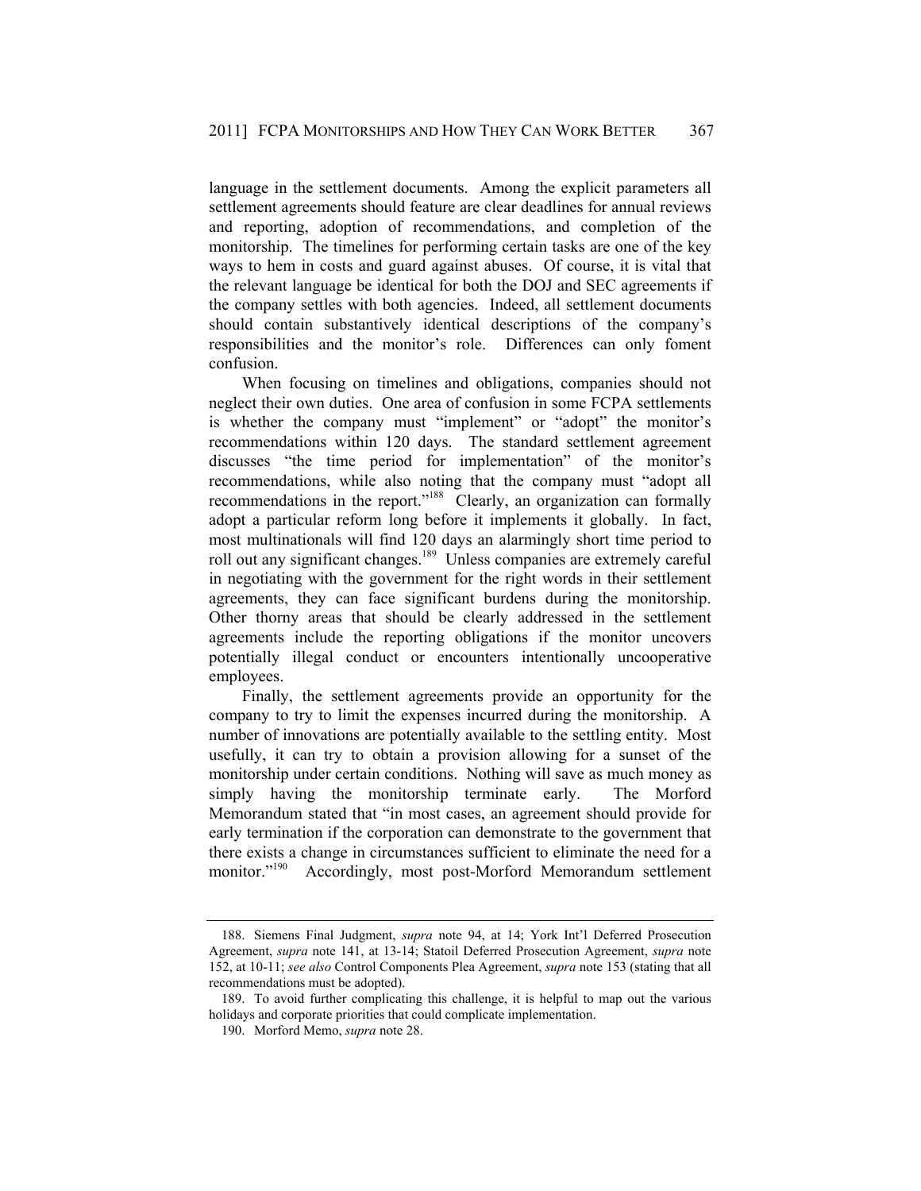language in the settlement documents. Among the explicit parameters all settlement agreements should feature are clear deadlines for annual reviews and reporting, adoption of recommendations, and completion of the monitorship. The timelines for performing certain tasks are one of the key ways to hem in costs and guard against abuses. Of course, it is vital that the relevant language be identical for both the DOJ and SEC agreements if the company settles with both agencies. Indeed, all settlement documents should contain substantively identical descriptions of the company's responsibilities and the monitor's role. Differences can only foment confusion.

When focusing on timelines and obligations, companies should not neglect their own duties. One area of confusion in some FCPA settlements is whether the company must "implement" or "adopt" the monitor's recommendations within 120 days. The standard settlement agreement discusses "the time period for implementation" of the monitor's recommendations, while also noting that the company must "adopt all recommendations in the report."[188] Clearly, an organization can formally adopt a particular reform long before it implements it globally. In fact, most multinationals will find 120 days an alarmingly short time period to roll out any significant changes.[189] Unless companies are extremely careful in negotiating with the government for the right words in their settlement agreements, they can face significant burdens during the monitorship. Other thorny areas that should be clearly addressed in the settlement agreements include the reporting obligations if the monitor uncovers potentially illegal conduct or encounters intentionally uncooperative employees.

Finally, the settlement agreements provide an opportunity for the company to try to limit the expenses incurred during the monitorship. A number of innovations are potentially available to the settling entity. Most usefully, it can try to obtain a provision allowing for a sunset of the monitorship under certain conditions. Nothing will save as much money as simply having the monitorship terminate early. The Morford Memorandum stated that "in most cases, an agreement should provide for early termination if the corporation can demonstrate to the government that there exists a change in circumstances sufficient to eliminate the need for a monitor."[190] Accordingly, most post-Morford Memorandum settlement

---

188. Siemens Final Judgment, *supra* note 94, at 14; York Int'l Deferred Prosecution Agreement, *supra* note 141, at 13-14; Statoil Deferred Prosecution Agreement, *supra* note 152, at 10-11; *see also* Control Components Plea Agreement, *supra* note 153 (stating that all recommendations must be adopted).

189. To avoid further complicating this challenge, it is helpful to map out the various holidays and corporate priorities that could complicate implementation.

190. Morford Memo, *supra* note 28.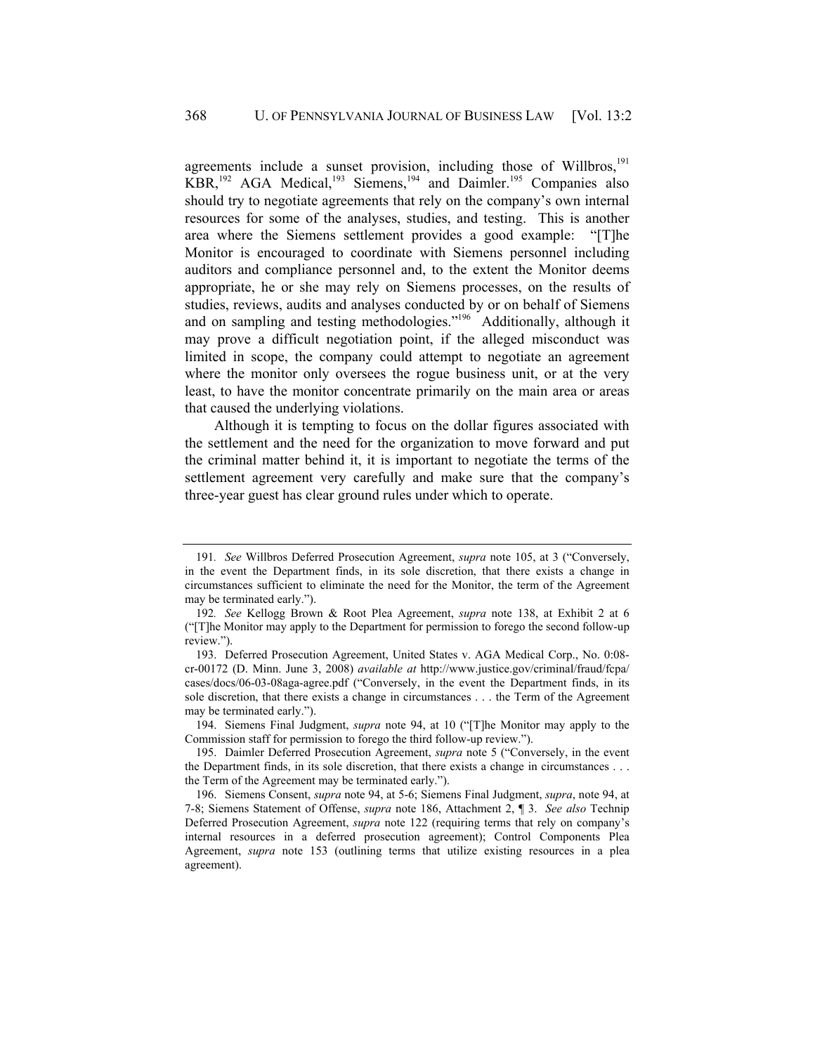agreements include a sunset provision, including those of Willbros,[191] KBR,[192] AGA Medical,[193] Siemens,[194] and Daimler.[195] Companies also should try to negotiate agreements that rely on the company's own internal resources for some of the analyses, studies, and testing. This is another area where the Siemens settlement provides a good example: "[T]he Monitor is encouraged to coordinate with Siemens personnel including auditors and compliance personnel and, to the extent the Monitor deems appropriate, he or she may rely on Siemens processes, on the results of studies, reviews, audits and analyses conducted by or on behalf of Siemens and on sampling and testing methodologies."[196] Additionally, although it may prove a difficult negotiation point, if the alleged misconduct was limited in scope, the company could attempt to negotiate an agreement where the monitor only oversees the rogue business unit, or at the very least, to have the monitor concentrate primarily on the main area or areas that caused the underlying violations.

Although it is tempting to focus on the dollar figures associated with the settlement and the need for the organization to move forward and put the criminal matter behind it, it is important to negotiate the terms of the settlement agreement very carefully and make sure that the company's three-year guest has clear ground rules under which to operate.

---

191. *See* Willbros Deferred Prosecution Agreement, *supra* note 105, at 3 ("Conversely, in the event the Department finds, in its sole discretion, that there exists a change in circumstances sufficient to eliminate the need for the Monitor, the term of the Agreement may be terminated early.").

192. *See* Kellogg Brown & Root Plea Agreement, *supra* note 138, at Exhibit 2 at 6 ("[T]he Monitor may apply to the Department for permission to forego the second follow-up review.").

193. Deferred Prosecution Agreement, United States v. AGA Medical Corp., No. 0:08-cr-00172 (D. Minn. June 3, 2008) *available at* http://www.justice.gov/criminal/fraud/fcpa/cases/docs/06-03-08aga-agree.pdf ("Conversely, in the event the Department finds, in its sole discretion, that there exists a change in circumstances . . . the Term of the Agreement may be terminated early.").

194. Siemens Final Judgment, *supra* note 94, at 10 ("[T]he Monitor may apply to the Commission staff for permission to forego the third follow-up review.").

195. Daimler Deferred Prosecution Agreement, *supra* note 5 ("Conversely, in the event the Department finds, in its sole discretion, that there exists a change in circumstances . . . the Term of the Agreement may be terminated early.").

196. Siemens Consent, *supra* note 94, at 5-6; Siemens Final Judgment, *supra*, note 94, at 7-8; Siemens Statement of Offense, *supra* note 186, Attachment 2, ¶ 3. *See also* Technip Deferred Prosecution Agreement, *supra* note 122 (requiring terms that rely on company's internal resources in a deferred prosecution agreement); Control Components Plea Agreement, *supra* note 153 (outlining terms that utilize existing resources in a plea agreement).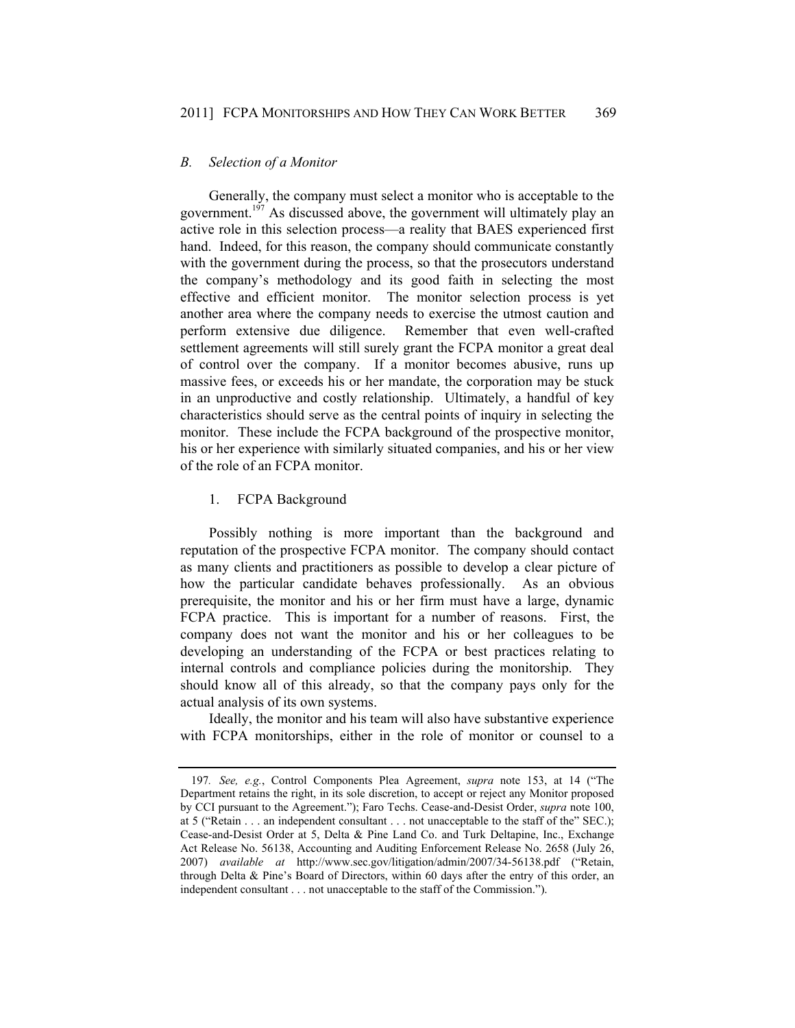### *B. Selection of a Monitor*

Generally, the company must select a monitor who is acceptable to the government.[197] As discussed above, the government will ultimately play an active role in this selection process—a reality that BAES experienced first hand. Indeed, for this reason, the company should communicate constantly with the government during the process, so that the prosecutors understand the company's methodology and its good faith in selecting the most effective and efficient monitor. The monitor selection process is yet another area where the company needs to exercise the utmost caution and perform extensive due diligence. Remember that even well-crafted settlement agreements will still surely grant the FCPA monitor a great deal of control over the company. If a monitor becomes abusive, runs up massive fees, or exceeds his or her mandate, the corporation may be stuck in an unproductive and costly relationship. Ultimately, a handful of key characteristics should serve as the central points of inquiry in selecting the monitor. These include the FCPA background of the prospective monitor, his or her experience with similarly situated companies, and his or her view of the role of an FCPA monitor.

#### 1. FCPA Background

Possibly nothing is more important than the background and reputation of the prospective FCPA monitor. The company should contact as many clients and practitioners as possible to develop a clear picture of how the particular candidate behaves professionally. As an obvious prerequisite, the monitor and his or her firm must have a large, dynamic FCPA practice. This is important for a number of reasons. First, the company does not want the monitor and his or her colleagues to be developing an understanding of the FCPA or best practices relating to internal controls and compliance policies during the monitorship. They should know all of this already, so that the company pays only for the actual analysis of its own systems.

Ideally, the monitor and his team will also have substantive experience with FCPA monitorships, either in the role of monitor or counsel to a

---

197. *See, e.g.*, Control Components Plea Agreement, *supra* note 153, at 14 ("The Department retains the right, in its sole discretion, to accept or reject any Monitor proposed by CCI pursuant to the Agreement."); Faro Techs. Cease-and-Desist Order, *supra* note 100, at 5 ("Retain . . . an independent consultant . . . not unacceptable to the staff of the" SEC.); Cease-and-Desist Order at 5, Delta & Pine Land Co. and Turk Deltapine, Inc., Exchange Act Release No. 56138, Accounting and Auditing Enforcement Release No. 2658 (July 26, 2007) *available at* http://www.sec.gov/litigation/admin/2007/34-56138.pdf ("Retain, through Delta & Pine's Board of Directors, within 60 days after the entry of this order, an independent consultant . . . not unacceptable to the staff of the Commission.").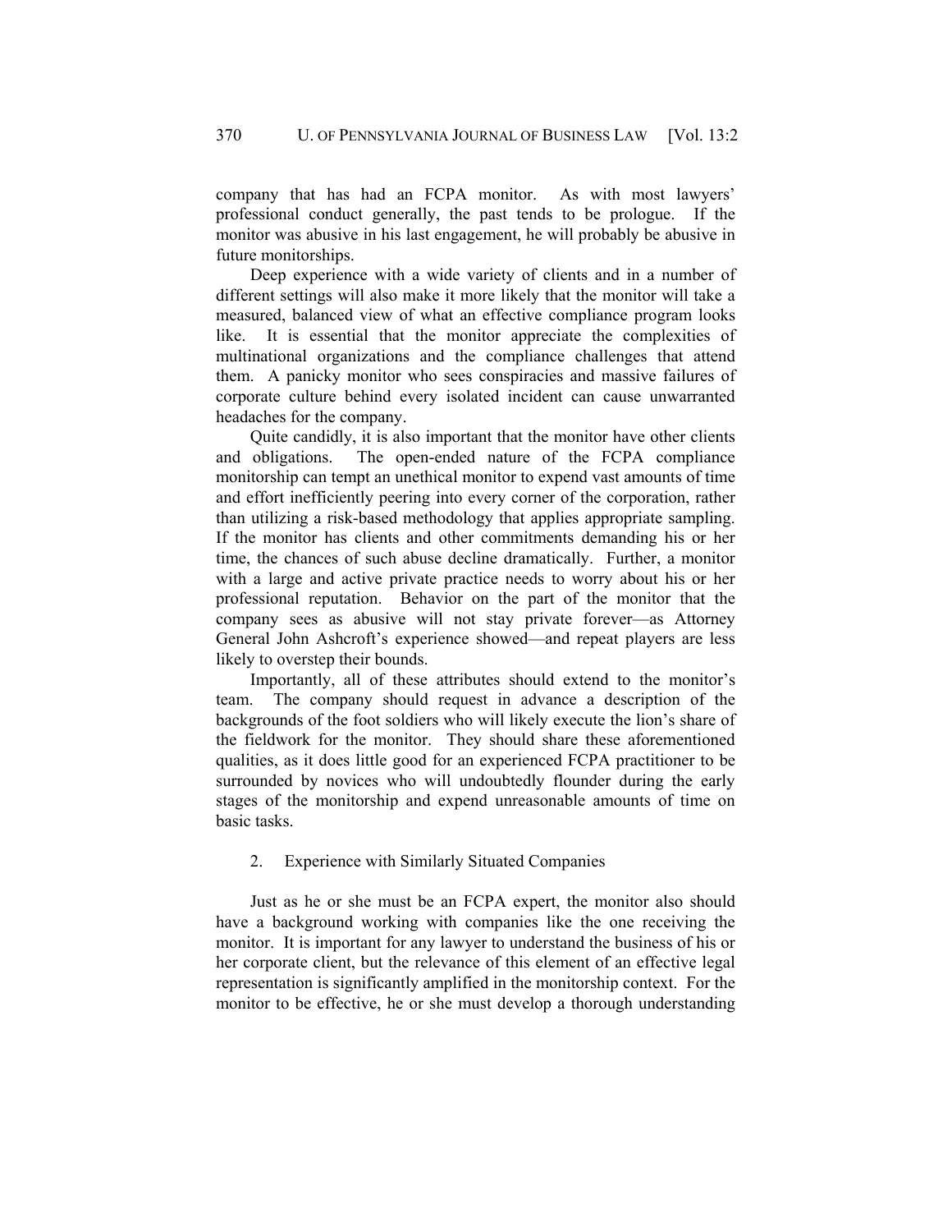company that has had an FCPA monitor. As with most lawyers' professional conduct generally, the past tends to be prologue. If the monitor was abusive in his last engagement, he will probably be abusive in future monitorships.

Deep experience with a wide variety of clients and in a number of different settings will also make it more likely that the monitor will take a measured, balanced view of what an effective compliance program looks like. It is essential that the monitor appreciate the complexities of multinational organizations and the compliance challenges that attend them. A panicky monitor who sees conspiracies and massive failures of corporate culture behind every isolated incident can cause unwarranted headaches for the company.

Quite candidly, it is also important that the monitor have other clients and obligations. The open-ended nature of the FCPA compliance monitorship can tempt an unethical monitor to expend vast amounts of time and effort inefficiently peering into every corner of the corporation, rather than utilizing a risk-based methodology that applies appropriate sampling. If the monitor has clients and other commitments demanding his or her time, the chances of such abuse decline dramatically. Further, a monitor with a large and active private practice needs to worry about his or her professional reputation. Behavior on the part of the monitor that the company sees as abusive will not stay private forever—as Attorney General John Ashcroft's experience showed—and repeat players are less likely to overstep their bounds.

Importantly, all of these attributes should extend to the monitor's team. The company should request in advance a description of the backgrounds of the foot soldiers who will likely execute the lion's share of the fieldwork for the monitor. They should share these aforementioned qualities, as it does little good for an experienced FCPA practitioner to be surrounded by novices who will undoubtedly flounder during the early stages of the monitorship and expend unreasonable amounts of time on basic tasks.

### 2. Experience with Similarly Situated Companies

Just as he or she must be an FCPA expert, the monitor also should have a background working with companies like the one receiving the monitor. It is important for any lawyer to understand the business of his or her corporate client, but the relevance of this element of an effective legal representation is significantly amplified in the monitorship context. For the monitor to be effective, he or she must develop a thorough understanding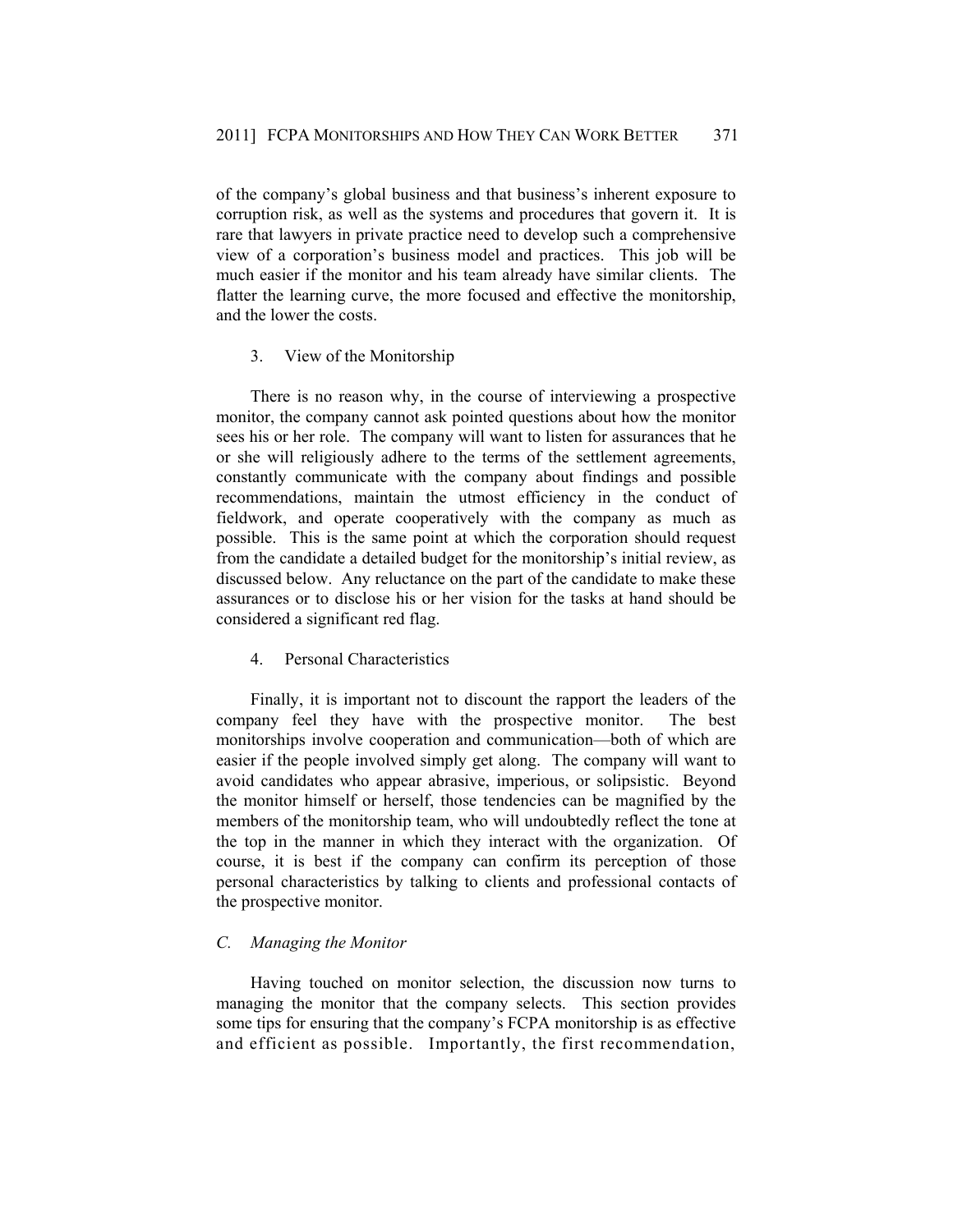of the company's global business and that business's inherent exposure to corruption risk, as well as the systems and procedures that govern it. It is rare that lawyers in private practice need to develop such a comprehensive view of a corporation's business model and practices. This job will be much easier if the monitor and his team already have similar clients. The flatter the learning curve, the more focused and effective the monitorship, and the lower the costs.

#### 3. View of the Monitorship

There is no reason why, in the course of interviewing a prospective monitor, the company cannot ask pointed questions about how the monitor sees his or her role. The company will want to listen for assurances that he or she will religiously adhere to the terms of the settlement agreements, constantly communicate with the company about findings and possible recommendations, maintain the utmost efficiency in the conduct of fieldwork, and operate cooperatively with the company as much as possible. This is the same point at which the corporation should request from the candidate a detailed budget for the monitorship's initial review, as discussed below. Any reluctance on the part of the candidate to make these assurances or to disclose his or her vision for the tasks at hand should be considered a significant red flag.

#### 4. Personal Characteristics

Finally, it is important not to discount the rapport the leaders of the company feel they have with the prospective monitor. The best monitorships involve cooperation and communication—both of which are easier if the people involved simply get along. The company will want to avoid candidates who appear abrasive, imperious, or solipsistic. Beyond the monitor himself or herself, those tendencies can be magnified by the members of the monitorship team, who will undoubtedly reflect the tone at the top in the manner in which they interact with the organization. Of course, it is best if the company can confirm its perception of those personal characteristics by talking to clients and professional contacts of the prospective monitor.

### *C. Managing the Monitor*

Having touched on monitor selection, the discussion now turns to managing the monitor that the company selects. This section provides some tips for ensuring that the company's FCPA monitorship is as effective and efficient as possible. Importantly, the first recommendation,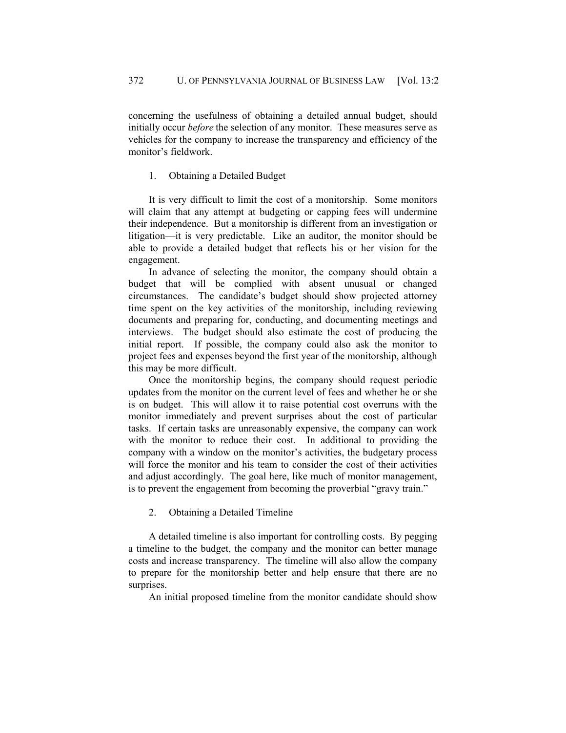concerning the usefulness of obtaining a detailed annual budget, should initially occur *before* the selection of any monitor. These measures serve as vehicles for the company to increase the transparency and efficiency of the monitor's fieldwork.

### 1. Obtaining a Detailed Budget

It is very difficult to limit the cost of a monitorship. Some monitors will claim that any attempt at budgeting or capping fees will undermine their independence. But a monitorship is different from an investigation or litigation—it is very predictable. Like an auditor, the monitor should be able to provide a detailed budget that reflects his or her vision for the engagement.

In advance of selecting the monitor, the company should obtain a budget that will be complied with absent unusual or changed circumstances. The candidate's budget should show projected attorney time spent on the key activities of the monitorship, including reviewing documents and preparing for, conducting, and documenting meetings and interviews. The budget should also estimate the cost of producing the initial report. If possible, the company could also ask the monitor to project fees and expenses beyond the first year of the monitorship, although this may be more difficult.

Once the monitorship begins, the company should request periodic updates from the monitor on the current level of fees and whether he or she is on budget. This will allow it to raise potential cost overruns with the monitor immediately and prevent surprises about the cost of particular tasks. If certain tasks are unreasonably expensive, the company can work with the monitor to reduce their cost. In additional to providing the company with a window on the monitor's activities, the budgetary process will force the monitor and his team to consider the cost of their activities and adjust accordingly. The goal here, like much of monitor management, is to prevent the engagement from becoming the proverbial "gravy train."

### 2. Obtaining a Detailed Timeline

A detailed timeline is also important for controlling costs. By pegging a timeline to the budget, the company and the monitor can better manage costs and increase transparency. The timeline will also allow the company to prepare for the monitorship better and help ensure that there are no surprises.

An initial proposed timeline from the monitor candidate should show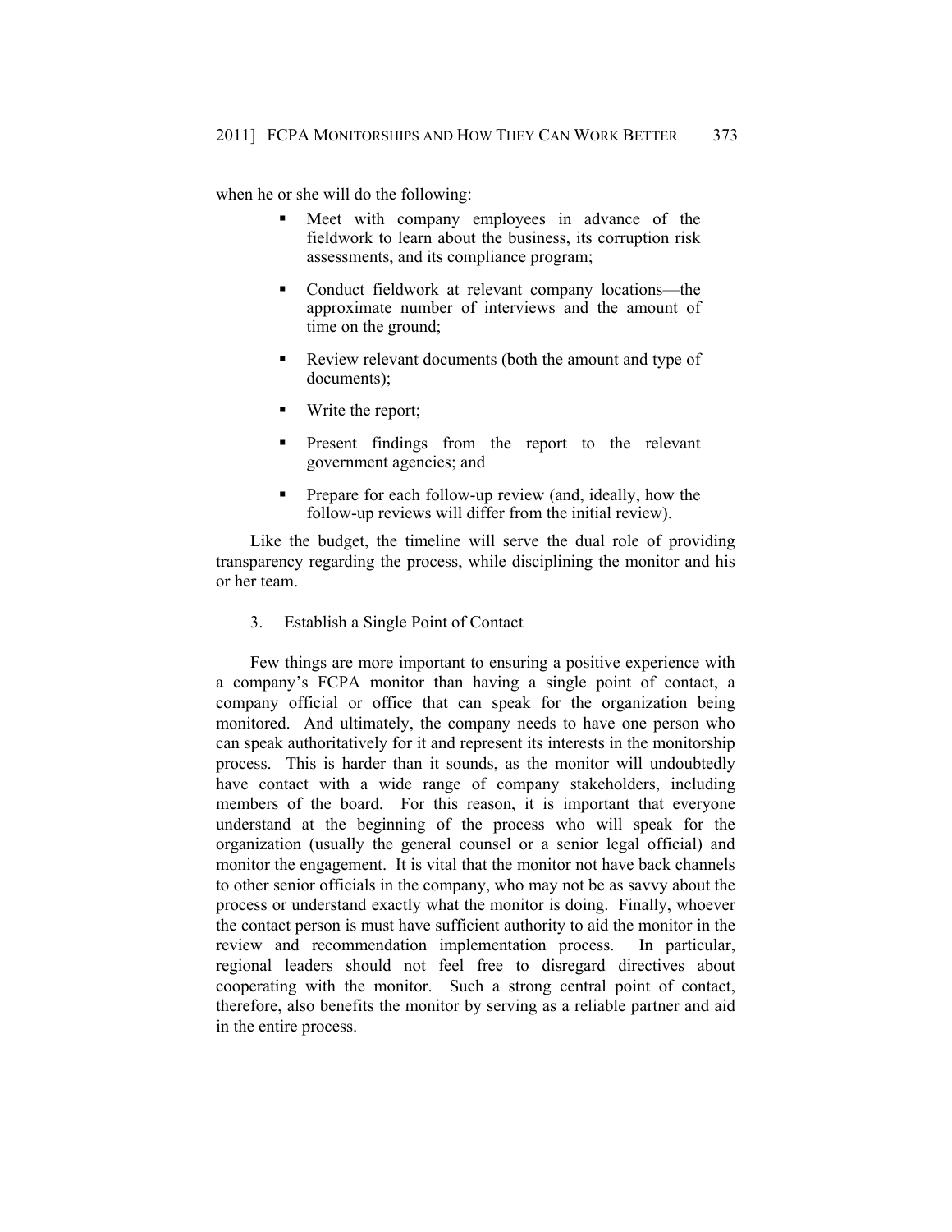when he or she will do the following:

- Meet with company employees in advance of the fieldwork to learn about the business, its corruption risk assessments, and its compliance program;
- Conduct fieldwork at relevant company locations—the approximate number of interviews and the amount of time on the ground;
- Review relevant documents (both the amount and type of documents);
- Write the report;
- Present findings from the report to the relevant government agencies; and
- Prepare for each follow-up review (and, ideally, how the follow-up reviews will differ from the initial review).

Like the budget, the timeline will serve the dual role of providing transparency regarding the process, while disciplining the monitor and his or her team.

3. Establish a Single Point of Contact

Few things are more important to ensuring a positive experience with a company's FCPA monitor than having a single point of contact, a company official or office that can speak for the organization being monitored. And ultimately, the company needs to have one person who can speak authoritatively for it and represent its interests in the monitorship process. This is harder than it sounds, as the monitor will undoubtedly have contact with a wide range of company stakeholders, including members of the board. For this reason, it is important that everyone understand at the beginning of the process who will speak for the organization (usually the general counsel or a senior legal official) and monitor the engagement. It is vital that the monitor not have back channels to other senior officials in the company, who may not be as savvy about the process or understand exactly what the monitor is doing. Finally, whoever the contact person is must have sufficient authority to aid the monitor in the review and recommendation implementation process. In particular, regional leaders should not feel free to disregard directives about cooperating with the monitor. Such a strong central point of contact, therefore, also benefits the monitor by serving as a reliable partner and aid in the entire process.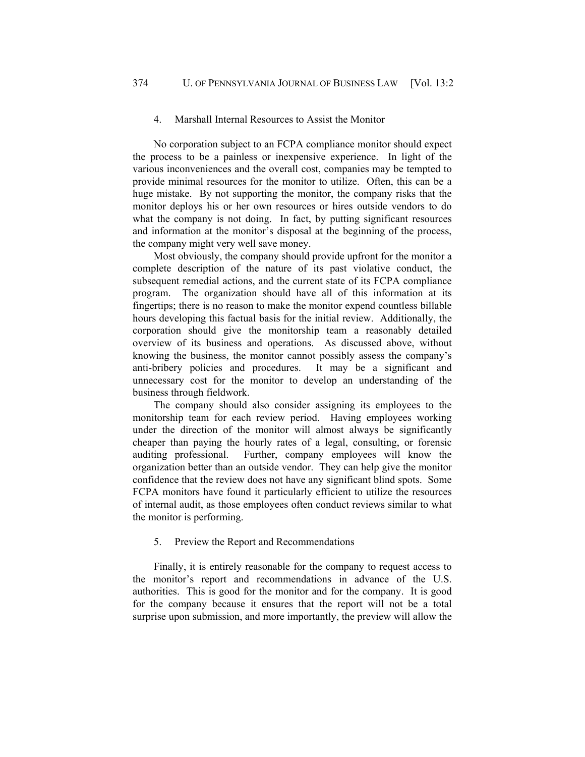#### 4. Marshall Internal Resources to Assist the Monitor

No corporation subject to an FCPA compliance monitor should expect the process to be a painless or inexpensive experience. In light of the various inconveniences and the overall cost, companies may be tempted to provide minimal resources for the monitor to utilize. Often, this can be a huge mistake. By not supporting the monitor, the company risks that the monitor deploys his or her own resources or hires outside vendors to do what the company is not doing. In fact, by putting significant resources and information at the monitor's disposal at the beginning of the process, the company might very well save money.

Most obviously, the company should provide upfront for the monitor a complete description of the nature of its past violative conduct, the subsequent remedial actions, and the current state of its FCPA compliance program. The organization should have all of this information at its fingertips; there is no reason to make the monitor expend countless billable hours developing this factual basis for the initial review. Additionally, the corporation should give the monitorship team a reasonably detailed overview of its business and operations. As discussed above, without knowing the business, the monitor cannot possibly assess the company's anti-bribery policies and procedures. It may be a significant and unnecessary cost for the monitor to develop an understanding of the business through fieldwork.

The company should also consider assigning its employees to the monitorship team for each review period. Having employees working under the direction of the monitor will almost always be significantly cheaper than paying the hourly rates of a legal, consulting, or forensic auditing professional. Further, company employees will know the organization better than an outside vendor. They can help give the monitor confidence that the review does not have any significant blind spots. Some FCPA monitors have found it particularly efficient to utilize the resources of internal audit, as those employees often conduct reviews similar to what the monitor is performing.

#### 5. Preview the Report and Recommendations

Finally, it is entirely reasonable for the company to request access to the monitor's report and recommendations in advance of the U.S. authorities. This is good for the monitor and for the company. It is good for the company because it ensures that the report will not be a total surprise upon submission, and more importantly, the preview will allow the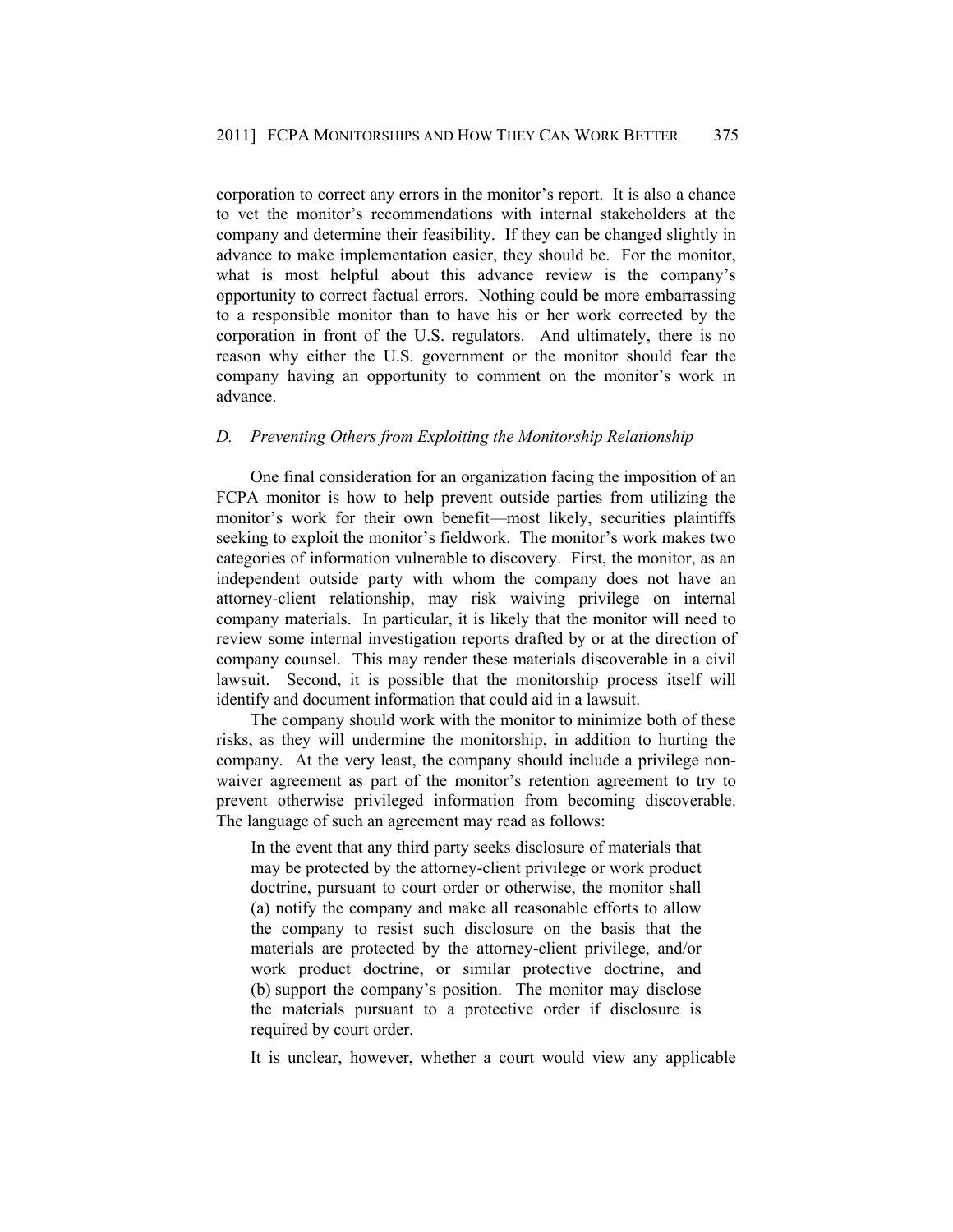corporation to correct any errors in the monitor's report. It is also a chance to vet the monitor's recommendations with internal stakeholders at the company and determine their feasibility. If they can be changed slightly in advance to make implementation easier, they should be. For the monitor, what is most helpful about this advance review is the company's opportunity to correct factual errors. Nothing could be more embarrassing to a responsible monitor than to have his or her work corrected by the corporation in front of the U.S. regulators. And ultimately, there is no reason why either the U.S. government or the monitor should fear the company having an opportunity to comment on the monitor's work in advance.

### *D. Preventing Others from Exploiting the Monitorship Relationship*

One final consideration for an organization facing the imposition of an FCPA monitor is how to help prevent outside parties from utilizing the monitor's work for their own benefit—most likely, securities plaintiffs seeking to exploit the monitor's fieldwork. The monitor's work makes two categories of information vulnerable to discovery. First, the monitor, as an independent outside party with whom the company does not have an attorney-client relationship, may risk waiving privilege on internal company materials. In particular, it is likely that the monitor will need to review some internal investigation reports drafted by or at the direction of company counsel. This may render these materials discoverable in a civil lawsuit. Second, it is possible that the monitorship process itself will identify and document information that could aid in a lawsuit.

The company should work with the monitor to minimize both of these risks, as they will undermine the monitorship, in addition to hurting the company. At the very least, the company should include a privilege non-waiver agreement as part of the monitor's retention agreement to try to prevent otherwise privileged information from becoming discoverable. The language of such an agreement may read as follows:

> In the event that any third party seeks disclosure of materials that may be protected by the attorney-client privilege or work product doctrine, pursuant to court order or otherwise, the monitor shall (a) notify the company and make all reasonable efforts to allow the company to resist such disclosure on the basis that the materials are protected by the attorney-client privilege, and/or work product doctrine, or similar protective doctrine, and (b) support the company's position. The monitor may disclose the materials pursuant to a protective order if disclosure is required by court order.

It is unclear, however, whether a court would view any applicable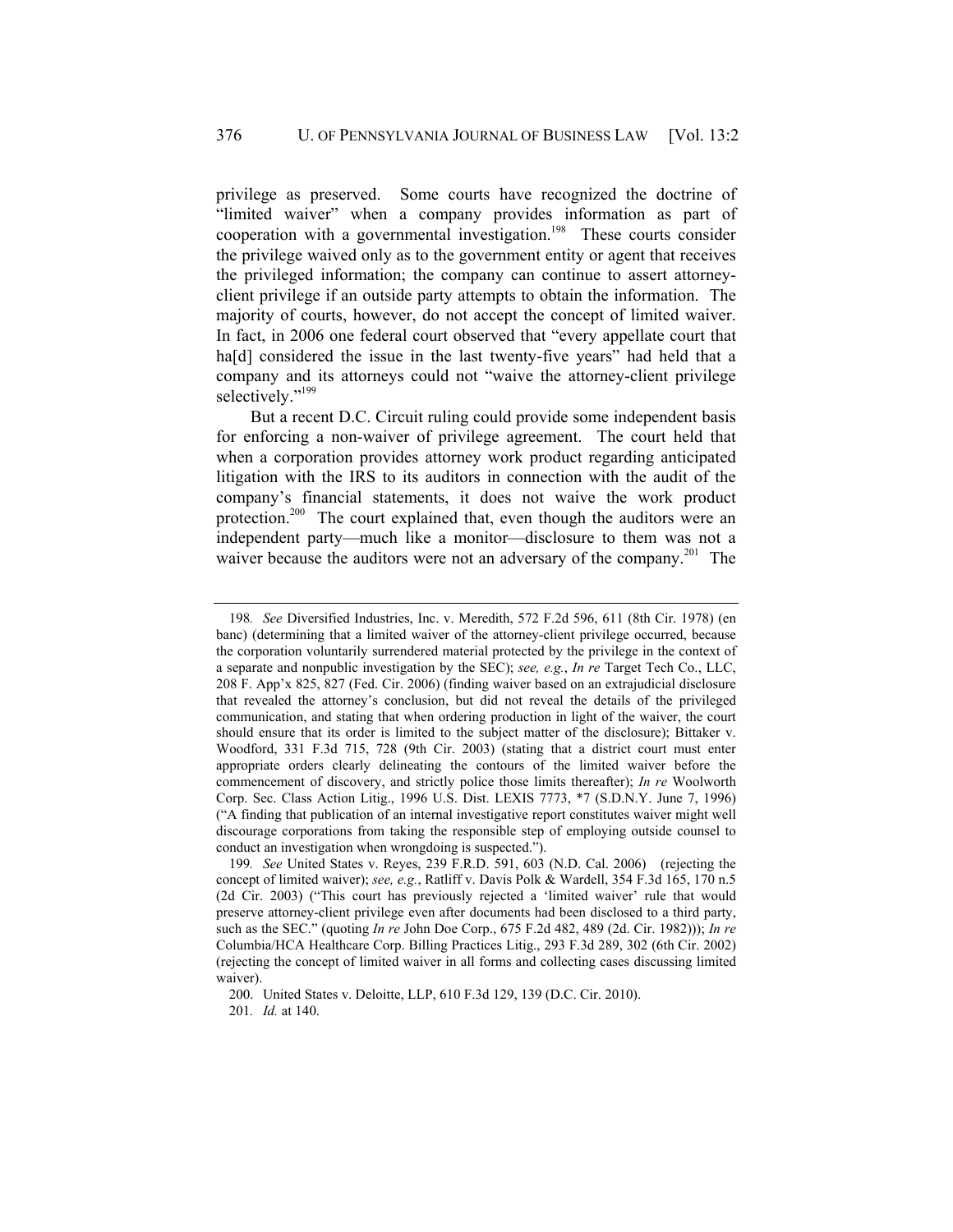privilege as preserved. Some courts have recognized the doctrine of "limited waiver" when a company provides information as part of cooperation with a governmental investigation.[198] These courts consider the privilege waived only as to the government entity or agent that receives the privileged information; the company can continue to assert attorney-client privilege if an outside party attempts to obtain the information. The majority of courts, however, do not accept the concept of limited waiver. In fact, in 2006 one federal court observed that "every appellate court that ha[d] considered the issue in the last twenty-five years" had held that a company and its attorneys could not "waive the attorney-client privilege selectively."[199]

But a recent D.C. Circuit ruling could provide some independent basis for enforcing a non-waiver of privilege agreement. The court held that when a corporation provides attorney work product regarding anticipated litigation with the IRS to its auditors in connection with the audit of the company's financial statements, it does not waive the work product protection.[200] The court explained that, even though the auditors were an independent party—much like a monitor—disclosure to them was not a waiver because the auditors were not an adversary of the company.[201] The

---

198. *See* Diversified Industries, Inc. v. Meredith, 572 F.2d 596, 611 (8th Cir. 1978) (en banc) (determining that a limited waiver of the attorney-client privilege occurred, because the corporation voluntarily surrendered material protected by the privilege in the context of a separate and nonpublic investigation by the SEC); *see, e.g.*, *In re* Target Tech Co., LLC, 208 F. App'x 825, 827 (Fed. Cir. 2006) (finding waiver based on an extrajudicial disclosure that revealed the attorney's conclusion, but did not reveal the details of the privileged communication, and stating that when ordering production in light of the waiver, the court should ensure that its order is limited to the subject matter of the disclosure); Bittaker v. Woodford, 331 F.3d 715, 728 (9th Cir. 2003) (stating that a district court must enter appropriate orders clearly delineating the contours of the limited waiver before the commencement of discovery, and strictly police those limits thereafter); *In re* Woolworth Corp. Sec. Class Action Litig., 1996 U.S. Dist. LEXIS 7773, *7 (S.D.N.Y. June 7, 1996) ("A finding that publication of an internal investigative report constitutes waiver might well discourage corporations from taking the responsible step of employing outside counsel to conduct an investigation when wrongdoing is suspected.").

199. *See* United States v. Reyes, 239 F.R.D. 591, 603 (N.D. Cal. 2006) (rejecting the concept of limited waiver); *see, e.g.*, Ratliff v. Davis Polk & Wardell, 354 F.3d 165, 170 n.5 (2d Cir. 2003) ("This court has previously rejected a 'limited waiver' rule that would preserve attorney-client privilege even after documents had been disclosed to a third party, such as the SEC." (quoting *In re* John Doe Corp., 675 F.2d 482, 489 (2d. Cir. 1982))); *In re* Columbia/HCA Healthcare Corp. Billing Practices Litig., 293 F.3d 289, 302 (6th Cir. 2002) (rejecting the concept of limited waiver in all forms and collecting cases discussing limited waiver).

200. United States v. Deloitte, LLP, 610 F.3d 129, 139 (D.C. Cir. 2010).

201. *Id.* at 140.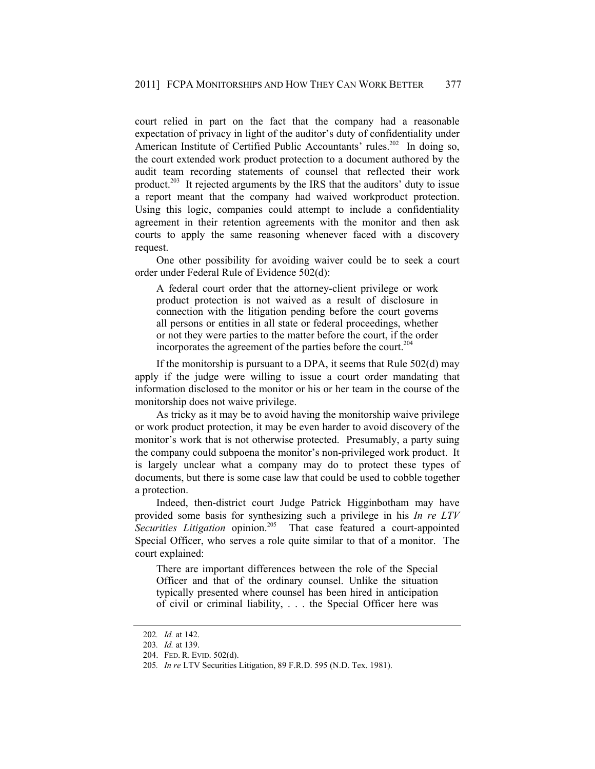court relied in part on the fact that the company had a reasonable expectation of privacy in light of the auditor's duty of confidentiality under American Institute of Certified Public Accountants' rules.[202] In doing so, the court extended work product protection to a document authored by the audit team recording statements of counsel that reflected their work product.[203] It rejected arguments by the IRS that the auditors' duty to issue a report meant that the company had waived workproduct protection. Using this logic, companies could attempt to include a confidentiality agreement in their retention agreements with the monitor and then ask courts to apply the same reasoning whenever faced with a discovery request.

One other possibility for avoiding waiver could be to seek a court order under Federal Rule of Evidence 502(d):

> A federal court order that the attorney-client privilege or work product protection is not waived as a result of disclosure in connection with the litigation pending before the court governs all persons or entities in all state or federal proceedings, whether or not they were parties to the matter before the court, if the order incorporates the agreement of the parties before the court.[204]

If the monitorship is pursuant to a DPA, it seems that Rule 502(d) may apply if the judge were willing to issue a court order mandating that information disclosed to the monitor or his or her team in the course of the monitorship does not waive privilege.

As tricky as it may be to avoid having the monitorship waive privilege or work product protection, it may be even harder to avoid discovery of the monitor's work that is not otherwise protected. Presumably, a party suing the company could subpoena the monitor's non-privileged work product. It is largely unclear what a company may do to protect these types of documents, but there is some case law that could be used to cobble together a protection.

Indeed, then-district court Judge Patrick Higginbotham may have provided some basis for synthesizing such a privilege in his *In re LTV Securities Litigation* opinion.[205] That case featured a court-appointed Special Officer, who serves a role quite similar to that of a monitor. The court explained:

> There are important differences between the role of the Special Officer and that of the ordinary counsel. Unlike the situation typically presented where counsel has been hired in anticipation of civil or criminal liability, . . . the Special Officer here was

---

202. *Id.* at 142.

203. *Id.* at 139.

204. FED. R. EVID. 502(d).

205. *In re* LTV Securities Litigation, 89 F.R.D. 595 (N.D. Tex. 1981).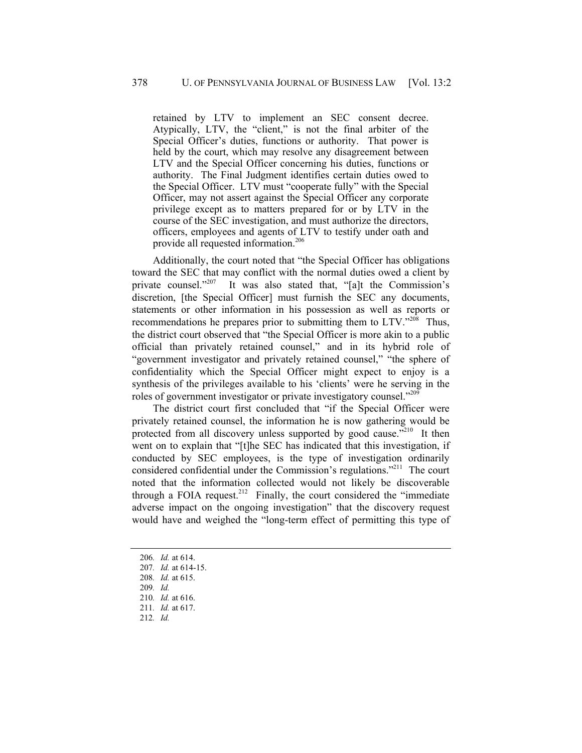> retained by LTV to implement an SEC consent decree. Atypically, LTV, the "client," is not the final arbiter of the Special Officer's duties, functions or authority. That power is held by the court, which may resolve any disagreement between LTV and the Special Officer concerning his duties, functions or authority. The Final Judgment identifies certain duties owed to the Special Officer. LTV must "cooperate fully" with the Special Officer, may not assert against the Special Officer any corporate privilege except as to matters prepared for or by LTV in the course of the SEC investigation, and must authorize the directors, officers, employees and agents of LTV to testify under oath and provide all requested information.[206]

Additionally, the court noted that "the Special Officer has obligations toward the SEC that may conflict with the normal duties owed a client by private counsel."[207] It was also stated that, "[a]t the Commission's discretion, [the Special Officer] must furnish the SEC any documents, statements or other information in his possession as well as reports or recommendations he prepares prior to submitting them to LTV."[208] Thus, the district court observed that "the Special Officer is more akin to a public official than privately retained counsel," and in its hybrid role of "government investigator and privately retained counsel," "the sphere of confidentiality which the Special Officer might expect to enjoy is a synthesis of the privileges available to his 'clients' were he serving in the roles of government investigator or private investigatory counsel."[209]

The district court first concluded that "if the Special Officer were privately retained counsel, the information he is now gathering would be protected from all discovery unless supported by good cause."[210] It then went on to explain that "[t]he SEC has indicated that this investigation, if conducted by SEC employees, is the type of investigation ordinarily considered confidential under the Commission's regulations."[211] The court noted that the information collected would not likely be discoverable through a FOIA request.[212] Finally, the court considered the "immediate adverse impact on the ongoing investigation" that the discovery request would have and weighed the "long-term effect of permitting this type of

---

206. *Id.* at 614.
207. *Id.* at 614-15.
208. *Id.* at 615.
209. *Id.*
210. *Id.* at 616.
211. *Id.* at 617.
212. *Id.*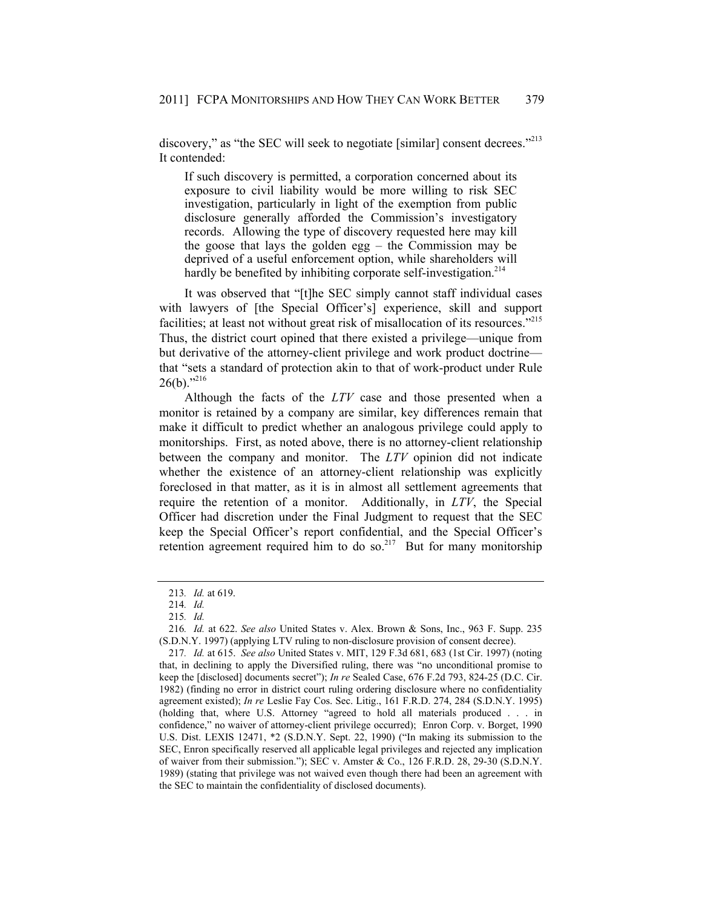discovery," as "the SEC will seek to negotiate [similar] consent decrees."[213] It contended:

> If such discovery is permitted, a corporation concerned about its exposure to civil liability would be more willing to risk SEC investigation, particularly in light of the exemption from public disclosure generally afforded the Commission's investigatory records. Allowing the type of discovery requested here may kill the goose that lays the golden egg – the Commission may be deprived of a useful enforcement option, while shareholders will hardly be benefited by inhibiting corporate self-investigation.[214]

It was observed that "[t]he SEC simply cannot staff individual cases with lawyers of [the Special Officer's] experience, skill and support facilities; at least not without great risk of misallocation of its resources."[215] Thus, the district court opined that there existed a privilege—unique from but derivative of the attorney-client privilege and work product doctrine—that "sets a standard of protection akin to that of work-product under Rule 26(b)."[216]

Although the facts of the *LTV* case and those presented when a monitor is retained by a company are similar, key differences remain that make it difficult to predict whether an analogous privilege could apply to monitorships. First, as noted above, there is no attorney-client relationship between the company and monitor. The *LTV* opinion did not indicate whether the existence of an attorney-client relationship was explicitly foreclosed in that matter, as it is in almost all settlement agreements that require the retention of a monitor. Additionally, in *LTV*, the Special Officer had discretion under the Final Judgment to request that the SEC keep the Special Officer's report confidential, and the Special Officer's retention agreement required him to do so.[217] But for many monitorship

---

213. *Id.* at 619.

214. *Id.*

215. *Id.*

216. *Id.* at 622. *See also* United States v. Alex. Brown & Sons, Inc., 963 F. Supp. 235 (S.D.N.Y. 1997) (applying LTV ruling to non-disclosure provision of consent decree).

217. *Id.* at 615. *See also* United States v. MIT, 129 F.3d 681, 683 (1st Cir. 1997) (noting that, in declining to apply the Diversified ruling, there was "no unconditional promise to keep the [disclosed] documents secret"); *In re* Sealed Case, 676 F.2d 793, 824-25 (D.C. Cir. 1982) (finding no error in district court ruling ordering disclosure where no confidentiality agreement existed); *In re* Leslie Fay Cos. Sec. Litig., 161 F.R.D. 274, 284 (S.D.N.Y. 1995) (holding that, where U.S. Attorney "agreed to hold all materials produced . . . in confidence," no waiver of attorney-client privilege occurred); Enron Corp. v. Borget, 1990 U.S. Dist. LEXIS 12471, *2 (S.D.N.Y. Sept. 22, 1990) ("In making its submission to the SEC, Enron specifically reserved all applicable legal privileges and rejected any implication of waiver from their submission."); SEC v. Amster & Co., 126 F.R.D. 28, 29-30 (S.D.N.Y. 1989) (stating that privilege was not waived even though there had been an agreement with the SEC to maintain the confidentiality of disclosed documents).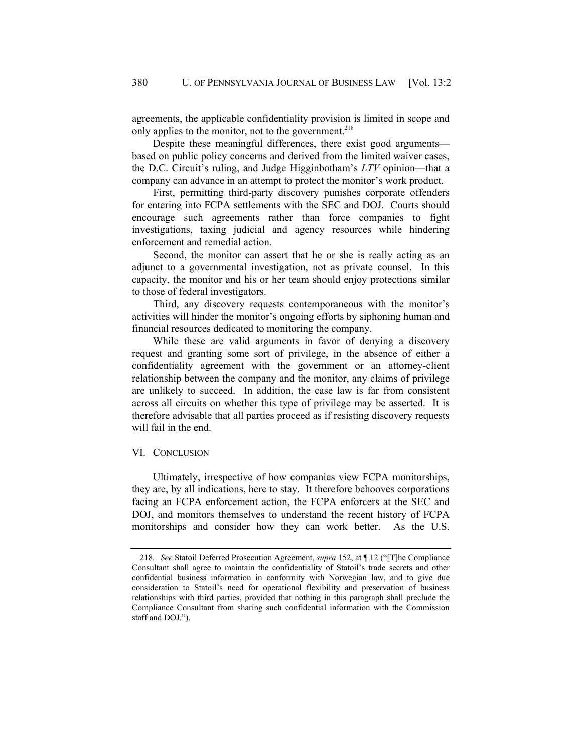agreements, the applicable confidentiality provision is limited in scope and only applies to the monitor, not to the government.[218]

Despite these meaningful differences, there exist good arguments—based on public policy concerns and derived from the limited waiver cases, the D.C. Circuit's ruling, and Judge Higginbotham's *LTV* opinion—that a company can advance in an attempt to protect the monitor's work product.

First, permitting third-party discovery punishes corporate offenders for entering into FCPA settlements with the SEC and DOJ. Courts should encourage such agreements rather than force companies to fight investigations, taxing judicial and agency resources while hindering enforcement and remedial action.

Second, the monitor can assert that he or she is really acting as an adjunct to a governmental investigation, not as private counsel. In this capacity, the monitor and his or her team should enjoy protections similar to those of federal investigators.

Third, any discovery requests contemporaneous with the monitor's activities will hinder the monitor's ongoing efforts by siphoning human and financial resources dedicated to monitoring the company.

While these are valid arguments in favor of denying a discovery request and granting some sort of privilege, in the absence of either a confidentiality agreement with the government or an attorney-client relationship between the company and the monitor, any claims of privilege are unlikely to succeed. In addition, the case law is far from consistent across all circuits on whether this type of privilege may be asserted. It is therefore advisable that all parties proceed as if resisting discovery requests will fail in the end.

## VI. CONCLUSION

Ultimately, irrespective of how companies view FCPA monitorships, they are, by all indications, here to stay. It therefore behooves corporations facing an FCPA enforcement action, the FCPA enforcers at the SEC and DOJ, and monitors themselves to understand the recent history of FCPA monitorships and consider how they can work better. As the U.S.

---

218. *See* Statoil Deferred Prosecution Agreement, *supra* 152, at ¶ 12 ("[T]he Compliance Consultant shall agree to maintain the confidentiality of Statoil's trade secrets and other confidential business information in conformity with Norwegian law, and to give due consideration to Statoil's need for operational flexibility and preservation of business relationships with third parties, provided that nothing in this paragraph shall preclude the Compliance Consultant from sharing such confidential information with the Commission staff and DOJ.").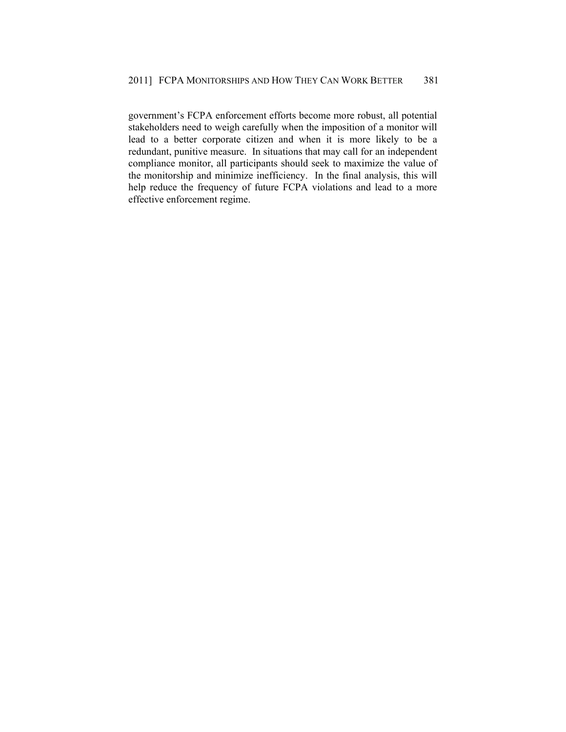government's FCPA enforcement efforts become more robust, all potential stakeholders need to weigh carefully when the imposition of a monitor will lead to a better corporate citizen and when it is more likely to be a redundant, punitive measure. In situations that may call for an independent compliance monitor, all participants should seek to maximize the value of the monitorship and minimize inefficiency. In the final analysis, this will help reduce the frequency of future FCPA violations and lead to a more effective enforcement regime.